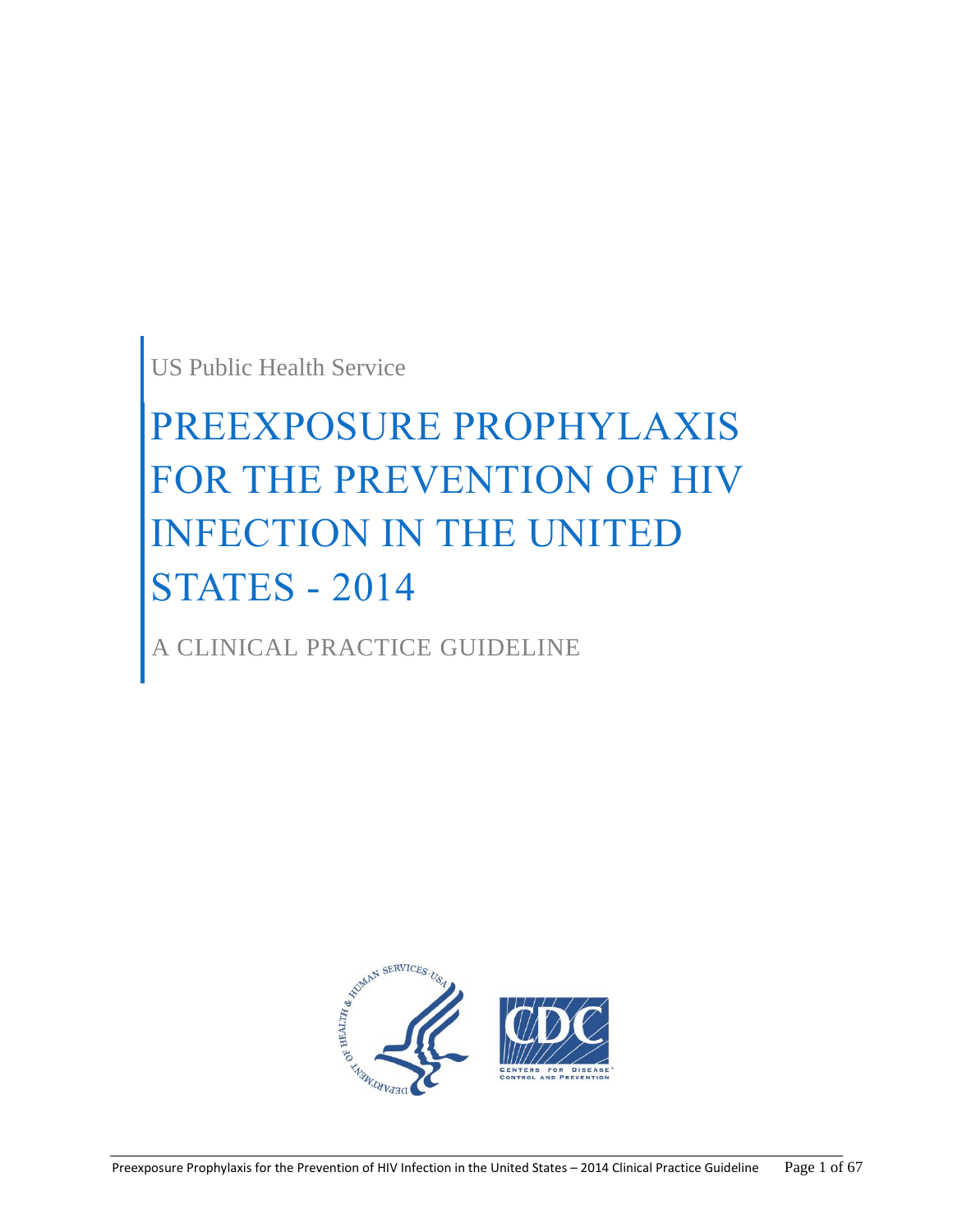US Public Health Service

# PREEXPOSURE PROPHYLAXIS FOR THE PREVENTION OF HIV INFECTION IN THE UNITED STATES - 2014

## A CLINICAL PRACTICE GUIDELINE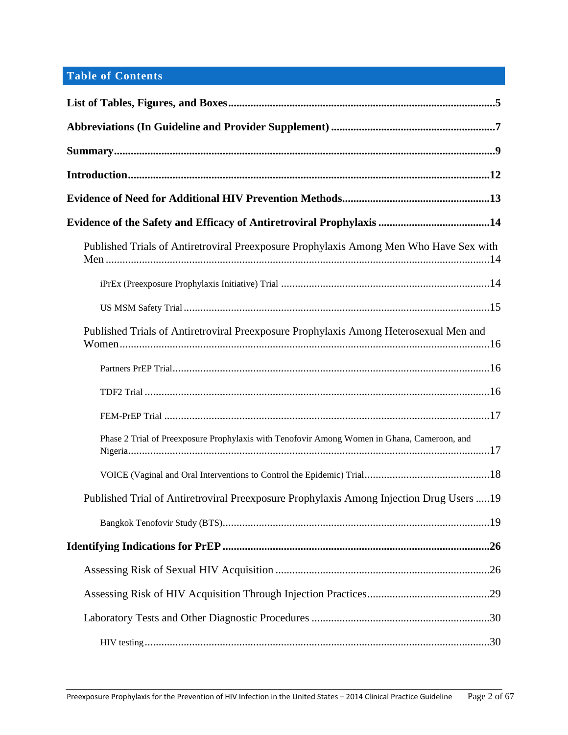## Table of Contents

**List of Tables, Figures, and Boxes** ..... 5

**Abbreviations (In Guideline and Provider Supplement)** ..... 7

**Summary** ..... 9

**Introduction** ..... 12

**Evidence of Need for Additional HIV Prevention Methods** ..... 13

**Evidence of the Safety and Efficacy of Antiretroviral Prophylaxis** ..... 14

- Published Trials of Antiretroviral Preexposure Prophylaxis Among Men Who Have Sex with Men ..... 14
  - iPrEx (Preexposure Prophylaxis Initiative) Trial ..... 14
  - US MSM Safety Trial ..... 15
- Published Trials of Antiretroviral Preexposure Prophylaxis Among Heterosexual Men and Women ..... 16
  - Partners PrEP Trial ..... 16
  - TDF2 Trial ..... 16
  - FEM-PrEP Trial ..... 17
  - Phase 2 Trial of Preexposure Prophylaxis with Tenofovir Among Women in Ghana, Cameroon, and Nigeria ..... 17
  - VOICE (Vaginal and Oral Interventions to Control the Epidemic) Trial ..... 18
- Published Trial of Antiretroviral Preexposure Prophylaxis Among Injection Drug Users ..... 19
  - Bangkok Tenofovir Study (BTS) ..... 19

**Identifying Indications for PrEP** ..... 26

- Assessing Risk of Sexual HIV Acquisition ..... 26
- Assessing Risk of HIV Acquisition Through Injection Practices ..... 29
- Laboratory Tests and Other Diagnostic Procedures ..... 30
  - HIV testing ..... 30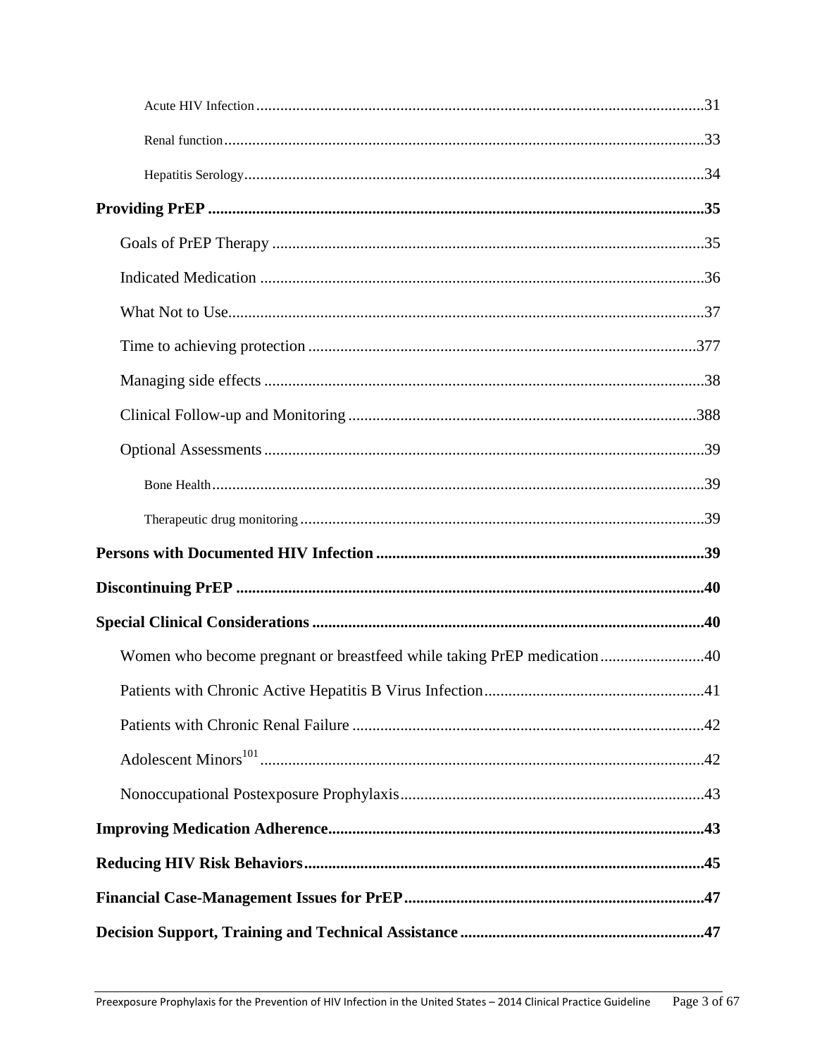Acute HIV Infection ..........................................................................................................................31

Renal function..................................................................................................................................33

Hepatitis Serology.............................................................................................................................34

**Providing PrEP .........................................................................................................................35**

Goals of PrEP Therapy ..........................................................................................................35

Indicated Medication ..............................................................................................................36

What Not to Use......................................................................................................................37

Time to achieving protection ................................................................................................377

Managing side effects .............................................................................................................38

Clinical Follow-up and Monitoring ......................................................................................388

Optional Assessments .............................................................................................................39

Bone Health ......................................................................................................................................39

Therapeutic drug monitoring ............................................................................................................39

**Persons with Documented HIV Infection ...............................................................................39**

**Discontinuing PrEP ..................................................................................................................40**

**Special Clinical Considerations ...............................................................................................40**

Women who become pregnant or breastfeed while taking PrEP medication..........................40

Patients with Chronic Active Hepatitis B Virus Infection......................................................41

Patients with Chronic Renal Failure .......................................................................................42

Adolescent Minors[101] .............................................................................................................42

Nonoccupational Postexposure Prophylaxis...........................................................................43

**Improving Medication Adherence...........................................................................................43**

**Reducing HIV Risk Behaviors..................................................................................................45**

**Financial Case-Management Issues for PrEP.........................................................................47**

**Decision Support, Training and Technical Assistance ...........................................................47**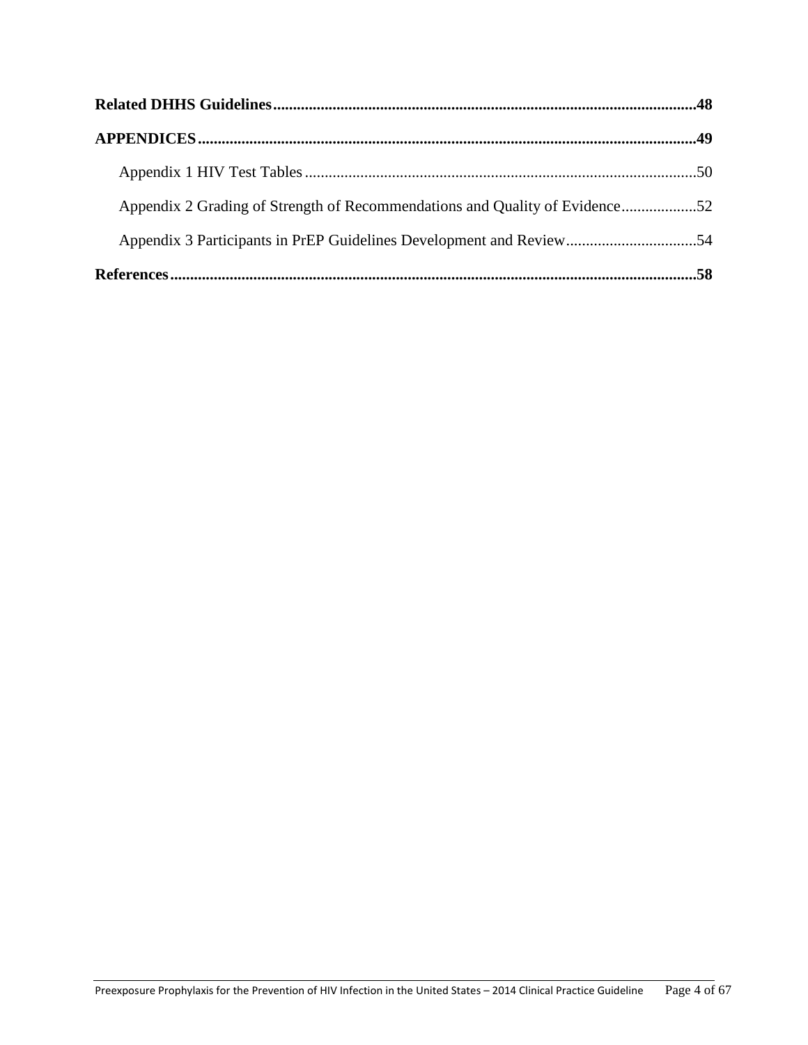**Related DHHS Guidelines** .......................................................... **48**

**APPENDICES** .......................................................... **49**

- Appendix 1 HIV Test Tables .......................................................... 50
- Appendix 2 Grading of Strength of Recommendations and Quality of Evidence .......................................................... 52
- Appendix 3 Participants in PrEP Guidelines Development and Review .......................................................... 54

**References** .......................................................... **58**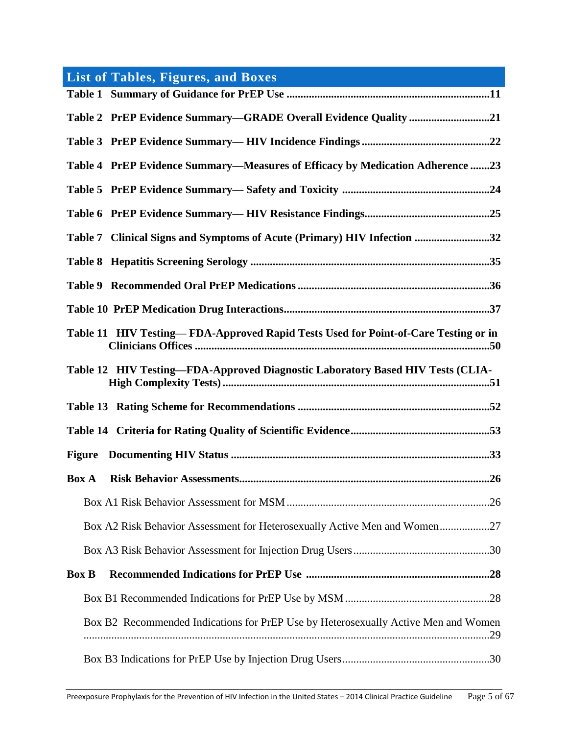# List of Tables, Figures, and Boxes

**Table 1 Summary of Guidance for PrEP Use ........................................................................11**

**Table 2 PrEP Evidence Summary—GRADE Overall Evidence Quality ............................21**

**Table 3 PrEP Evidence Summary— HIV Incidence Findings .............................................22**

**Table 4 PrEP Evidence Summary—Measures of Efficacy by Medication Adherence .......23**

**Table 5 PrEP Evidence Summary— Safety and Toxicity ....................................................24**

**Table 6 PrEP Evidence Summary— HIV Resistance Findings............................................25**

**Table 7 Clinical Signs and Symptoms of Acute (Primary) HIV Infection ...........................32**

**Table 8 Hepatitis Screening Serology .....................................................................................35**

**Table 9 Recommended Oral PrEP Medications ....................................................................36**

**Table 10 PrEP Medication Drug Interactions.........................................................................37**

**Table 11 HIV Testing— FDA-Approved Rapid Tests Used for Point-of-Care Testing or in Clinicians Offices .........................................................................................................50**

**Table 12 HIV Testing—FDA-Approved Diagnostic Laboratory Based HIV Tests (CLIA-High Complexity Tests) ...............................................................................................51**

**Table 13 Rating Scheme for Recommendations ....................................................................52**

**Table 14 Criteria for Rating Quality of Scientific Evidence.................................................53**

**Figure Documenting HIV Status ............................................................................................33**

**Box A Risk Behavior Assessments.........................................................................................26**

Box A1 Risk Behavior Assessment for MSM ........................................................................26

Box A2 Risk Behavior Assessment for Heterosexually Active Men and Women..................27

Box A3 Risk Behavior Assessment for Injection Drug Users.................................................30

**Box B Recommended Indications for PrEP Use .................................................................28**

Box B1 Recommended Indications for PrEP Use by MSM ...................................................28

Box B2 Recommended Indications for PrEP Use by Heterosexually Active Men and Women .................................................................................................................................29

Box B3 Indications for PrEP Use by Injection Drug Users....................................................30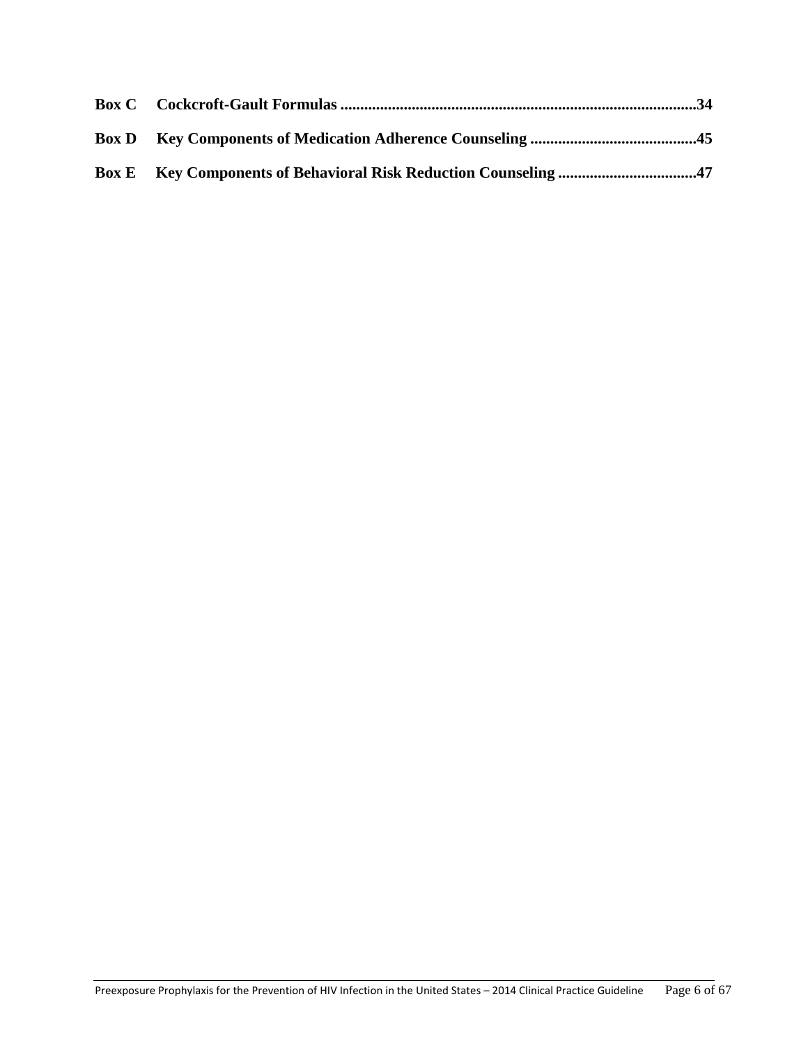**Box C Cockcroft-Gault Formulas ........................................................................................34**

**Box D Key Components of Medication Adherence Counseling .........................................45**

**Box E Key Components of Behavioral Risk Reduction Counseling ..................................47**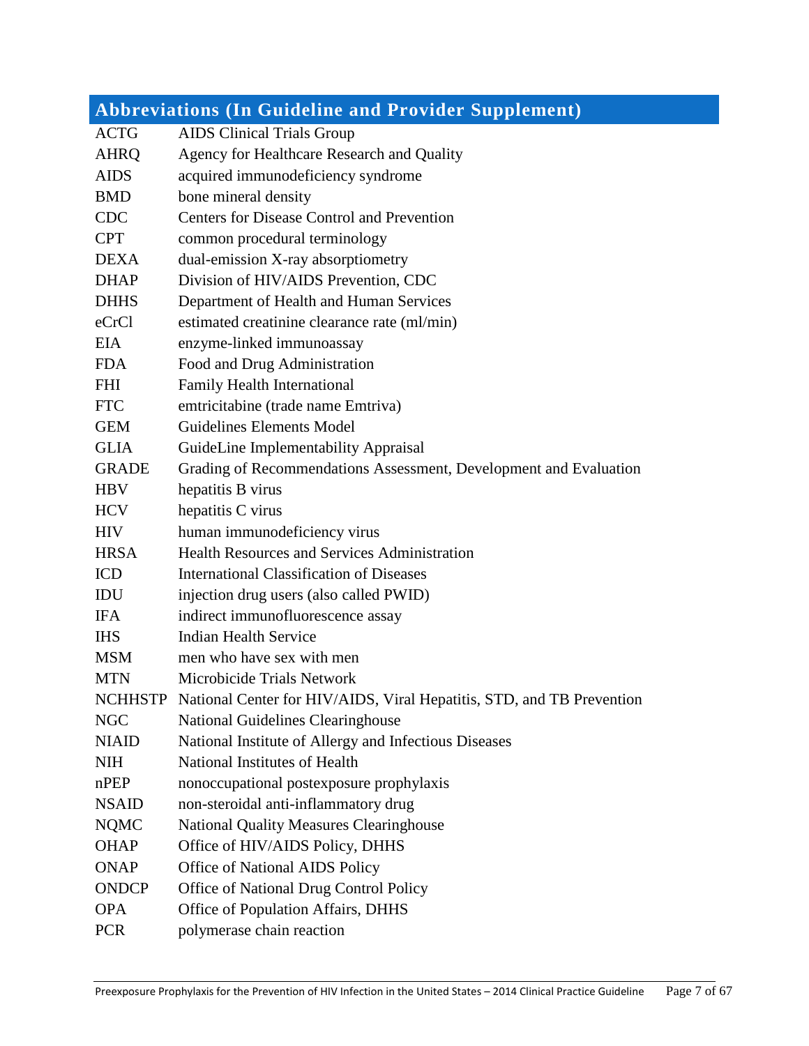## Abbreviations (In Guideline and Provider Supplement)

| | |
|---|---|
| ACTG | AIDS Clinical Trials Group |
| AHRQ | Agency for Healthcare Research and Quality |
| AIDS | acquired immunodeficiency syndrome |
| BMD | bone mineral density |
| CDC | Centers for Disease Control and Prevention |
| CPT | common procedural terminology |
| DEXA | dual-emission X-ray absorptiometry |
| DHAP | Division of HIV/AIDS Prevention, CDC |
| DHHS | Department of Health and Human Services |
| eCrCl | estimated creatinine clearance rate (ml/min) |
| EIA | enzyme-linked immunoassay |
| FDA | Food and Drug Administration |
| FHI | Family Health International |
| FTC | emtricitabine (trade name Emtriva) |
| GEM | Guidelines Elements Model |
| GLIA | GuideLine Implementability Appraisal |
| GRADE | Grading of Recommendations Assessment, Development and Evaluation |
| HBV | hepatitis B virus |
| HCV | hepatitis C virus |
| HIV | human immunodeficiency virus |
| HRSA | Health Resources and Services Administration |
| ICD | International Classification of Diseases |
| IDU | injection drug users (also called PWID) |
| IFA | indirect immunofluorescence assay |
| IHS | Indian Health Service |
| MSM | men who have sex with men |
| MTN | Microbicide Trials Network |
| NCHHSTP | National Center for HIV/AIDS, Viral Hepatitis, STD, and TB Prevention |
| NGC | National Guidelines Clearinghouse |
| NIAID | National Institute of Allergy and Infectious Diseases |
| NIH | National Institutes of Health |
| nPEP | nonoccupational postexposure prophylaxis |
| NSAID | non-steroidal anti-inflammatory drug |
| NQMC | National Quality Measures Clearinghouse |
| OHAP | Office of HIV/AIDS Policy, DHHS |
| ONAP | Office of National AIDS Policy |
| ONDCP | Office of National Drug Control Policy |
| OPA | Office of Population Affairs, DHHS |
| PCR | polymerase chain reaction |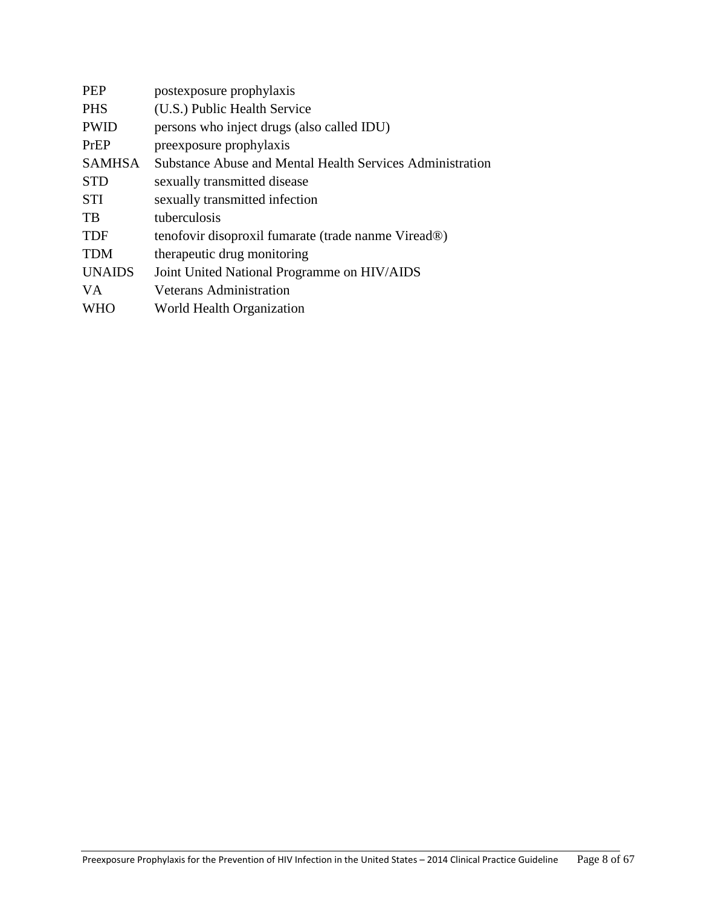| | |
|---|---|
| PEP | postexposure prophylaxis |
| PHS | (U.S.) Public Health Service |
| PWID | persons who inject drugs (also called IDU) |
| PrEP | preexposure prophylaxis |
| SAMHSA | Substance Abuse and Mental Health Services Administration |
| STD | sexually transmitted disease |
| STI | sexually transmitted infection |
| TB | tuberculosis |
| TDF | tenofovir disoproxil fumarate (trade nanme Viread®) |
| TDM | therapeutic drug monitoring |
| UNAIDS | Joint United National Programme on HIV/AIDS |
| VA | Veterans Administration |
| WHO | World Health Organization |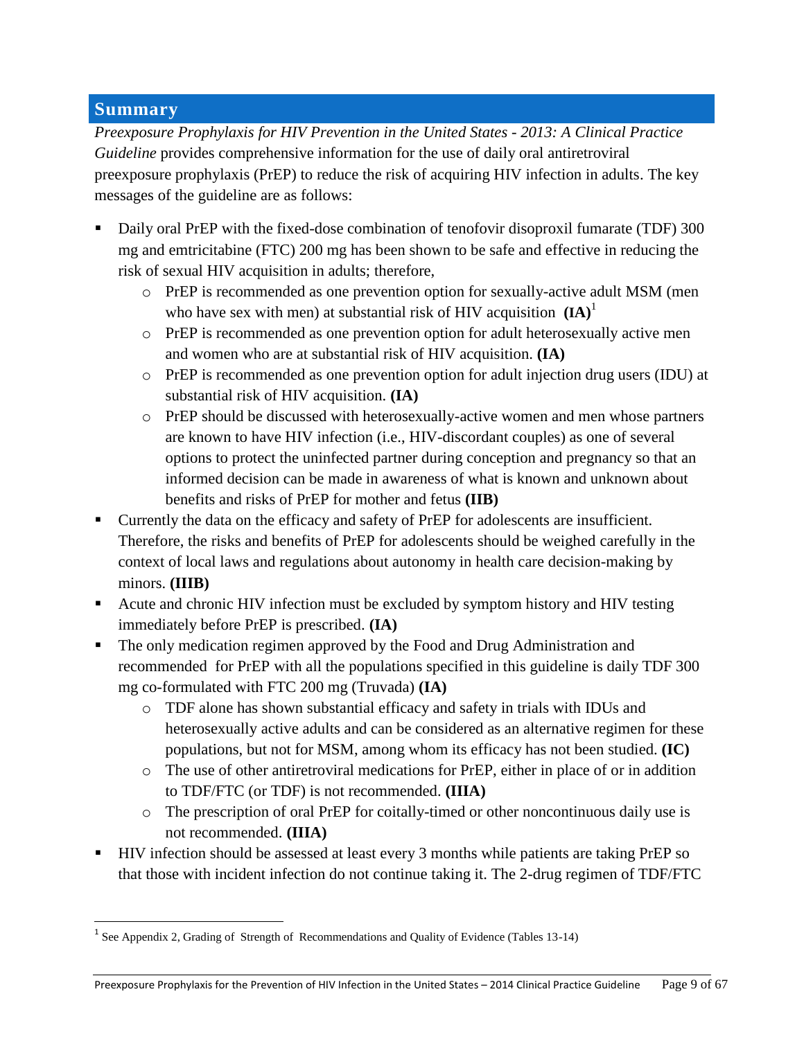## Summary

*Preexposure Prophylaxis for HIV Prevention in the United States - 2013: A Clinical Practice Guideline* provides comprehensive information for the use of daily oral antiretroviral preexposure prophylaxis (PrEP) to reduce the risk of acquiring HIV infection in adults. The key messages of the guideline are as follows:

- Daily oral PrEP with the fixed-dose combination of tenofovir disoproxil fumarate (TDF) 300 mg and emtricitabine (FTC) 200 mg has been shown to be safe and effective in reducing the risk of sexual HIV acquisition in adults; therefore,
  - PrEP is recommended as one prevention option for sexually-active adult MSM (men who have sex with men) at substantial risk of HIV acquisition **(IA)**[1]
  - PrEP is recommended as one prevention option for adult heterosexually active men and women who are at substantial risk of HIV acquisition. **(IA)**
  - PrEP is recommended as one prevention option for adult injection drug users (IDU) at substantial risk of HIV acquisition. **(IA)**
  - PrEP should be discussed with heterosexually-active women and men whose partners are known to have HIV infection (i.e., HIV-discordant couples) as one of several options to protect the uninfected partner during conception and pregnancy so that an informed decision can be made in awareness of what is known and unknown about benefits and risks of PrEP for mother and fetus **(IIB)**
- Currently the data on the efficacy and safety of PrEP for adolescents are insufficient. Therefore, the risks and benefits of PrEP for adolescents should be weighed carefully in the context of local laws and regulations about autonomy in health care decision-making by minors. **(IIIB)**
- Acute and chronic HIV infection must be excluded by symptom history and HIV testing immediately before PrEP is prescribed. **(IA)**
- The only medication regimen approved by the Food and Drug Administration and recommended for PrEP with all the populations specified in this guideline is daily TDF 300 mg co-formulated with FTC 200 mg (Truvada) **(IA)**
  - TDF alone has shown substantial efficacy and safety in trials with IDUs and heterosexually active adults and can be considered as an alternative regimen for these populations, but not for MSM, among whom its efficacy has not been studied. **(IC)**
  - The use of other antiretroviral medications for PrEP, either in place of or in addition to TDF/FTC (or TDF) is not recommended. **(IIIA)**
  - The prescription of oral PrEP for coitally-timed or other noncontinuous daily use is not recommended. **(IIIA)**
- HIV infection should be assessed at least every 3 months while patients are taking PrEP so that those with incident infection do not continue taking it. The 2-drug regimen of TDF/FTC

[1] See Appendix 2, Grading of Strength of Recommendations and Quality of Evidence (Tables 13-14)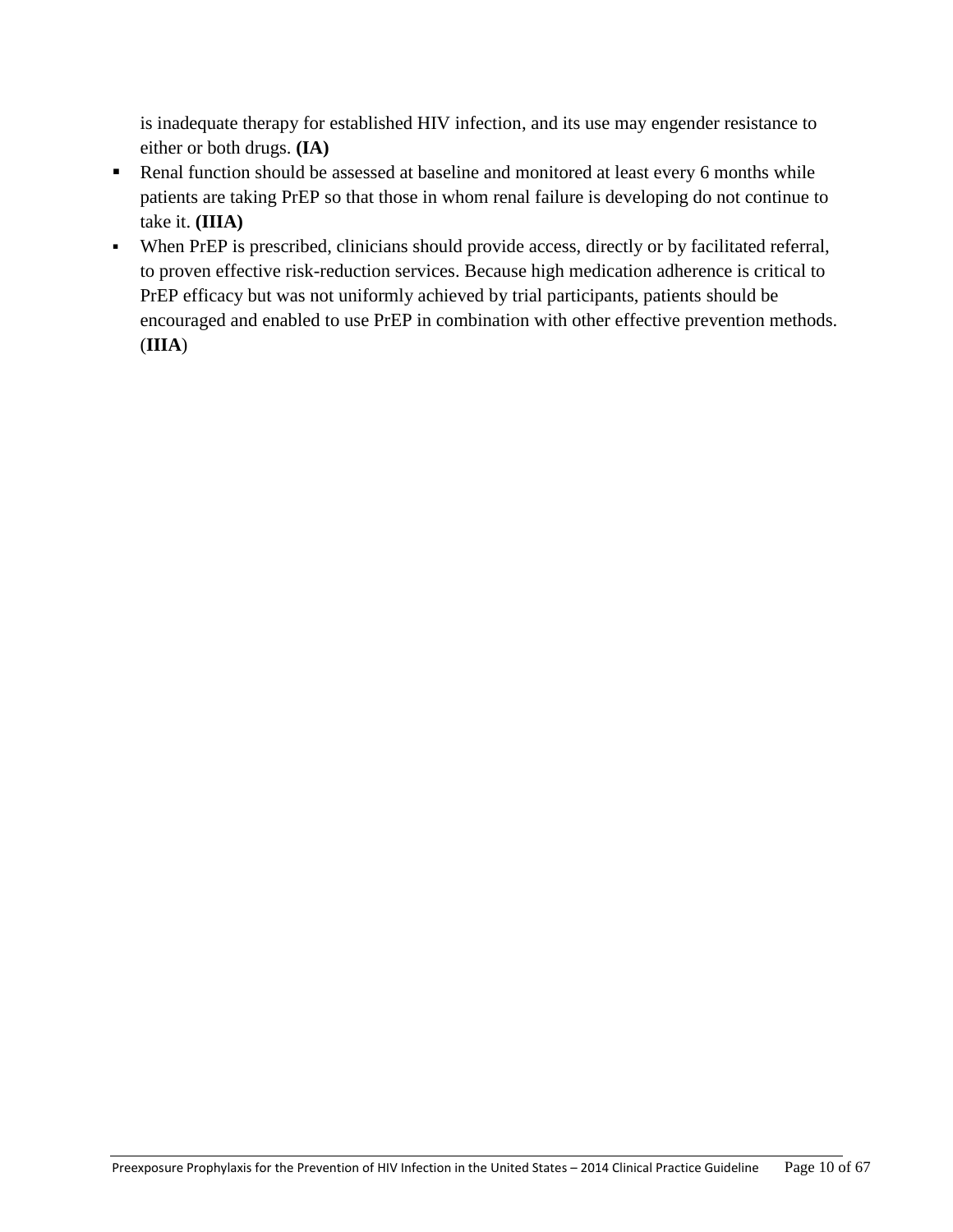is inadequate therapy for established HIV infection, and its use may engender resistance to either or both drugs. **(IA)**

- Renal function should be assessed at baseline and monitored at least every 6 months while patients are taking PrEP so that those in whom renal failure is developing do not continue to take it. **(IIIA)**
- When PrEP is prescribed, clinicians should provide access, directly or by facilitated referral, to proven effective risk-reduction services. Because high medication adherence is critical to PrEP efficacy but was not uniformly achieved by trial participants, patients should be encouraged and enabled to use PrEP in combination with other effective prevention methods. (**IIIA**)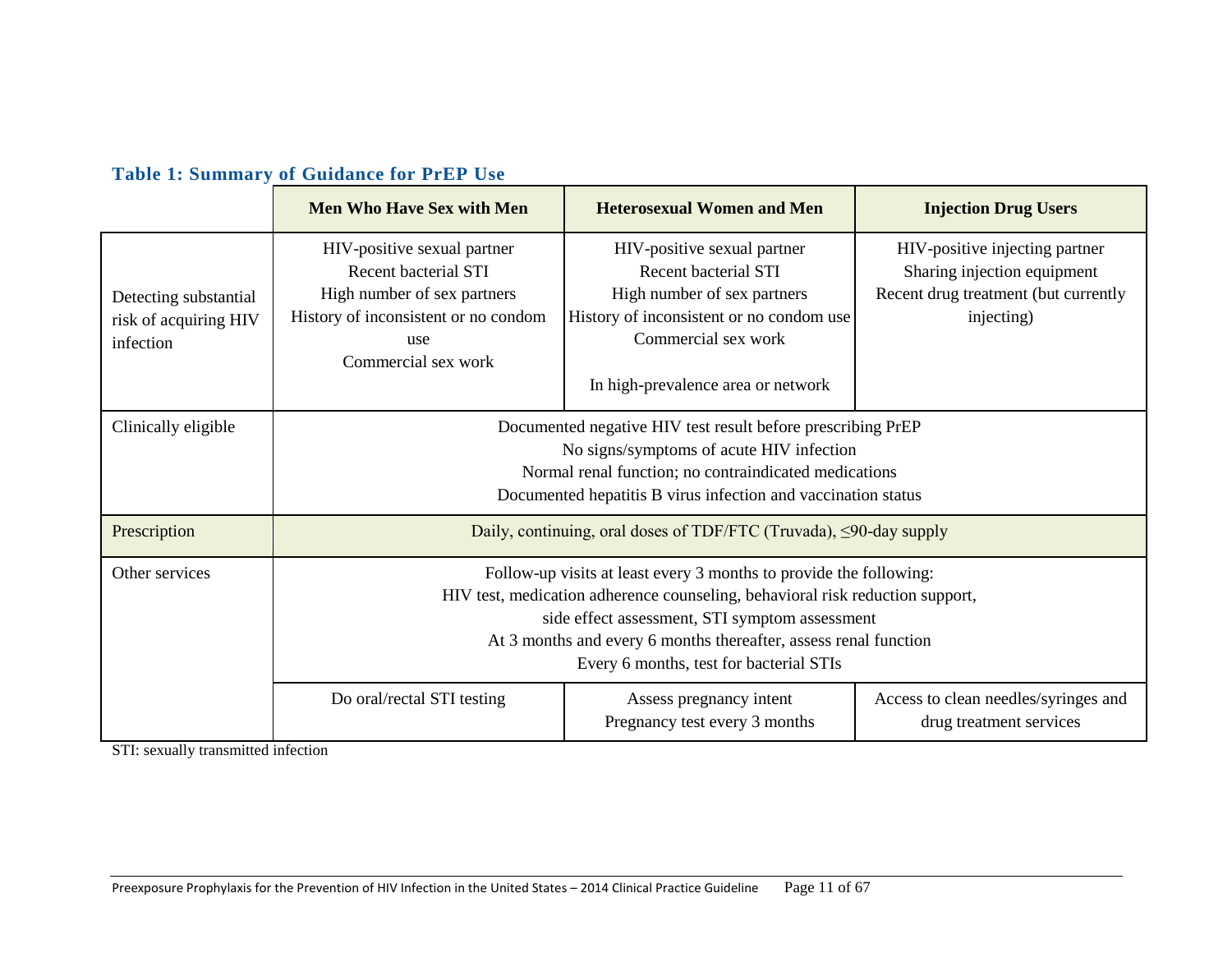**Table 1: Summary of Guidance for PrEP Use**

| | Men Who Have Sex with Men | Heterosexual Women and Men | Injection Drug Users |
|---|---|---|---|
| Detecting substantial risk of acquiring HIV infection | HIV-positive sexual partner<br>Recent bacterial STI<br>High number of sex partners<br>History of inconsistent or no condom use<br>Commercial sex work | HIV-positive sexual partner<br>Recent bacterial STI<br>High number of sex partners<br>History of inconsistent or no condom use<br>Commercial sex work<br><br>In high-prevalence area or network | HIV-positive injecting partner<br>Sharing injection equipment<br>Recent drug treatment (but currently injecting) |
| Clinically eligible | Documented negative HIV test result before prescribing PrEP<br>No signs/symptoms of acute HIV infection<br>Normal renal function; no contraindicated medications<br>Documented hepatitis B virus infection and vaccination status | | |
| Prescription | Daily, continuing, oral doses of TDF/FTC (Truvada), ≤90-day supply | | |
| Other services | Follow-up visits at least every 3 months to provide the following:<br>HIV test, medication adherence counseling, behavioral risk reduction support, side effect assessment, STI symptom assessment<br>At 3 months and every 6 months thereafter, assess renal function<br>Every 6 months, test for bacterial STIs | | |
| | Do oral/rectal STI testing | Assess pregnancy intent<br>Pregnancy test every 3 months | Access to clean needles/syringes and drug treatment services |

STI: sexually transmitted infection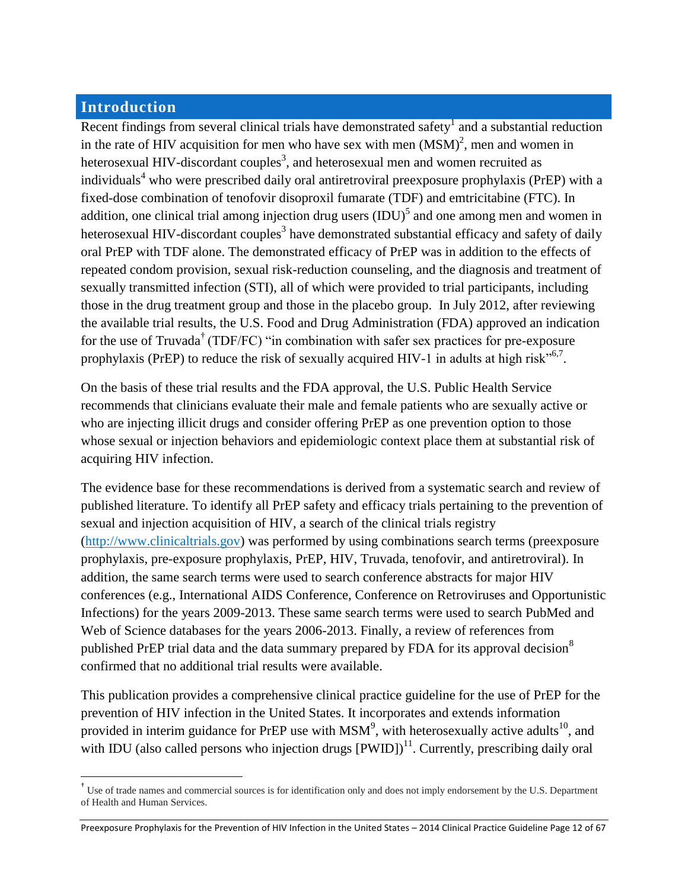## Introduction

Recent findings from several clinical trials have demonstrated safety[1] and a substantial reduction in the rate of HIV acquisition for men who have sex with men (MSM)[2], men and women in heterosexual HIV-discordant couples[3], and heterosexual men and women recruited as individuals[4] who were prescribed daily oral antiretroviral preexposure prophylaxis (PrEP) with a fixed-dose combination of tenofovir disoproxil fumarate (TDF) and emtricitabine (FTC). In addition, one clinical trial among injection drug users (IDU)[5] and one among men and women in heterosexual HIV-discordant couples[3] have demonstrated substantial efficacy and safety of daily oral PrEP with TDF alone. The demonstrated efficacy of PrEP was in addition to the effects of repeated condom provision, sexual risk-reduction counseling, and the diagnosis and treatment of sexually transmitted infection (STI), all of which were provided to trial participants, including those in the drug treatment group and those in the placebo group. In July 2012, after reviewing the available trial results, the U.S. Food and Drug Administration (FDA) approved an indication for the use of Truvada[†] (TDF/FC) "in combination with safer sex practices for pre-exposure prophylaxis (PrEP) to reduce the risk of sexually acquired HIV-1 in adults at high risk"[6,7].

On the basis of these trial results and the FDA approval, the U.S. Public Health Service recommends that clinicians evaluate their male and female patients who are sexually active or who are injecting illicit drugs and consider offering PrEP as one prevention option to those whose sexual or injection behaviors and epidemiologic context place them at substantial risk of acquiring HIV infection.

The evidence base for these recommendations is derived from a systematic search and review of published literature. To identify all PrEP safety and efficacy trials pertaining to the prevention of sexual and injection acquisition of HIV, a search of the clinical trials registry (http://www.clinicaltrials.gov) was performed by using combinations search terms (preexposure prophylaxis, pre-exposure prophylaxis, PrEP, HIV, Truvada, tenofovir, and antiretroviral). In addition, the same search terms were used to search conference abstracts for major HIV conferences (e.g., International AIDS Conference, Conference on Retroviruses and Opportunistic Infections) for the years 2009-2013. These same search terms were used to search PubMed and Web of Science databases for the years 2006-2013. Finally, a review of references from published PrEP trial data and the data summary prepared by FDA for its approval decision[8] confirmed that no additional trial results were available.

This publication provides a comprehensive clinical practice guideline for the use of PrEP for the prevention of HIV infection in the United States. It incorporates and extends information provided in interim guidance for PrEP use with MSM[9], with heterosexually active adults[10], and with IDU (also called persons who injection drugs [PWID])[11]. Currently, prescribing daily oral

---

[†] Use of trade names and commercial sources is for identification only and does not imply endorsement by the U.S. Department of Health and Human Services.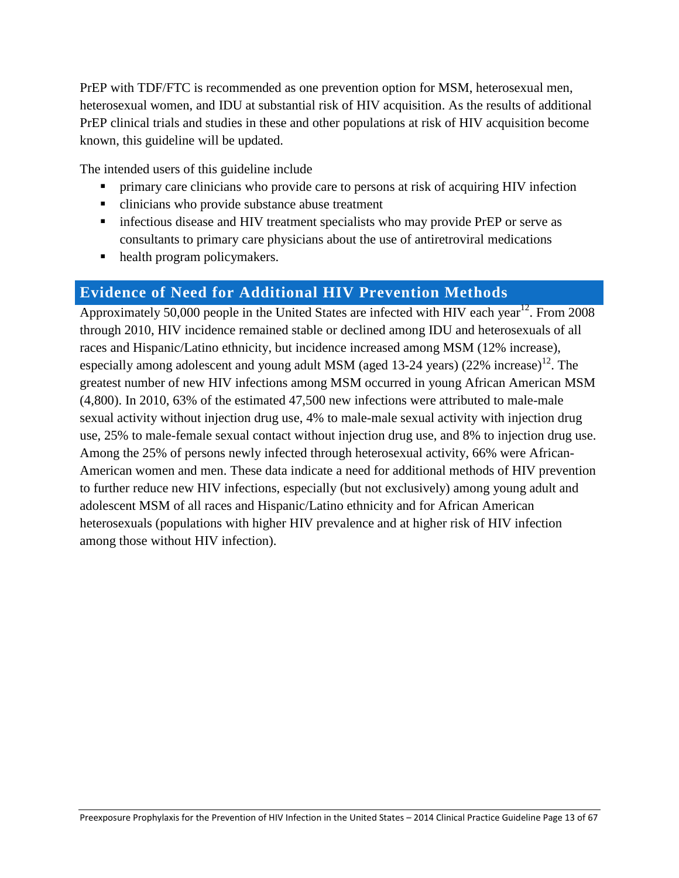PrEP with TDF/FTC is recommended as one prevention option for MSM, heterosexual men, heterosexual women, and IDU at substantial risk of HIV acquisition. As the results of additional PrEP clinical trials and studies in these and other populations at risk of HIV acquisition become known, this guideline will be updated.

The intended users of this guideline include

- primary care clinicians who provide care to persons at risk of acquiring HIV infection
- clinicians who provide substance abuse treatment
- infectious disease and HIV treatment specialists who may provide PrEP or serve as consultants to primary care physicians about the use of antiretroviral medications
- health program policymakers.

## Evidence of Need for Additional HIV Prevention Methods

Approximately 50,000 people in the United States are infected with HIV each year[12]. From 2008 through 2010, HIV incidence remained stable or declined among IDU and heterosexuals of all races and Hispanic/Latino ethnicity, but incidence increased among MSM (12% increase), especially among adolescent and young adult MSM (aged 13-24 years) (22% increase)[12]. The greatest number of new HIV infections among MSM occurred in young African American MSM (4,800). In 2010, 63% of the estimated 47,500 new infections were attributed to male-male sexual activity without injection drug use, 4% to male-male sexual activity with injection drug use, 25% to male-female sexual contact without injection drug use, and 8% to injection drug use. Among the 25% of persons newly infected through heterosexual activity, 66% were African-American women and men. These data indicate a need for additional methods of HIV prevention to further reduce new HIV infections, especially (but not exclusively) among young adult and adolescent MSM of all races and Hispanic/Latino ethnicity and for African American heterosexuals (populations with higher HIV prevalence and at higher risk of HIV infection among those without HIV infection).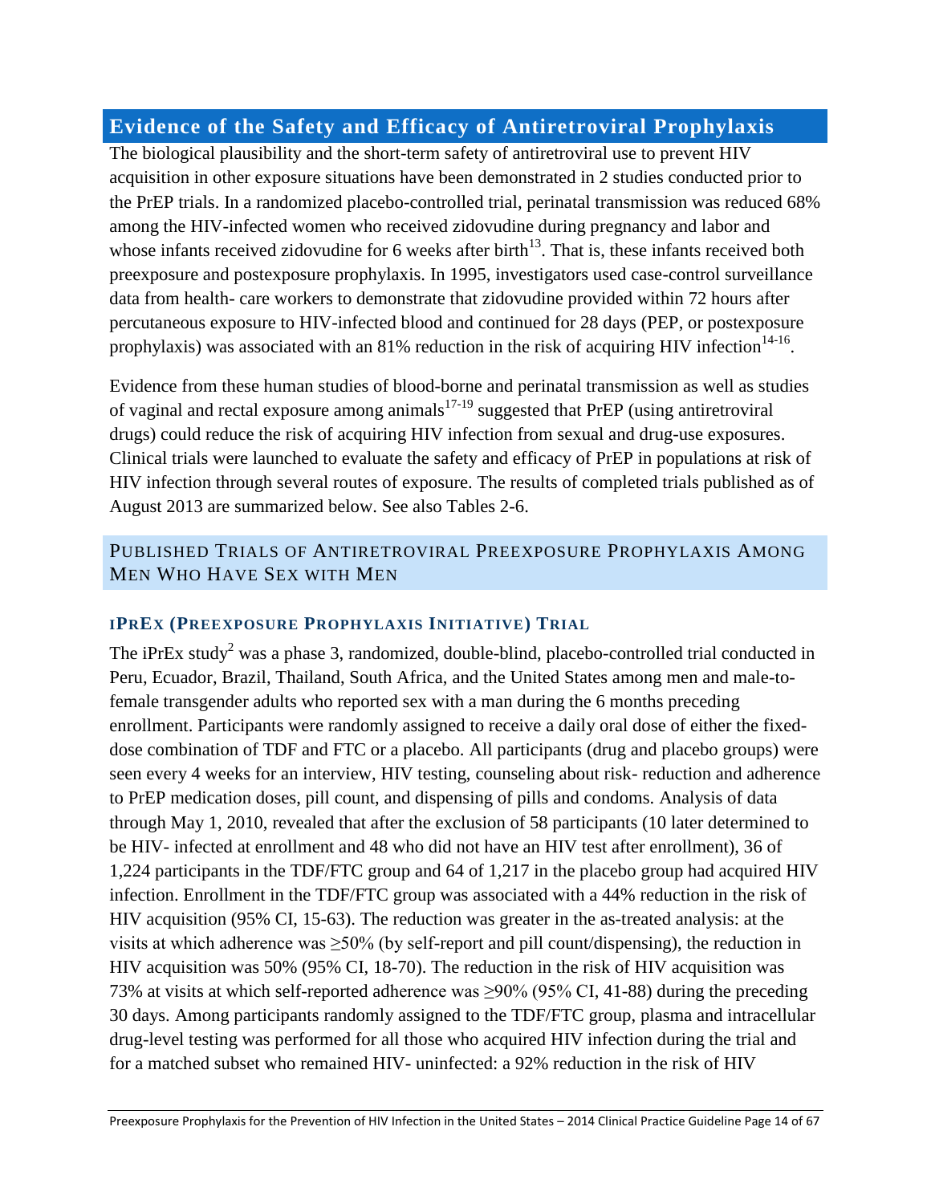## Evidence of the Safety and Efficacy of Antiretroviral Prophylaxis

The biological plausibility and the short-term safety of antiretroviral use to prevent HIV acquisition in other exposure situations have been demonstrated in 2 studies conducted prior to the PrEP trials. In a randomized placebo-controlled trial, perinatal transmission was reduced 68% among the HIV-infected women who received zidovudine during pregnancy and labor and whose infants received zidovudine for 6 weeks after birth[13]. That is, these infants received both preexposure and postexposure prophylaxis. In 1995, investigators used case-control surveillance data from health- care workers to demonstrate that zidovudine provided within 72 hours after percutaneous exposure to HIV-infected blood and continued for 28 days (PEP, or postexposure prophylaxis) was associated with an 81% reduction in the risk of acquiring HIV infection[14-16].

Evidence from these human studies of blood-borne and perinatal transmission as well as studies of vaginal and rectal exposure among animals[17-19] suggested that PrEP (using antiretroviral drugs) could reduce the risk of acquiring HIV infection from sexual and drug-use exposures. Clinical trials were launched to evaluate the safety and efficacy of PrEP in populations at risk of HIV infection through several routes of exposure. The results of completed trials published as of August 2013 are summarized below. See also Tables 2-6.

### Published Trials of Antiretroviral Preexposure Prophylaxis Among Men Who Have Sex with Men

#### iPrEx (Preexposure Prophylaxis Initiative) Trial

The iPrEx study[2] was a phase 3, randomized, double-blind, placebo-controlled trial conducted in Peru, Ecuador, Brazil, Thailand, South Africa, and the United States among men and male-to-female transgender adults who reported sex with a man during the 6 months preceding enrollment. Participants were randomly assigned to receive a daily oral dose of either the fixed-dose combination of TDF and FTC or a placebo. All participants (drug and placebo groups) were seen every 4 weeks for an interview, HIV testing, counseling about risk- reduction and adherence to PrEP medication doses, pill count, and dispensing of pills and condoms. Analysis of data through May 1, 2010, revealed that after the exclusion of 58 participants (10 later determined to be HIV- infected at enrollment and 48 who did not have an HIV test after enrollment), 36 of 1,224 participants in the TDF/FTC group and 64 of 1,217 in the placebo group had acquired HIV infection. Enrollment in the TDF/FTC group was associated with a 44% reduction in the risk of HIV acquisition (95% CI, 15-63). The reduction was greater in the as-treated analysis: at the visits at which adherence was ≥50% (by self-report and pill count/dispensing), the reduction in HIV acquisition was 50% (95% CI, 18-70). The reduction in the risk of HIV acquisition was 73% at visits at which self-reported adherence was ≥90% (95% CI, 41-88) during the preceding 30 days. Among participants randomly assigned to the TDF/FTC group, plasma and intracellular drug-level testing was performed for all those who acquired HIV infection during the trial and for a matched subset who remained HIV- uninfected: a 92% reduction in the risk of HIV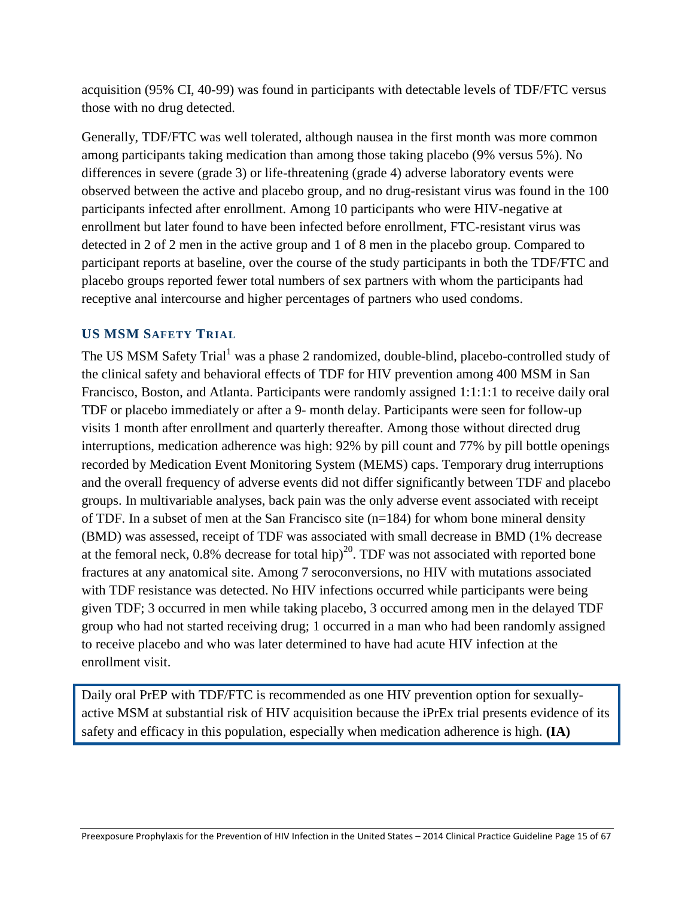acquisition (95% CI, 40-99) was found in participants with detectable levels of TDF/FTC versus those with no drug detected.

Generally, TDF/FTC was well tolerated, although nausea in the first month was more common among participants taking medication than among those taking placebo (9% versus 5%). No differences in severe (grade 3) or life-threatening (grade 4) adverse laboratory events were observed between the active and placebo group, and no drug-resistant virus was found in the 100 participants infected after enrollment. Among 10 participants who were HIV-negative at enrollment but later found to have been infected before enrollment, FTC-resistant virus was detected in 2 of 2 men in the active group and 1 of 8 men in the placebo group. Compared to participant reports at baseline, over the course of the study participants in both the TDF/FTC and placebo groups reported fewer total numbers of sex partners with whom the participants had receptive anal intercourse and higher percentages of partners who used condoms.

### US MSM Safety Trial

The US MSM Safety Trial[1] was a phase 2 randomized, double-blind, placebo-controlled study of the clinical safety and behavioral effects of TDF for HIV prevention among 400 MSM in San Francisco, Boston, and Atlanta. Participants were randomly assigned 1:1:1:1 to receive daily oral TDF or placebo immediately or after a 9- month delay. Participants were seen for follow-up visits 1 month after enrollment and quarterly thereafter. Among those without directed drug interruptions, medication adherence was high: 92% by pill count and 77% by pill bottle openings recorded by Medication Event Monitoring System (MEMS) caps. Temporary drug interruptions and the overall frequency of adverse events did not differ significantly between TDF and placebo groups. In multivariable analyses, back pain was the only adverse event associated with receipt of TDF. In a subset of men at the San Francisco site (n=184) for whom bone mineral density (BMD) was assessed, receipt of TDF was associated with small decrease in BMD (1% decrease at the femoral neck, 0.8% decrease for total hip)[20]. TDF was not associated with reported bone fractures at any anatomical site. Among 7 seroconversions, no HIV with mutations associated with TDF resistance was detected. No HIV infections occurred while participants were being given TDF; 3 occurred in men while taking placebo, 3 occurred among men in the delayed TDF group who had not started receiving drug; 1 occurred in a man who had been randomly assigned to receive placebo and who was later determined to have had acute HIV infection at the enrollment visit.

> Daily oral PrEP with TDF/FTC is recommended as one HIV prevention option for sexually-active MSM at substantial risk of HIV acquisition because the iPrEx trial presents evidence of its safety and efficacy in this population, especially when medication adherence is high. **(IA)**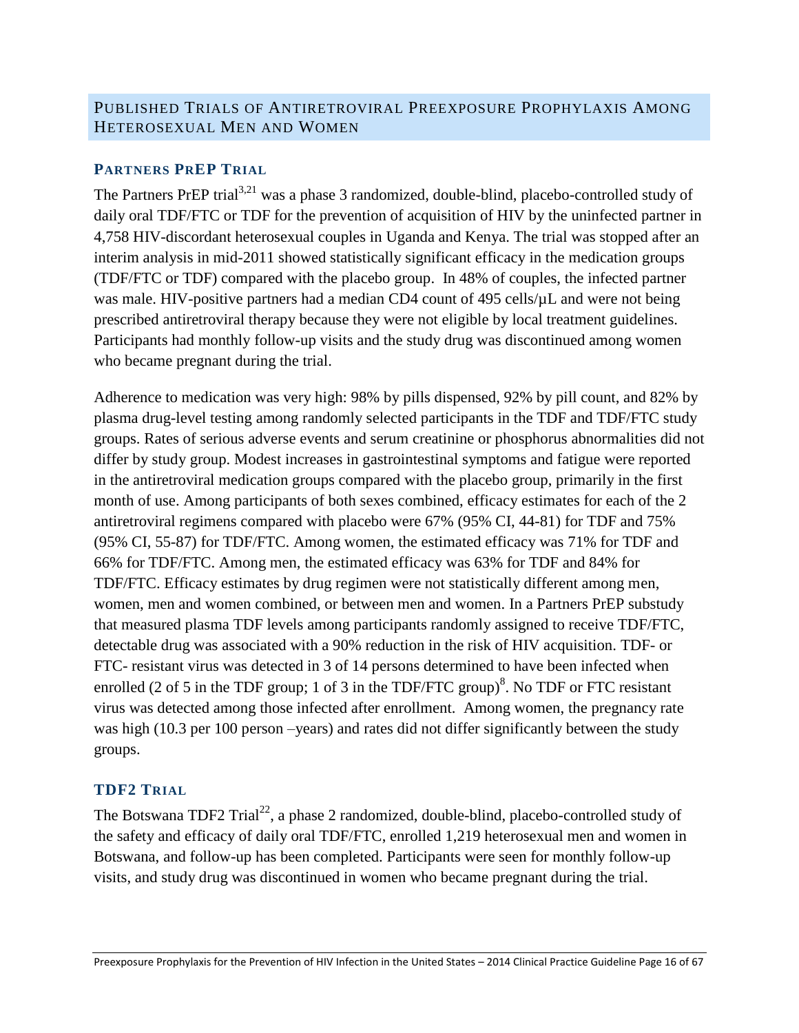## Published Trials of Antiretroviral Preexposure Prophylaxis Among Heterosexual Men and Women

### Partners PrEP Trial

The Partners PrEP trial[3,21] was a phase 3 randomized, double-blind, placebo-controlled study of daily oral TDF/FTC or TDF for the prevention of acquisition of HIV by the uninfected partner in 4,758 HIV-discordant heterosexual couples in Uganda and Kenya. The trial was stopped after an interim analysis in mid-2011 showed statistically significant efficacy in the medication groups (TDF/FTC or TDF) compared with the placebo group. In 48% of couples, the infected partner was male. HIV-positive partners had a median CD4 count of 495 cells/µL and were not being prescribed antiretroviral therapy because they were not eligible by local treatment guidelines. Participants had monthly follow-up visits and the study drug was discontinued among women who became pregnant during the trial.

Adherence to medication was very high: 98% by pills dispensed, 92% by pill count, and 82% by plasma drug-level testing among randomly selected participants in the TDF and TDF/FTC study groups. Rates of serious adverse events and serum creatinine or phosphorus abnormalities did not differ by study group. Modest increases in gastrointestinal symptoms and fatigue were reported in the antiretroviral medication groups compared with the placebo group, primarily in the first month of use. Among participants of both sexes combined, efficacy estimates for each of the 2 antiretroviral regimens compared with placebo were 67% (95% CI, 44-81) for TDF and 75% (95% CI, 55-87) for TDF/FTC. Among women, the estimated efficacy was 71% for TDF and 66% for TDF/FTC. Among men, the estimated efficacy was 63% for TDF and 84% for TDF/FTC. Efficacy estimates by drug regimen were not statistically different among men, women, men and women combined, or between men and women. In a Partners PrEP substudy that measured plasma TDF levels among participants randomly assigned to receive TDF/FTC, detectable drug was associated with a 90% reduction in the risk of HIV acquisition. TDF- or FTC- resistant virus was detected in 3 of 14 persons determined to have been infected when enrolled (2 of 5 in the TDF group; 1 of 3 in the TDF/FTC group)[8]. No TDF or FTC resistant virus was detected among those infected after enrollment. Among women, the pregnancy rate was high (10.3 per 100 person –years) and rates did not differ significantly between the study groups.

### TDF2 Trial

The Botswana TDF2 Trial[22], a phase 2 randomized, double-blind, placebo-controlled study of the safety and efficacy of daily oral TDF/FTC, enrolled 1,219 heterosexual men and women in Botswana, and follow-up has been completed. Participants were seen for monthly follow-up visits, and study drug was discontinued in women who became pregnant during the trial.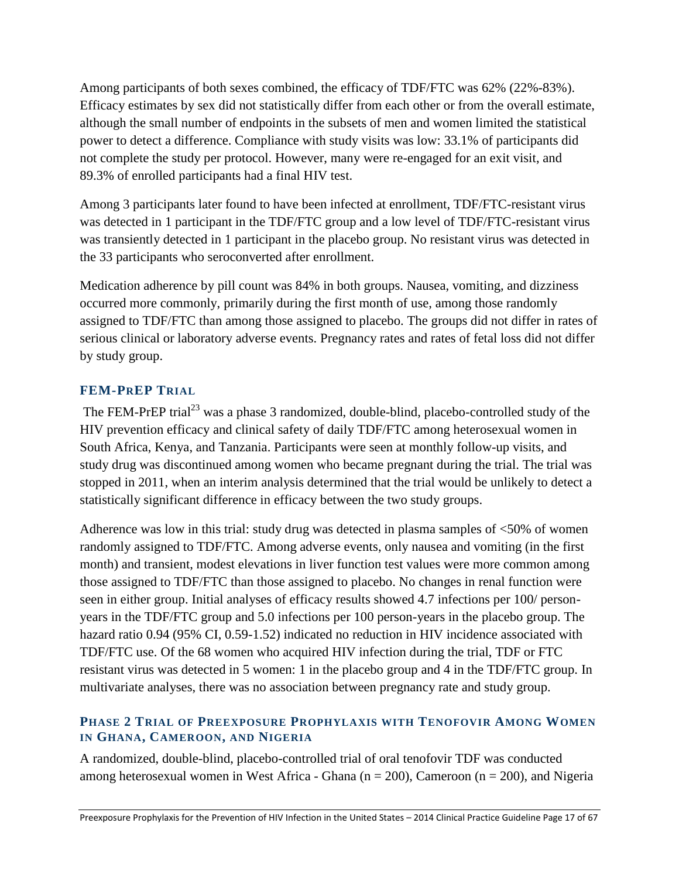Among participants of both sexes combined, the efficacy of TDF/FTC was 62% (22%-83%). Efficacy estimates by sex did not statistically differ from each other or from the overall estimate, although the small number of endpoints in the subsets of men and women limited the statistical power to detect a difference. Compliance with study visits was low: 33.1% of participants did not complete the study per protocol. However, many were re-engaged for an exit visit, and 89.3% of enrolled participants had a final HIV test.

Among 3 participants later found to have been infected at enrollment, TDF/FTC-resistant virus was detected in 1 participant in the TDF/FTC group and a low level of TDF/FTC-resistant virus was transiently detected in 1 participant in the placebo group. No resistant virus was detected in the 33 participants who seroconverted after enrollment.

Medication adherence by pill count was 84% in both groups. Nausea, vomiting, and dizziness occurred more commonly, primarily during the first month of use, among those randomly assigned to TDF/FTC than among those assigned to placebo. The groups did not differ in rates of serious clinical or laboratory adverse events. Pregnancy rates and rates of fetal loss did not differ by study group.

### FEM-PrEP Trial

The FEM-PrEP trial[23] was a phase 3 randomized, double-blind, placebo-controlled study of the HIV prevention efficacy and clinical safety of daily TDF/FTC among heterosexual women in South Africa, Kenya, and Tanzania. Participants were seen at monthly follow-up visits, and study drug was discontinued among women who became pregnant during the trial. The trial was stopped in 2011, when an interim analysis determined that the trial would be unlikely to detect a statistically significant difference in efficacy between the two study groups.

Adherence was low in this trial: study drug was detected in plasma samples of <50% of women randomly assigned to TDF/FTC. Among adverse events, only nausea and vomiting (in the first month) and transient, modest elevations in liver function test values were more common among those assigned to TDF/FTC than those assigned to placebo. No changes in renal function were seen in either group. Initial analyses of efficacy results showed 4.7 infections per 100/ person-years in the TDF/FTC group and 5.0 infections per 100 person-years in the placebo group. The hazard ratio 0.94 (95% CI, 0.59-1.52) indicated no reduction in HIV incidence associated with TDF/FTC use. Of the 68 women who acquired HIV infection during the trial, TDF or FTC resistant virus was detected in 5 women: 1 in the placebo group and 4 in the TDF/FTC group. In multivariate analyses, there was no association between pregnancy rate and study group.

### Phase 2 Trial of Preexposure Prophylaxis with Tenofovir Among Women in Ghana, Cameroon, and Nigeria

A randomized, double-blind, placebo-controlled trial of oral tenofovir TDF was conducted among heterosexual women in West Africa - Ghana (n = 200), Cameroon (n = 200), and Nigeria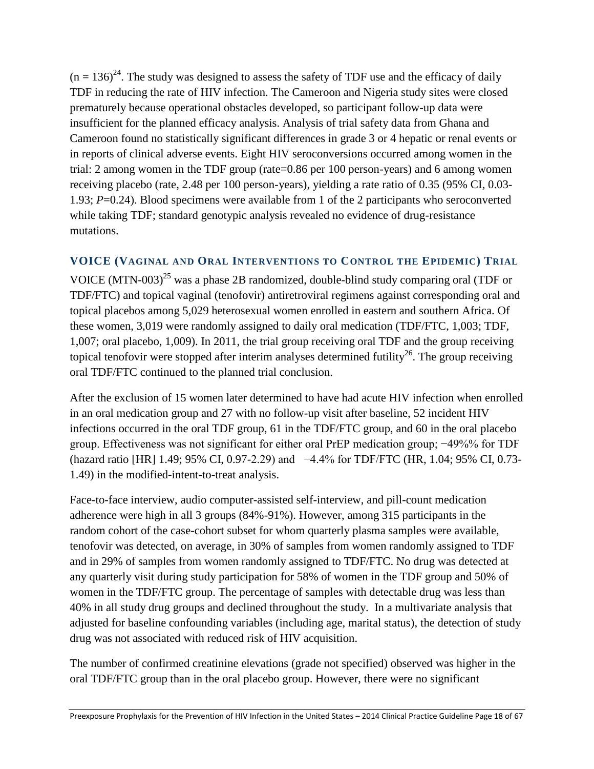(n = 136)[24]. The study was designed to assess the safety of TDF use and the efficacy of daily TDF in reducing the rate of HIV infection. The Cameroon and Nigeria study sites were closed prematurely because operational obstacles developed, so participant follow-up data were insufficient for the planned efficacy analysis. Analysis of trial safety data from Ghana and Cameroon found no statistically significant differences in grade 3 or 4 hepatic or renal events or in reports of clinical adverse events. Eight HIV seroconversions occurred among women in the trial: 2 among women in the TDF group (rate=0.86 per 100 person-years) and 6 among women receiving placebo (rate, 2.48 per 100 person-years), yielding a rate ratio of 0.35 (95% CI, 0.03-1.93; *P*=0.24). Blood specimens were available from 1 of the 2 participants who seroconverted while taking TDF; standard genotypic analysis revealed no evidence of drug-resistance mutations.

### VOICE (Vaginal and Oral Interventions to Control the Epidemic) Trial

VOICE (MTN-003)[25] was a phase 2B randomized, double-blind study comparing oral (TDF or TDF/FTC) and topical vaginal (tenofovir) antiretroviral regimens against corresponding oral and topical placebos among 5,029 heterosexual women enrolled in eastern and southern Africa. Of these women, 3,019 were randomly assigned to daily oral medication (TDF/FTC, 1,003; TDF, 1,007; oral placebo, 1,009). In 2011, the trial group receiving oral TDF and the group receiving topical tenofovir were stopped after interim analyses determined futility[26]. The group receiving oral TDF/FTC continued to the planned trial conclusion.

After the exclusion of 15 women later determined to have had acute HIV infection when enrolled in an oral medication group and 27 with no follow-up visit after baseline, 52 incident HIV infections occurred in the oral TDF group, 61 in the TDF/FTC group, and 60 in the oral placebo group. Effectiveness was not significant for either oral PrEP medication group; −49%% for TDF (hazard ratio [HR] 1.49; 95% CI, 0.97-2.29) and −4.4% for TDF/FTC (HR, 1.04; 95% CI, 0.73-1.49) in the modified-intent-to-treat analysis.

Face-to-face interview, audio computer-assisted self-interview, and pill-count medication adherence were high in all 3 groups (84%-91%). However, among 315 participants in the random cohort of the case-cohort subset for whom quarterly plasma samples were available, tenofovir was detected, on average, in 30% of samples from women randomly assigned to TDF and in 29% of samples from women randomly assigned to TDF/FTC. No drug was detected at any quarterly visit during study participation for 58% of women in the TDF group and 50% of women in the TDF/FTC group. The percentage of samples with detectable drug was less than 40% in all study drug groups and declined throughout the study. In a multivariate analysis that adjusted for baseline confounding variables (including age, marital status), the detection of study drug was not associated with reduced risk of HIV acquisition.

The number of confirmed creatinine elevations (grade not specified) observed was higher in the oral TDF/FTC group than in the oral placebo group. However, there were no significant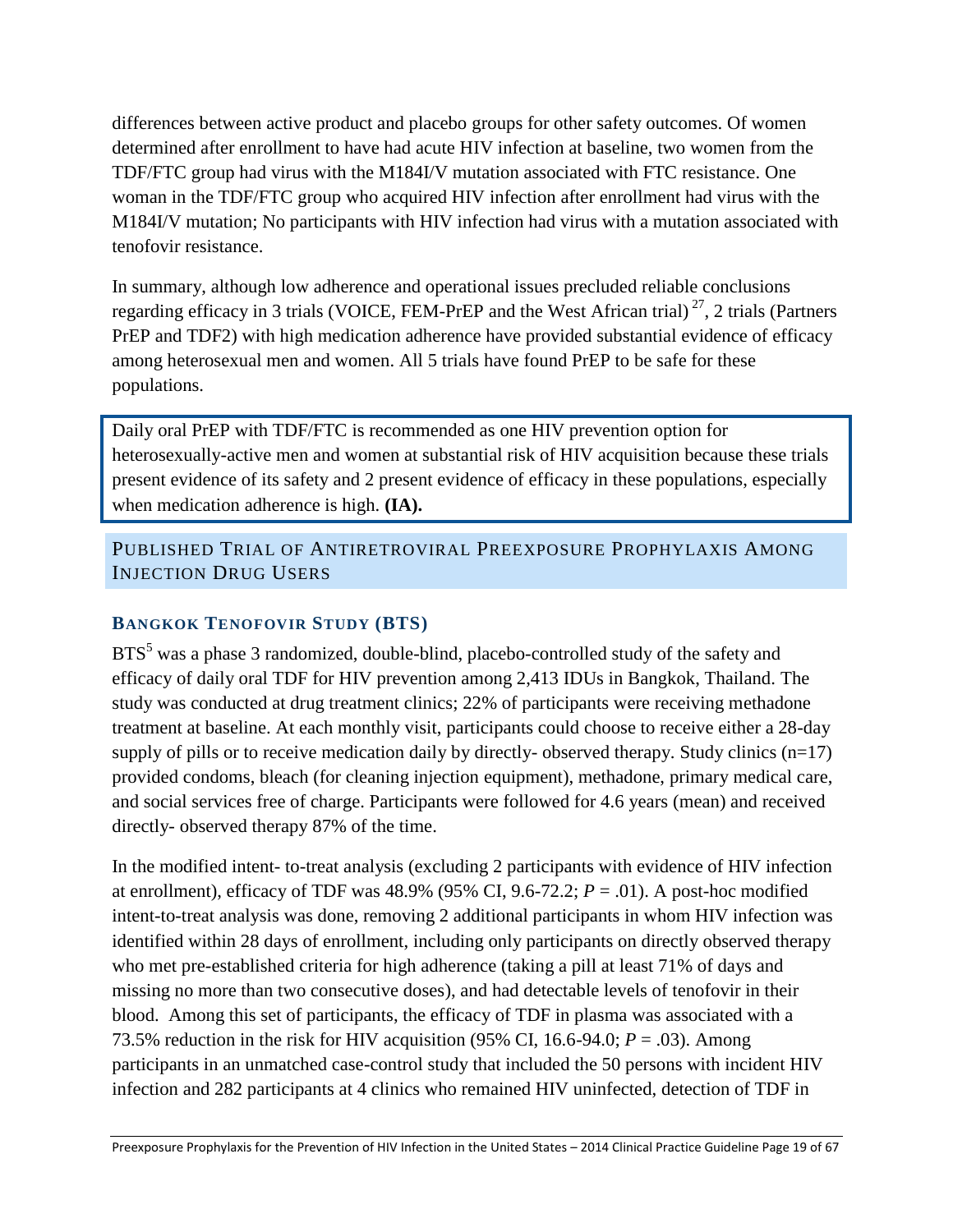differences between active product and placebo groups for other safety outcomes. Of women determined after enrollment to have had acute HIV infection at baseline, two women from the TDF/FTC group had virus with the M184I/V mutation associated with FTC resistance. One woman in the TDF/FTC group who acquired HIV infection after enrollment had virus with the M184I/V mutation; No participants with HIV infection had virus with a mutation associated with tenofovir resistance.

In summary, although low adherence and operational issues precluded reliable conclusions regarding efficacy in 3 trials (VOICE, FEM-PrEP and the West African trial) [27], 2 trials (Partners PrEP and TDF2) with high medication adherence have provided substantial evidence of efficacy among heterosexual men and women. All 5 trials have found PrEP to be safe for these populations.

> Daily oral PrEP with TDF/FTC is recommended as one HIV prevention option for heterosexually-active men and women at substantial risk of HIV acquisition because these trials present evidence of its safety and 2 present evidence of efficacy in these populations, especially when medication adherence is high. **(IA).**

## Published Trial of Antiretroviral Preexposure Prophylaxis Among Injection Drug Users

### Bangkok Tenofovir Study (BTS)

BTS[5] was a phase 3 randomized, double-blind, placebo-controlled study of the safety and efficacy of daily oral TDF for HIV prevention among 2,413 IDUs in Bangkok, Thailand. The study was conducted at drug treatment clinics; 22% of participants were receiving methadone treatment at baseline. At each monthly visit, participants could choose to receive either a 28-day supply of pills or to receive medication daily by directly- observed therapy. Study clinics (n=17) provided condoms, bleach (for cleaning injection equipment), methadone, primary medical care, and social services free of charge. Participants were followed for 4.6 years (mean) and received directly- observed therapy 87% of the time.

In the modified intent- to-treat analysis (excluding 2 participants with evidence of HIV infection at enrollment), efficacy of TDF was 48.9% (95% CI, 9.6-72.2; $P = .01$). A post-hoc modified intent-to-treat analysis was done, removing 2 additional participants in whom HIV infection was identified within 28 days of enrollment, including only participants on directly observed therapy who met pre-established criteria for high adherence (taking a pill at least 71% of days and missing no more than two consecutive doses), and had detectable levels of tenofovir in their blood. Among this set of participants, the efficacy of TDF in plasma was associated with a 73.5% reduction in the risk for HIV acquisition (95% CI, 16.6-94.0; $P = .03$). Among participants in an unmatched case-control study that included the 50 persons with incident HIV infection and 282 participants at 4 clinics who remained HIV uninfected, detection of TDF in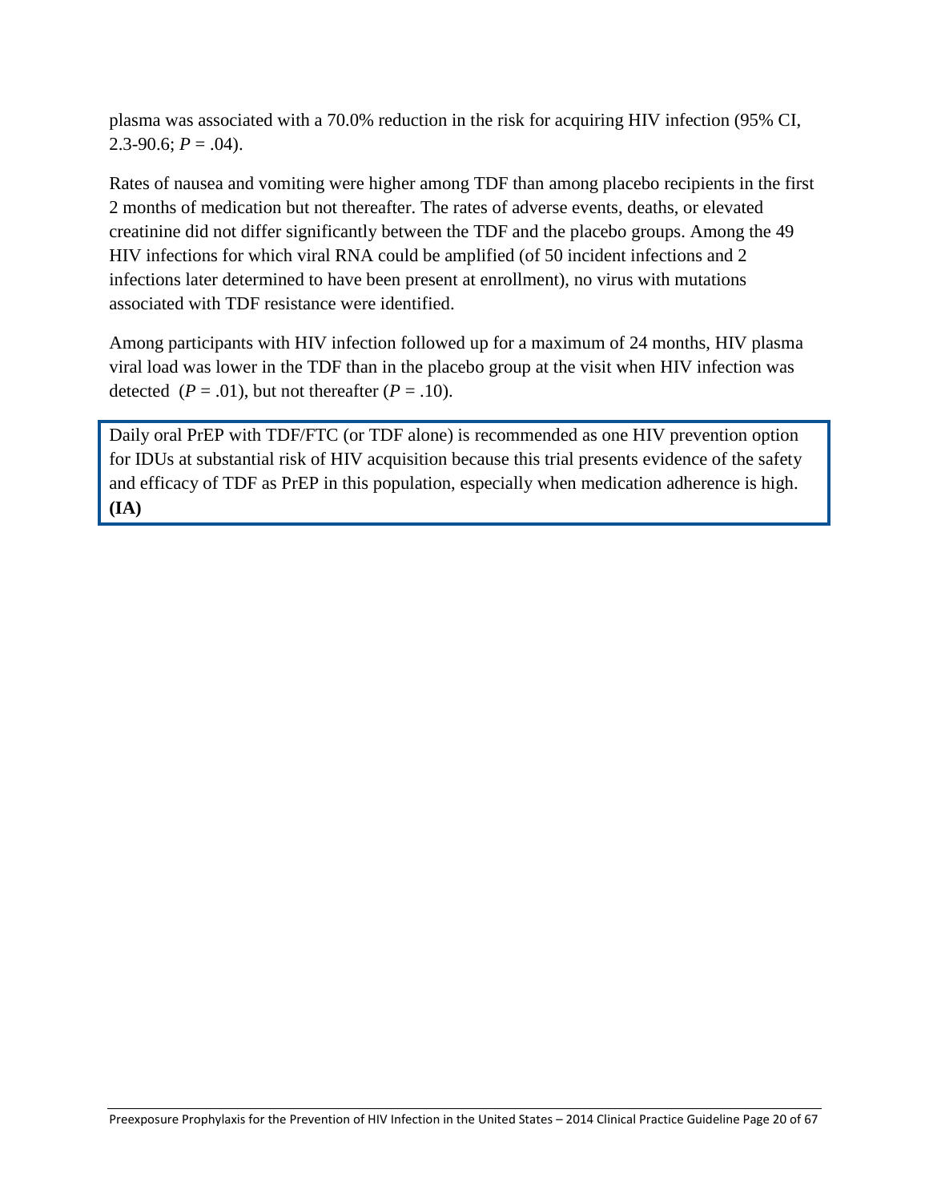plasma was associated with a 70.0% reduction in the risk for acquiring HIV infection (95% CI, 2.3-90.6; *P* = .04).

Rates of nausea and vomiting were higher among TDF than among placebo recipients in the first 2 months of medication but not thereafter. The rates of adverse events, deaths, or elevated creatinine did not differ significantly between the TDF and the placebo groups. Among the 49 HIV infections for which viral RNA could be amplified (of 50 incident infections and 2 infections later determined to have been present at enrollment), no virus with mutations associated with TDF resistance were identified.

Among participants with HIV infection followed up for a maximum of 24 months, HIV plasma viral load was lower in the TDF than in the placebo group at the visit when HIV infection was detected (*P* = .01), but not thereafter (*P* = .10).

> Daily oral PrEP with TDF/FTC (or TDF alone) is recommended as one HIV prevention option for IDUs at substantial risk of HIV acquisition because this trial presents evidence of the safety and efficacy of TDF as PrEP in this population, especially when medication adherence is high. **(IA)**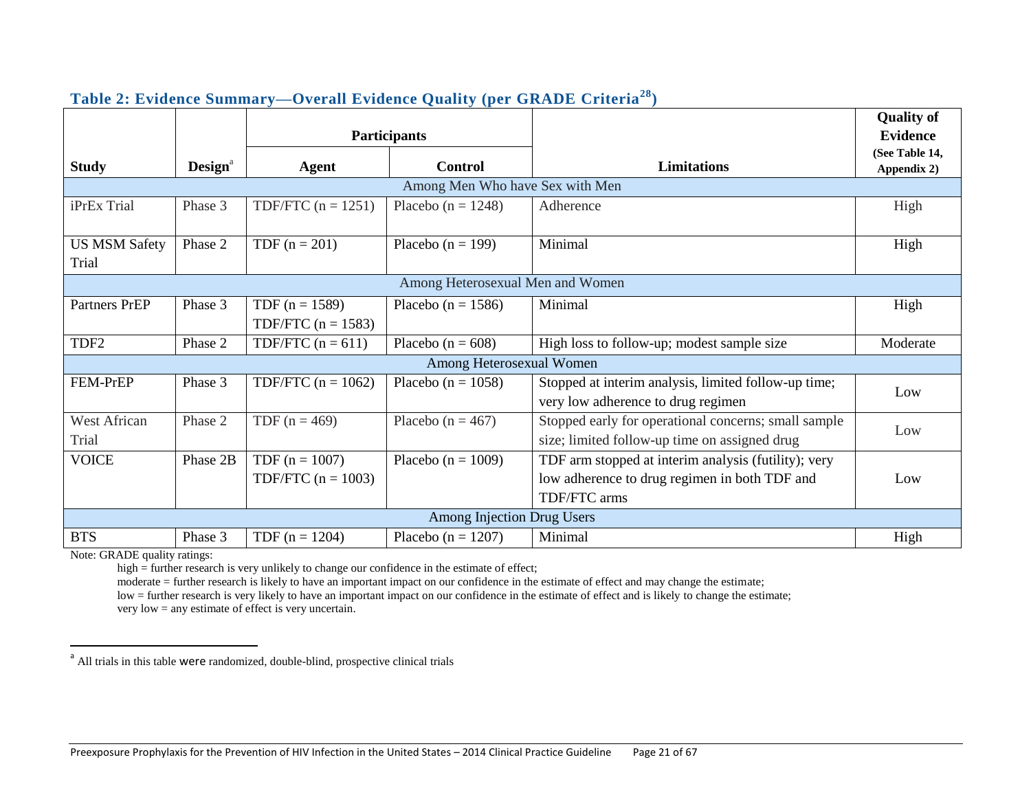**Table 2: Evidence Summary—Overall Evidence Quality (per GRADE Criteria[28])**

| Study | Design[a] | Participants | | Limitations | Quality of Evidence (See Table 14, Appendix 2) |
|---|---|---|---|---|---|
| | | Agent | Control | | |
| **Among Men Who have Sex with Men** | | | | | |
| iPrEx Trial | Phase 3 | TDF/FTC (n = 1251) | Placebo (n = 1248) | Adherence | High |
| US MSM Safety Trial | Phase 2 | TDF (n = 201) | Placebo (n = 199) | Minimal | High |
| **Among Heterosexual Men and Women** | | | | | |
| Partners PrEP | Phase 3 | TDF (n = 1589) TDF/FTC (n = 1583) | Placebo (n = 1586) | Minimal | High |
| TDF2 | Phase 2 | TDF/FTC (n = 611) | Placebo (n = 608) | High loss to follow-up; modest sample size | Moderate |
| **Among Heterosexual Women** | | | | | |
| FEM-PrEP | Phase 3 | TDF/FTC (n = 1062) | Placebo (n = 1058) | Stopped at interim analysis, limited follow-up time; very low adherence to drug regimen | Low |
| West African Trial | Phase 2 | TDF (n = 469) | Placebo (n = 467) | Stopped early for operational concerns; small sample size; limited follow-up time on assigned drug | Low |
| VOICE | Phase 2B | TDF (n = 1007) TDF/FTC (n = 1003) | Placebo (n = 1009) | TDF arm stopped at interim analysis (futility); very low adherence to drug regimen in both TDF and TDF/FTC arms | Low |
| **Among Injection Drug Users** | | | | | |
| BTS | Phase 3 | TDF (n = 1204) | Placebo (n = 1207) | Minimal | High |

Note: GRADE quality ratings:

high = further research is very unlikely to change our confidence in the estimate of effect;
moderate = further research is likely to have an important impact on our confidence in the estimate of effect and may change the estimate;
low = further research is very likely to have an important impact on our confidence in the estimate of effect and is likely to change the estimate;
very low = any estimate of effect is very uncertain.

[a] All trials in this table were randomized, double-blind, prospective clinical trials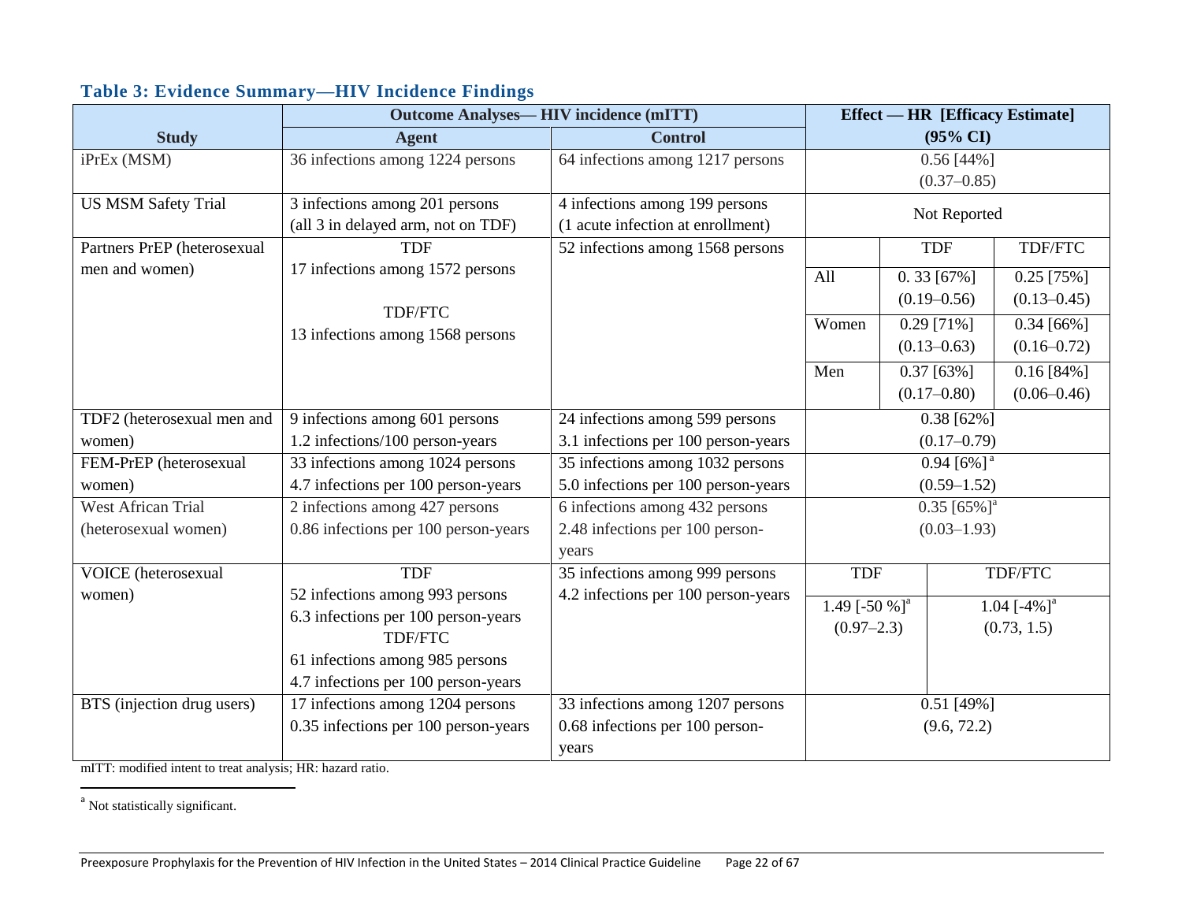### Table 3: Evidence Summary—HIV Incidence Findings

| Study | Outcome Analyses— HIV incidence (mITT) | | Effect — HR [Efficacy Estimate] (95% CI) | | |
|---|---|---|---|---|---|
| | Agent | Control | | | |
| iPrEx (MSM) | 36 infections among 1224 persons | 64 infections among 1217 persons | 0.56 [44%] (0.37–0.85) | | |
| US MSM Safety Trial | 3 infections among 201 persons (all 3 in delayed arm, not on TDF) | 4 infections among 199 persons (1 acute infection at enrollment) | Not Reported | | |
| Partners PrEP (heterosexual men and women) | TDF: 17 infections among 1572 persons; TDF/FTC: 13 infections among 1568 persons | 52 infections among 1568 persons | | TDF | TDF/FTC |
| | | | All | 0. 33 [67%] (0.19–0.56) | 0.25 [75%] (0.13–0.45) |
| | | | Women | 0.29 [71%] (0.13–0.63) | 0.34 [66%] (0.16–0.72) |
| | | | Men | 0.37 [63%] (0.17–0.80) | 0.16 [84%] (0.06–0.46) |
| TDF2 (heterosexual men and women) | 9 infections among 601 persons 1.2 infections/100 person-years | 24 infections among 599 persons 3.1 infections per 100 person-years | 0.38 [62%] (0.17–0.79) | | |
| FEM-PrEP (heterosexual women) | 33 infections among 1024 persons 4.7 infections per 100 person-years | 35 infections among 1032 persons 5.0 infections per 100 person-years | 0.94 [6%] [a] (0.59–1.52) | | |
| West African Trial (heterosexual women) | 2 infections among 427 persons 0.86 infections per 100 person-years | 6 infections among 432 persons 2.48 infections per 100 person-years | 0.35 [65%][a] (0.03–1.93) | | |
| VOICE (heterosexual women) | TDF: 52 infections among 993 persons 6.3 infections per 100 person-years; TDF/FTC: 61 infections among 985 persons 4.7 infections per 100 person-years | 35 infections among 999 persons 4.2 infections per 100 person-years | TDF: 1.49 [-50 %][a] (0.97–2.3) | TDF/FTC: 1.04 [-4%][a] (0.73, 1.5) | |
| BTS (injection drug users) | 17 infections among 1204 persons 0.35 infections per 100 person-years | 33 infections among 1207 persons 0.68 infections per 100 person-years | 0.51 [49%] (9.6, 72.2) | | |

mITT: modified intent to treat analysis; HR: hazard ratio.

[a] Not statistically significant.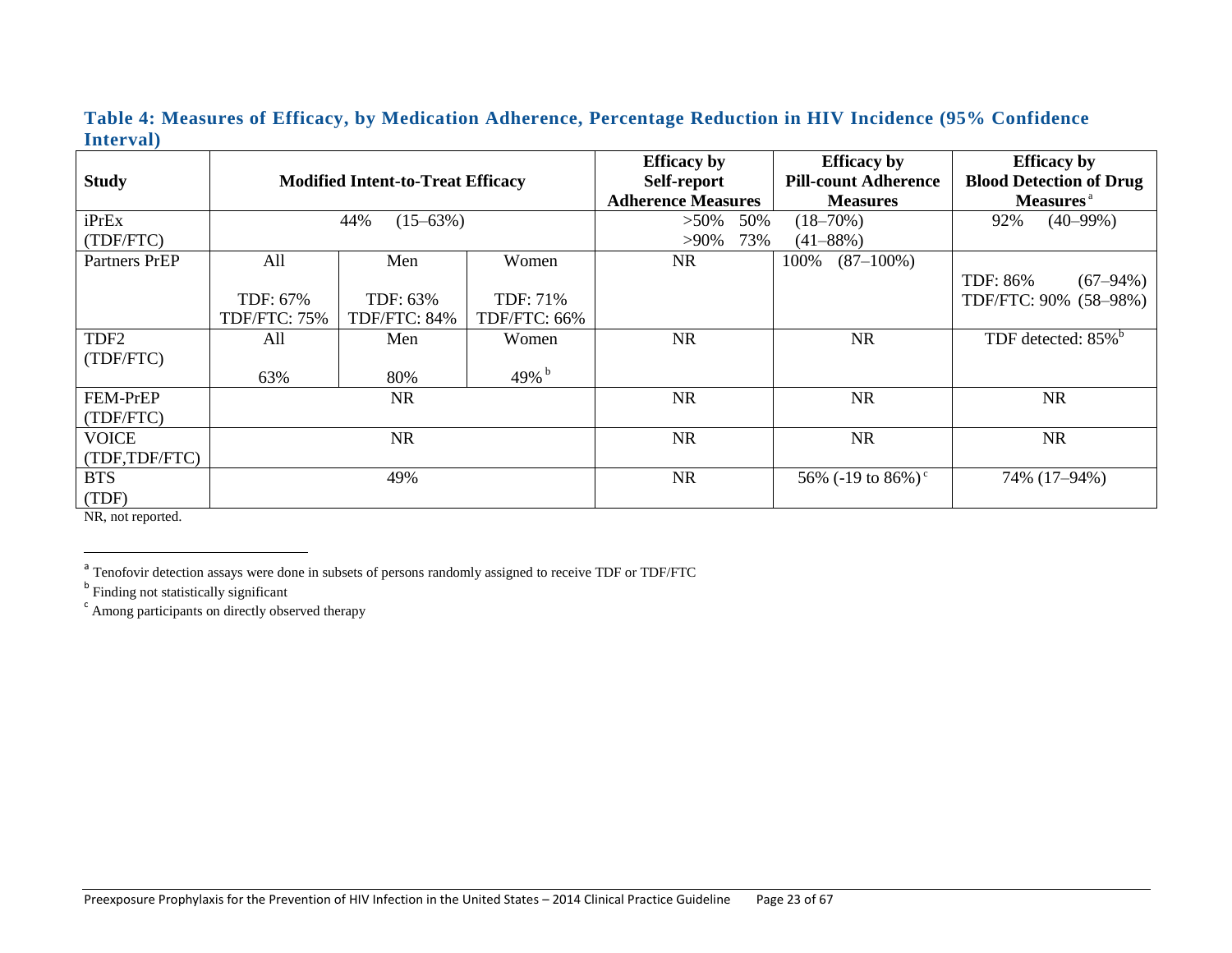### Table 4: Measures of Efficacy, by Medication Adherence, Percentage Reduction in HIV Incidence (95% Confidence Interval)

| Study | Modified Intent-to-Treat Efficacy | | | Efficacy by Self-report Adherence Measures | Efficacy by Pill-count Adherence Measures | Efficacy by Blood Detection of Drug Measures[a] |
|---|---|---|---|---|---|---|
| iPrEx (TDF/FTC) | 44% (15–63%) | | | >50% 50% (18–70%)<br>>90% 73% (41–88%) | | 92% (40–99%) |
| Partners PrEP | All<br><br>TDF: 67%<br>TDF/FTC: 75% | Men<br><br>TDF: 63%<br>TDF/FTC: 84% | Women<br><br>TDF: 71%<br>TDF/FTC: 66% | NR | 100% (87–100%) | TDF: 86% (67–94%)<br>TDF/FTC: 90% (58–98%) |
| TDF2 (TDF/FTC) | All<br><br>63% | Men<br><br>80% | Women<br><br>49%[b] | NR | NR | TDF detected: 85%[b] |
| FEM-PrEP (TDF/FTC) | NR | | | NR | NR | NR |
| VOICE (TDF,TDF/FTC) | NR | | | NR | NR | NR |
| BTS (TDF) | 49% | | | NR | 56% (-19 to 86%)[c] | 74% (17–94%) |

NR, not reported.

[a] Tenofovir detection assays were done in subsets of persons randomly assigned to receive TDF or TDF/FTC

[b] Finding not statistically significant

[c] Among participants on directly observed therapy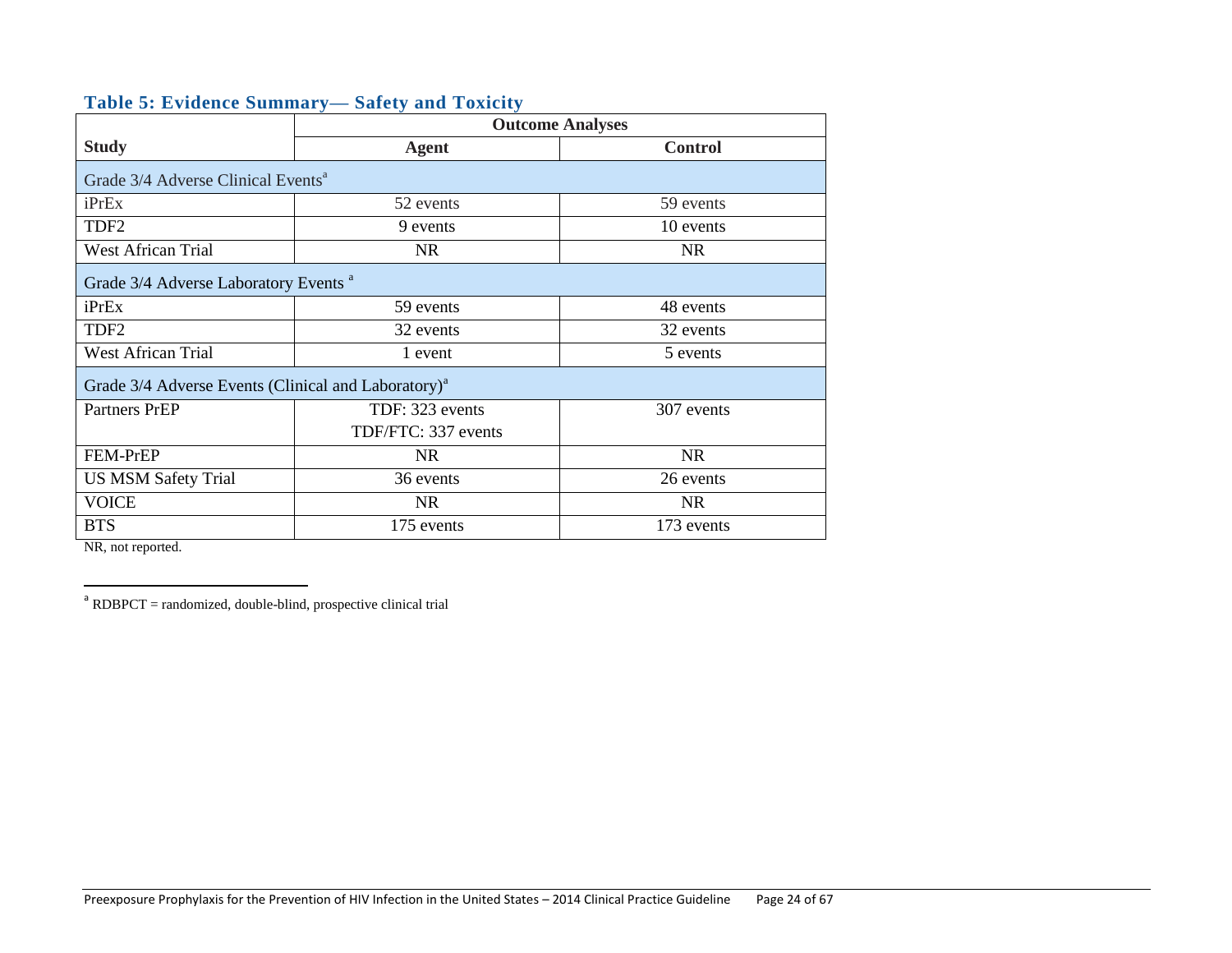### Table 5: Evidence Summary— Safety and Toxicity

| Study | Outcome Analyses | |
|---|---|---|
| | **Agent** | **Control** |
| Grade 3/4 Adverse Clinical Events[a] | | |
| iPrEx | 52 events | 59 events |
| TDF2 | 9 events | 10 events |
| West African Trial | NR | NR |
| Grade 3/4 Adverse Laboratory Events [a] | | |
| iPrEx | 59 events | 48 events |
| TDF2 | 32 events | 32 events |
| West African Trial | 1 event | 5 events |
| Grade 3/4 Adverse Events (Clinical and Laboratory)[a] | | |
| Partners PrEP | TDF: 323 events<br>TDF/FTC: 337 events | 307 events |
| FEM-PrEP | NR | NR |
| US MSM Safety Trial | 36 events | 26 events |
| VOICE | NR | NR |
| BTS | 175 events | 173 events |

NR, not reported.

[a] RDBPCT = randomized, double-blind, prospective clinical trial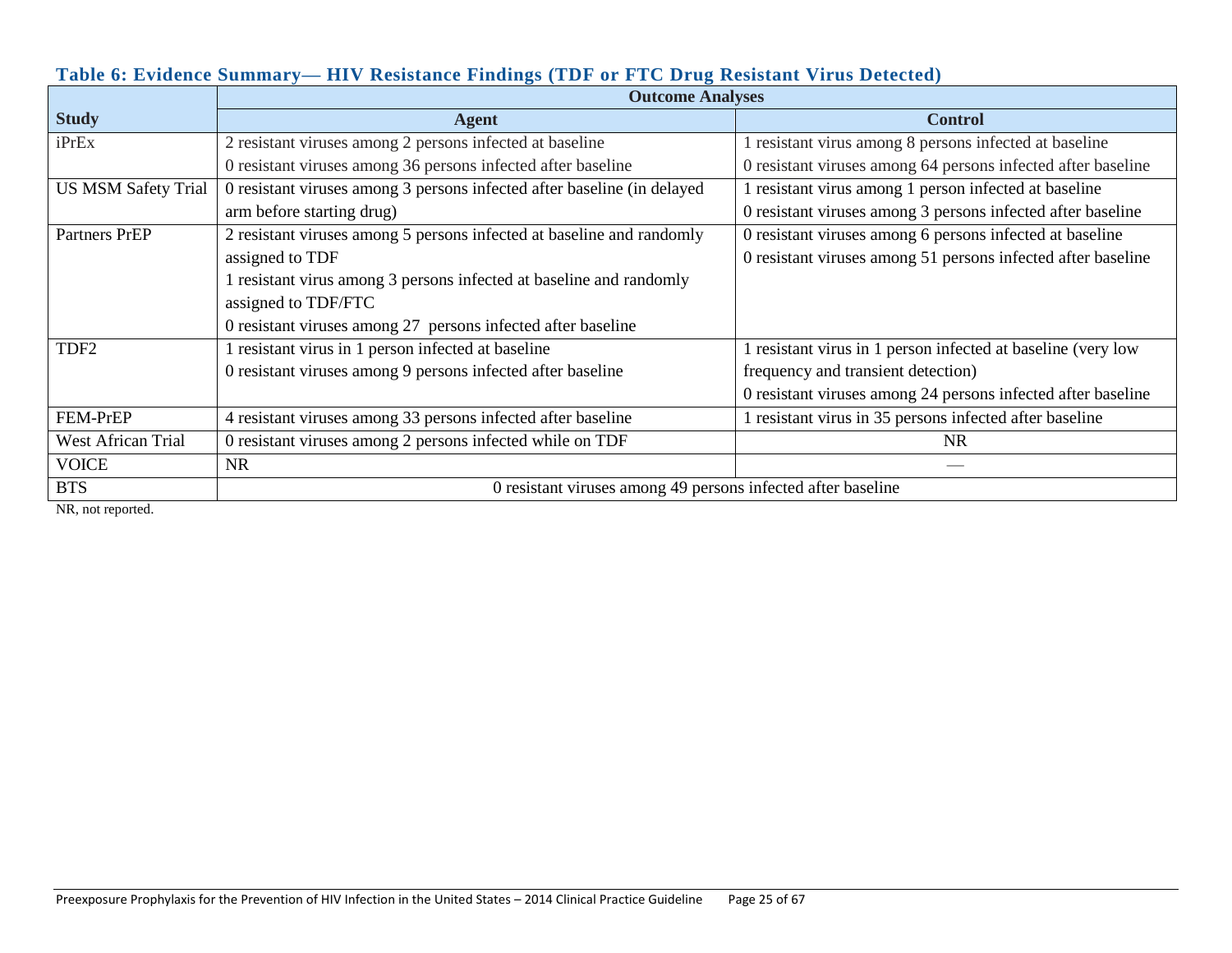**Table 6: Evidence Summary— HIV Resistance Findings (TDF or FTC Drug Resistant Virus Detected)**

| Study | Outcome Analyses | |
|---|---|---|
| | **Agent** | **Control** |
| iPrEx | 2 resistant viruses among 2 persons infected at baseline<br>0 resistant viruses among 36 persons infected after baseline | 1 resistant virus among 8 persons infected at baseline<br>0 resistant viruses among 64 persons infected after baseline |
| US MSM Safety Trial | 0 resistant viruses among 3 persons infected after baseline (in delayed arm before starting drug) | 1 resistant virus among 1 person infected at baseline<br>0 resistant viruses among 3 persons infected after baseline |
| Partners PrEP | 2 resistant viruses among 5 persons infected at baseline and randomly assigned to TDF<br>1 resistant virus among 3 persons infected at baseline and randomly assigned to TDF/FTC<br>0 resistant viruses among 27 persons infected after baseline | 0 resistant viruses among 6 persons infected at baseline<br>0 resistant viruses among 51 persons infected after baseline |
| TDF2 | 1 resistant virus in 1 person infected at baseline<br>0 resistant viruses among 9 persons infected after baseline | 1 resistant virus in 1 person infected at baseline (very low frequency and transient detection)<br>0 resistant viruses among 24 persons infected after baseline |
| FEM-PrEP | 4 resistant viruses among 33 persons infected after baseline | 1 resistant virus in 35 persons infected after baseline |
| West African Trial | 0 resistant viruses among 2 persons infected while on TDF | NR |
| VOICE | NR | — |
| BTS | 0 resistant viruses among 49 persons infected after baseline | |

NR, not reported.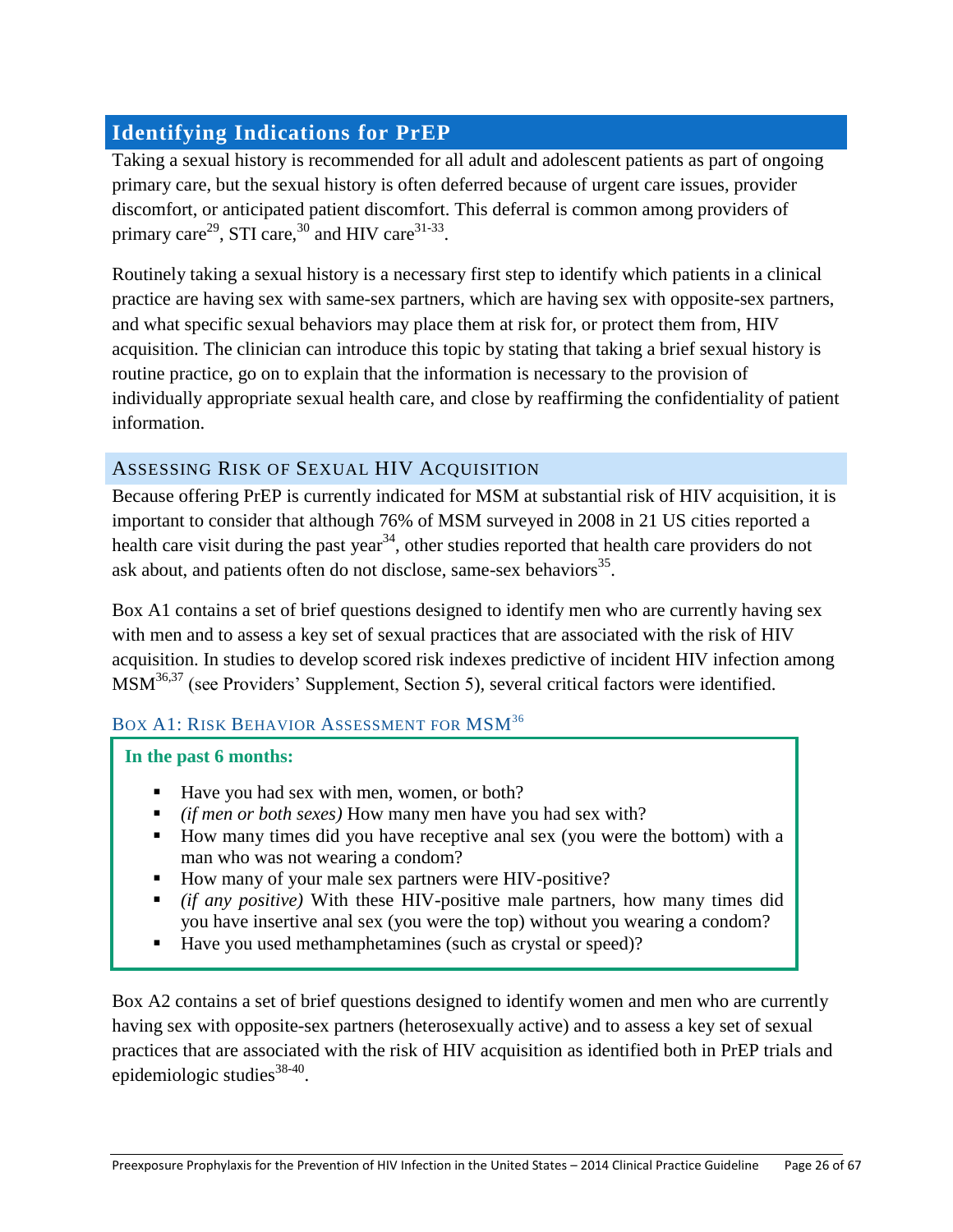## Identifying Indications for PrEP

Taking a sexual history is recommended for all adult and adolescent patients as part of ongoing primary care, but the sexual history is often deferred because of urgent care issues, provider discomfort, or anticipated patient discomfort. This deferral is common among providers of primary care[29], STI care,[30] and HIV care[31-33].

Routinely taking a sexual history is a necessary first step to identify which patients in a clinical practice are having sex with same-sex partners, which are having sex with opposite-sex partners, and what specific sexual behaviors may place them at risk for, or protect them from, HIV acquisition. The clinician can introduce this topic by stating that taking a brief sexual history is routine practice, go on to explain that the information is necessary to the provision of individually appropriate sexual health care, and close by reaffirming the confidentiality of patient information.

### Assessing Risk of Sexual HIV Acquisition

Because offering PrEP is currently indicated for MSM at substantial risk of HIV acquisition, it is important to consider that although 76% of MSM surveyed in 2008 in 21 US cities reported a health care visit during the past year[34], other studies reported that health care providers do not ask about, and patients often do not disclose, same-sex behaviors[35].

Box A1 contains a set of brief questions designed to identify men who are currently having sex with men and to assess a key set of sexual practices that are associated with the risk of HIV acquisition. In studies to develop scored risk indexes predictive of incident HIV infection among MSM[36,37] (see Providers' Supplement, Section 5), several critical factors were identified.

#### Box A1: Risk Behavior Assessment for MSM[36]

**In the past 6 months:**

- Have you had sex with men, women, or both?
- *(if men or both sexes)* How many men have you had sex with?
- How many times did you have receptive anal sex (you were the bottom) with a man who was not wearing a condom?
- How many of your male sex partners were HIV-positive?
- *(if any positive)* With these HIV-positive male partners, how many times did you have insertive anal sex (you were the top) without you wearing a condom?
- Have you used methamphetamines (such as crystal or speed)?

Box A2 contains a set of brief questions designed to identify women and men who are currently having sex with opposite-sex partners (heterosexually active) and to assess a key set of sexual practices that are associated with the risk of HIV acquisition as identified both in PrEP trials and epidemiologic studies[38-40].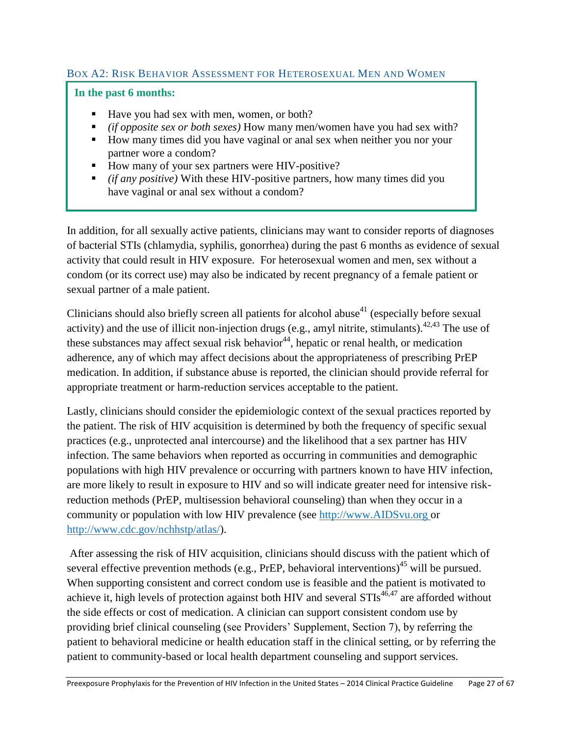### Box A2: Risk Behavior Assessment for Heterosexual Men and Women

**In the past 6 months:**

- Have you had sex with men, women, or both?
- *(if opposite sex or both sexes)* How many men/women have you had sex with?
- How many times did you have vaginal or anal sex when neither you nor your partner wore a condom?
- How many of your sex partners were HIV-positive?
- *(if any positive)* With these HIV-positive partners, how many times did you have vaginal or anal sex without a condom?

In addition, for all sexually active patients, clinicians may want to consider reports of diagnoses of bacterial STIs (chlamydia, syphilis, gonorrhea) during the past 6 months as evidence of sexual activity that could result in HIV exposure. For heterosexual women and men, sex without a condom (or its correct use) may also be indicated by recent pregnancy of a female patient or sexual partner of a male patient.

Clinicians should also briefly screen all patients for alcohol abuse[41] (especially before sexual activity) and the use of illicit non-injection drugs (e.g., amyl nitrite, stimulants).[42,43] The use of these substances may affect sexual risk behavior[44], hepatic or renal health, or medication adherence, any of which may affect decisions about the appropriateness of prescribing PrEP medication. In addition, if substance abuse is reported, the clinician should provide referral for appropriate treatment or harm-reduction services acceptable to the patient.

Lastly, clinicians should consider the epidemiologic context of the sexual practices reported by the patient. The risk of HIV acquisition is determined by both the frequency of specific sexual practices (e.g., unprotected anal intercourse) and the likelihood that a sex partner has HIV infection. The same behaviors when reported as occurring in communities and demographic populations with high HIV prevalence or occurring with partners known to have HIV infection, are more likely to result in exposure to HIV and so will indicate greater need for intensive risk-reduction methods (PrEP, multisession behavioral counseling) than when they occur in a community or population with low HIV prevalence (see [http://www.AIDSvu.org](http://www.AIDSvu.org) or [http://www.cdc.gov/nchhstp/atlas/](http://www.cdc.gov/nchhstp/atlas/)).

After assessing the risk of HIV acquisition, clinicians should discuss with the patient which of several effective prevention methods (e.g., PrEP, behavioral interventions)[45] will be pursued. When supporting consistent and correct condom use is feasible and the patient is motivated to achieve it, high levels of protection against both HIV and several STIs[46,47] are afforded without the side effects or cost of medication. A clinician can support consistent condom use by providing brief clinical counseling (see Providers' Supplement, Section 7), by referring the patient to behavioral medicine or health education staff in the clinical setting, or by referring the patient to community-based or local health department counseling and support services.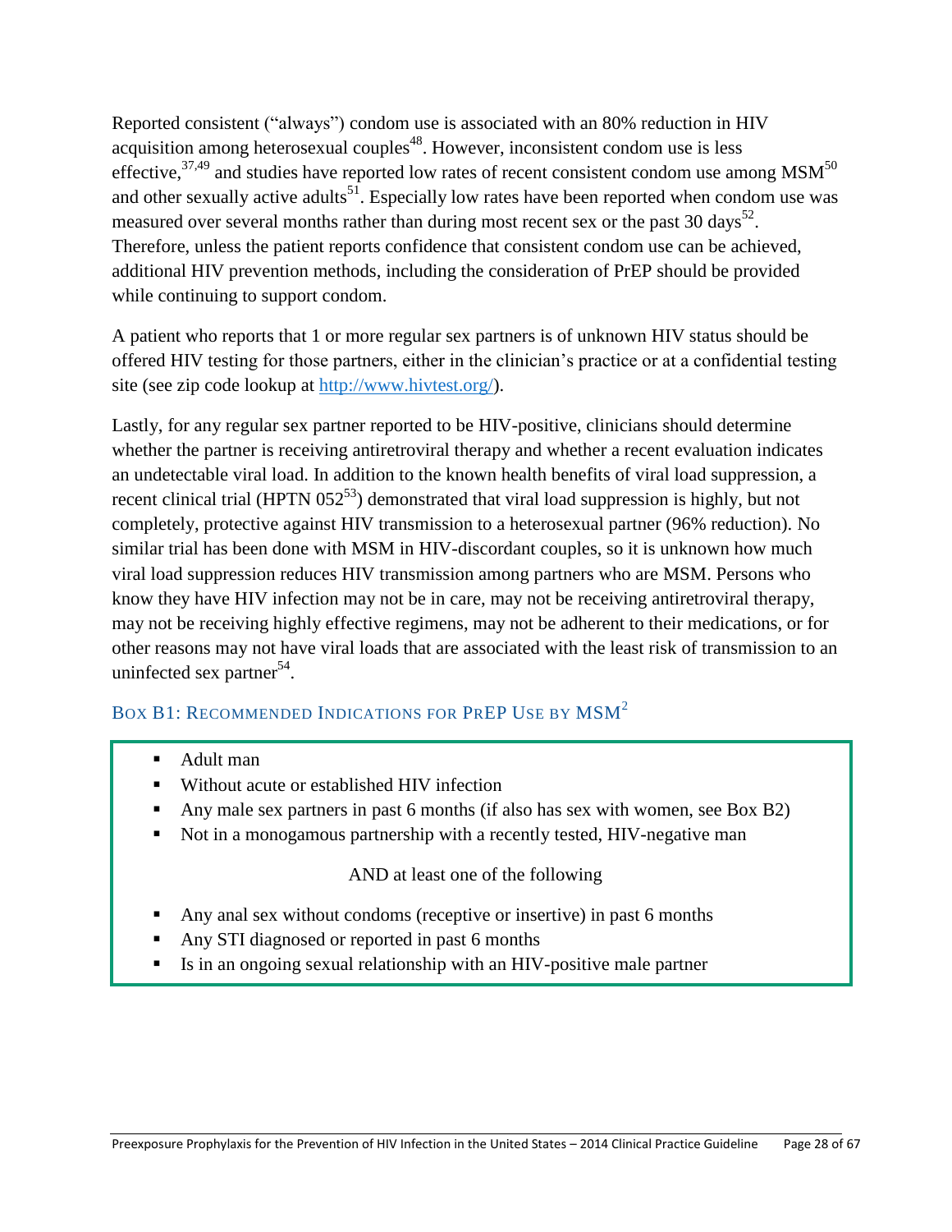Reported consistent ("always") condom use is associated with an 80% reduction in HIV acquisition among heterosexual couples[48]. However, inconsistent condom use is less effective,[37,49] and studies have reported low rates of recent consistent condom use among MSM[50] and other sexually active adults[51]. Especially low rates have been reported when condom use was measured over several months rather than during most recent sex or the past 30 days[52]. Therefore, unless the patient reports confidence that consistent condom use can be achieved, additional HIV prevention methods, including the consideration of PrEP should be provided while continuing to support condom.

A patient who reports that 1 or more regular sex partners is of unknown HIV status should be offered HIV testing for those partners, either in the clinician's practice or at a confidential testing site (see zip code lookup at [http://www.hivtest.org/](http://www.hivtest.org/)).

Lastly, for any regular sex partner reported to be HIV-positive, clinicians should determine whether the partner is receiving antiretroviral therapy and whether a recent evaluation indicates an undetectable viral load. In addition to the known health benefits of viral load suppression, a recent clinical trial (HPTN 052[53]) demonstrated that viral load suppression is highly, but not completely, protective against HIV transmission to a heterosexual partner (96% reduction). No similar trial has been done with MSM in HIV-discordant couples, so it is unknown how much viral load suppression reduces HIV transmission among partners who are MSM. Persons who know they have HIV infection may not be in care, may not be receiving antiretroviral therapy, may not be receiving highly effective regimens, may not be adherent to their medications, or for other reasons may not have viral loads that are associated with the least risk of transmission to an uninfected sex partner[54].

### Box B1: Recommended Indications for PrEP Use by MSM[2]

- Adult man
- Without acute or established HIV infection
- Any male sex partners in past 6 months (if also has sex with women, see Box B2)
- Not in a monogamous partnership with a recently tested, HIV-negative man

AND at least one of the following

- Any anal sex without condoms (receptive or insertive) in past 6 months
- Any STI diagnosed or reported in past 6 months
- Is in an ongoing sexual relationship with an HIV-positive male partner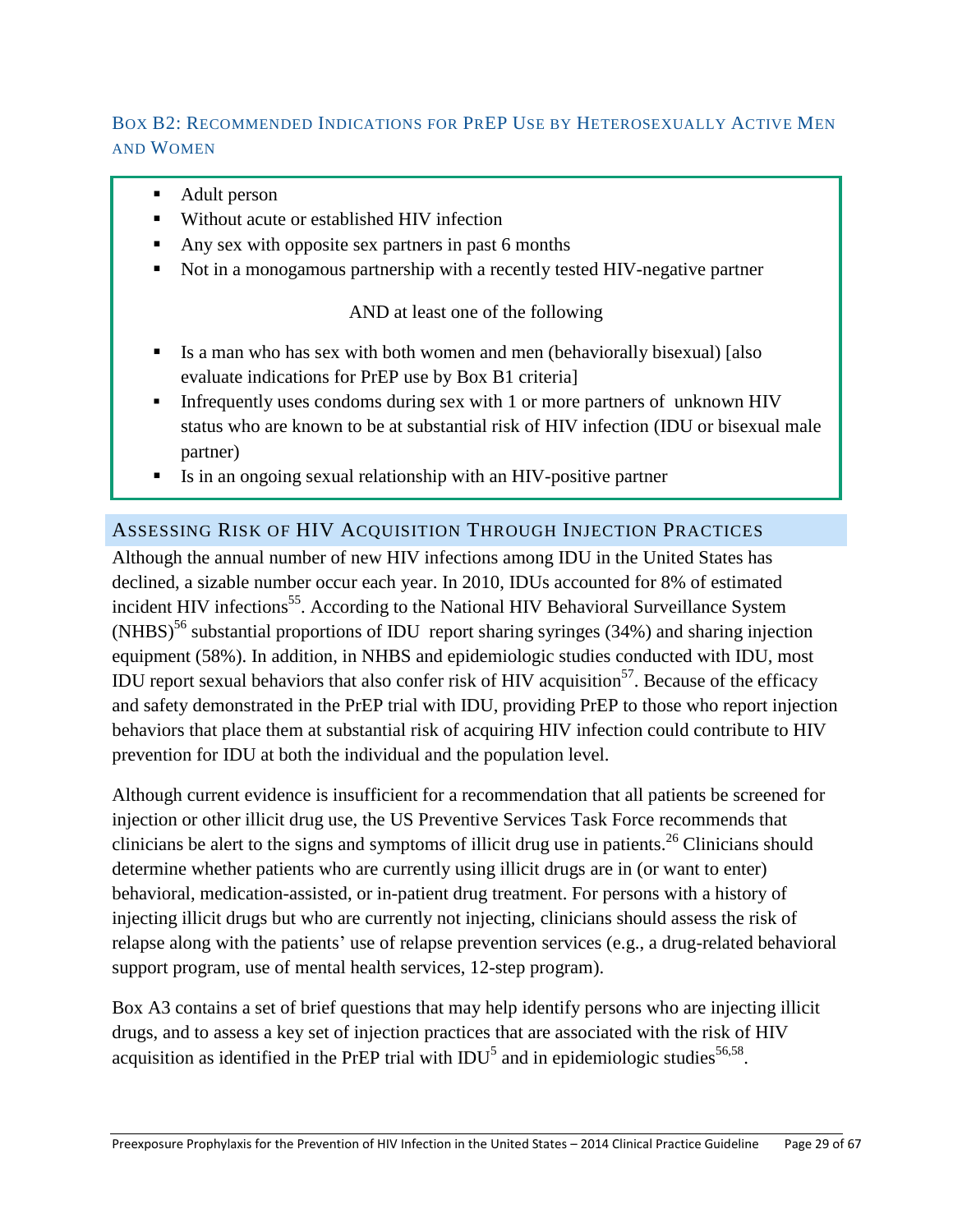### Box B2: Recommended Indications for PrEP Use by Heterosexually Active Men and Women

- Adult person
- Without acute or established HIV infection
- Any sex with opposite sex partners in past 6 months
- Not in a monogamous partnership with a recently tested HIV-negative partner

AND at least one of the following

- Is a man who has sex with both women and men (behaviorally bisexual) [also evaluate indications for PrEP use by Box B1 criteria]
- Infrequently uses condoms during sex with 1 or more partners of unknown HIV status who are known to be at substantial risk of HIV infection (IDU or bisexual male partner)
- Is in an ongoing sexual relationship with an HIV-positive partner

## Assessing Risk of HIV Acquisition Through Injection Practices

Although the annual number of new HIV infections among IDU in the United States has declined, a sizable number occur each year. In 2010, IDUs accounted for 8% of estimated incident HIV infections[55]. According to the National HIV Behavioral Surveillance System (NHBS)[56] substantial proportions of IDU report sharing syringes (34%) and sharing injection equipment (58%). In addition, in NHBS and epidemiologic studies conducted with IDU, most IDU report sexual behaviors that also confer risk of HIV acquisition[57]. Because of the efficacy and safety demonstrated in the PrEP trial with IDU, providing PrEP to those who report injection behaviors that place them at substantial risk of acquiring HIV infection could contribute to HIV prevention for IDU at both the individual and the population level.

Although current evidence is insufficient for a recommendation that all patients be screened for injection or other illicit drug use, the US Preventive Services Task Force recommends that clinicians be alert to the signs and symptoms of illicit drug use in patients.[26] Clinicians should determine whether patients who are currently using illicit drugs are in (or want to enter) behavioral, medication-assisted, or in-patient drug treatment. For persons with a history of injecting illicit drugs but who are currently not injecting, clinicians should assess the risk of relapse along with the patients' use of relapse prevention services (e.g., a drug-related behavioral support program, use of mental health services, 12-step program).

Box A3 contains a set of brief questions that may help identify persons who are injecting illicit drugs, and to assess a key set of injection practices that are associated with the risk of HIV acquisition as identified in the PrEP trial with IDU[5] and in epidemiologic studies[56,58].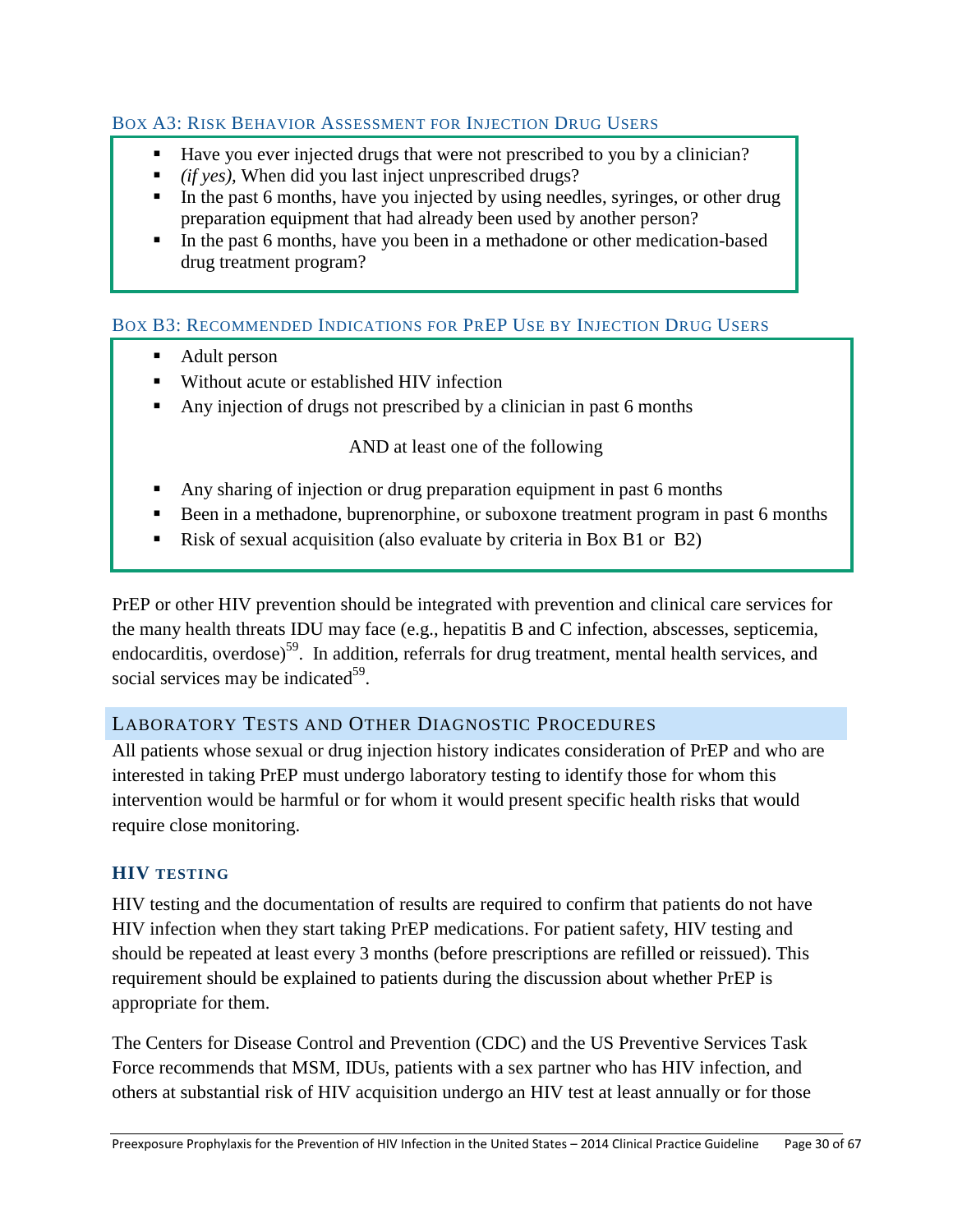### Box A3: Risk Behavior Assessment for Injection Drug Users

- Have you ever injected drugs that were not prescribed to you by a clinician?
- *(if yes),* When did you last inject unprescribed drugs?
- In the past 6 months, have you injected by using needles, syringes, or other drug preparation equipment that had already been used by another person?
- In the past 6 months, have you been in a methadone or other medication-based drug treatment program?

### Box B3: Recommended Indications for PrEP Use by Injection Drug Users

- Adult person
- Without acute or established HIV infection
- Any injection of drugs not prescribed by a clinician in past 6 months

AND at least one of the following

- Any sharing of injection or drug preparation equipment in past 6 months
- Been in a methadone, buprenorphine, or suboxone treatment program in past 6 months
- Risk of sexual acquisition (also evaluate by criteria in Box B1 or B2)

PrEP or other HIV prevention should be integrated with prevention and clinical care services for the many health threats IDU may face (e.g., hepatitis B and C infection, abscesses, septicemia, endocarditis, overdose)[59]. In addition, referrals for drug treatment, mental health services, and social services may be indicated[59].

## Laboratory Tests and Other Diagnostic Procedures

All patients whose sexual or drug injection history indicates consideration of PrEP and who are interested in taking PrEP must undergo laboratory testing to identify those for whom this intervention would be harmful or for whom it would present specific health risks that would require close monitoring.

### HIV Testing

HIV testing and the documentation of results are required to confirm that patients do not have HIV infection when they start taking PrEP medications. For patient safety, HIV testing and should be repeated at least every 3 months (before prescriptions are refilled or reissued). This requirement should be explained to patients during the discussion about whether PrEP is appropriate for them.

The Centers for Disease Control and Prevention (CDC) and the US Preventive Services Task Force recommends that MSM, IDUs, patients with a sex partner who has HIV infection, and others at substantial risk of HIV acquisition undergo an HIV test at least annually or for those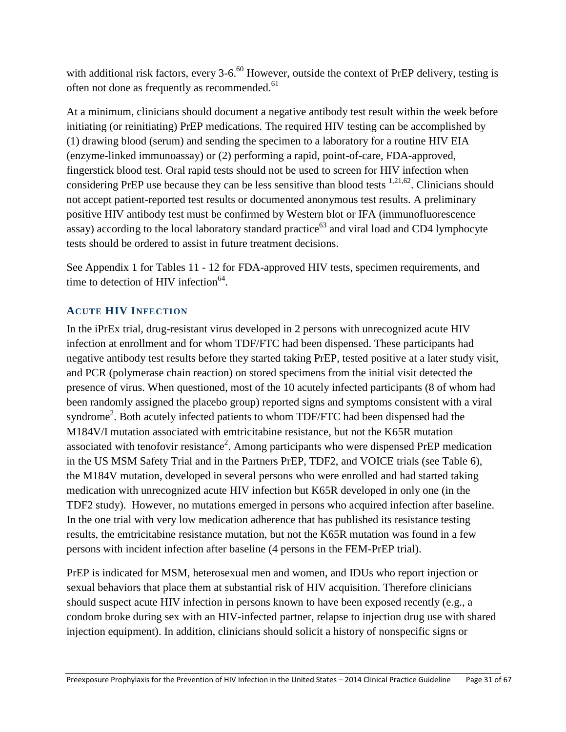with additional risk factors, every 3-6.[60] However, outside the context of PrEP delivery, testing is often not done as frequently as recommended.[61]

At a minimum, clinicians should document a negative antibody test result within the week before initiating (or reinitiating) PrEP medications. The required HIV testing can be accomplished by (1) drawing blood (serum) and sending the specimen to a laboratory for a routine HIV EIA (enzyme-linked immunoassay) or (2) performing a rapid, point-of-care, FDA-approved, fingerstick blood test. Oral rapid tests should not be used to screen for HIV infection when considering PrEP use because they can be less sensitive than blood tests [1,21,62]. Clinicians should not accept patient-reported test results or documented anonymous test results. A preliminary positive HIV antibody test must be confirmed by Western blot or IFA (immunofluorescence assay) according to the local laboratory standard practice[63] and viral load and CD4 lymphocyte tests should be ordered to assist in future treatment decisions.

See Appendix 1 for Tables 11 - 12 for FDA-approved HIV tests, specimen requirements, and time to detection of HIV infection[64].

### Acute HIV Infection

In the iPrEx trial, drug-resistant virus developed in 2 persons with unrecognized acute HIV infection at enrollment and for whom TDF/FTC had been dispensed. These participants had negative antibody test results before they started taking PrEP, tested positive at a later study visit, and PCR (polymerase chain reaction) on stored specimens from the initial visit detected the presence of virus. When questioned, most of the 10 acutely infected participants (8 of whom had been randomly assigned the placebo group) reported signs and symptoms consistent with a viral syndrome[2]. Both acutely infected patients to whom TDF/FTC had been dispensed had the M184V/I mutation associated with emtricitabine resistance, but not the K65R mutation associated with tenofovir resistance[2]. Among participants who were dispensed PrEP medication in the US MSM Safety Trial and in the Partners PrEP, TDF2, and VOICE trials (see Table 6), the M184V mutation, developed in several persons who were enrolled and had started taking medication with unrecognized acute HIV infection but K65R developed in only one (in the TDF2 study). However, no mutations emerged in persons who acquired infection after baseline. In the one trial with very low medication adherence that has published its resistance testing results, the emtricitabine resistance mutation, but not the K65R mutation was found in a few persons with incident infection after baseline (4 persons in the FEM-PrEP trial).

PrEP is indicated for MSM, heterosexual men and women, and IDUs who report injection or sexual behaviors that place them at substantial risk of HIV acquisition. Therefore clinicians should suspect acute HIV infection in persons known to have been exposed recently (e.g., a condom broke during sex with an HIV-infected partner, relapse to injection drug use with shared injection equipment). In addition, clinicians should solicit a history of nonspecific signs or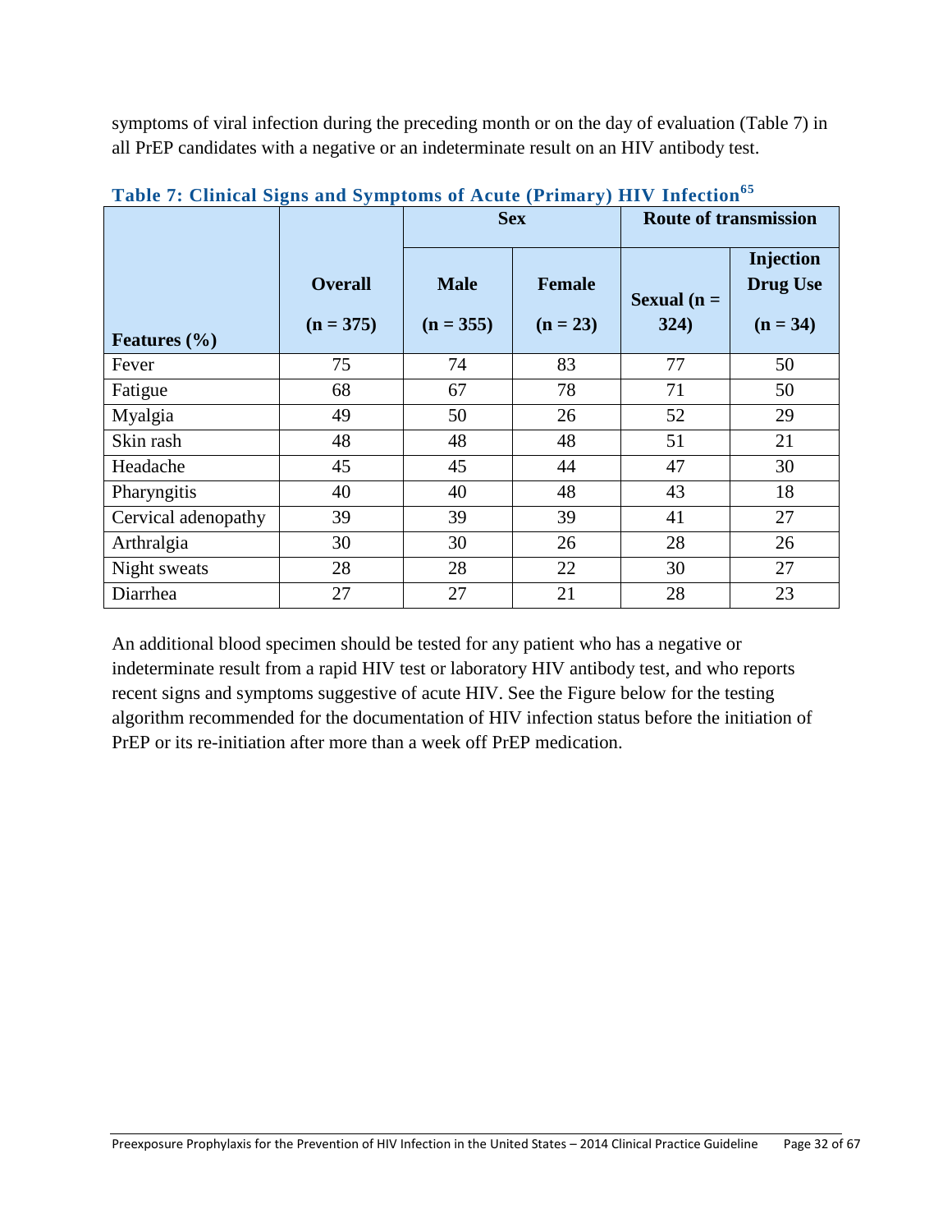symptoms of viral infection during the preceding month or on the day of evaluation (Table 7) in all PrEP candidates with a negative or an indeterminate result on an HIV antibody test.

**Table 7: Clinical Signs and Symptoms of Acute (Primary) HIV Infection[65]**

| Features (%) | Overall (n = 375) | Sex | | Route of transmission | |
|---|---|---|---|---|---|
| | | Male (n = 355) | Female (n = 23) | Sexual (n = 324) | Injection Drug Use (n = 34) |
| Fever | 75 | 74 | 83 | 77 | 50 |
| Fatigue | 68 | 67 | 78 | 71 | 50 |
| Myalgia | 49 | 50 | 26 | 52 | 29 |
| Skin rash | 48 | 48 | 48 | 51 | 21 |
| Headache | 45 | 45 | 44 | 47 | 30 |
| Pharyngitis | 40 | 40 | 48 | 43 | 18 |
| Cervical adenopathy | 39 | 39 | 39 | 41 | 27 |
| Arthralgia | 30 | 30 | 26 | 28 | 26 |
| Night sweats | 28 | 28 | 22 | 30 | 27 |
| Diarrhea | 27 | 27 | 21 | 28 | 23 |

An additional blood specimen should be tested for any patient who has a negative or indeterminate result from a rapid HIV test or laboratory HIV antibody test, and who reports recent signs and symptoms suggestive of acute HIV. See the Figure below for the testing algorithm recommended for the documentation of HIV infection status before the initiation of PrEP or its re-initiation after more than a week off PrEP medication.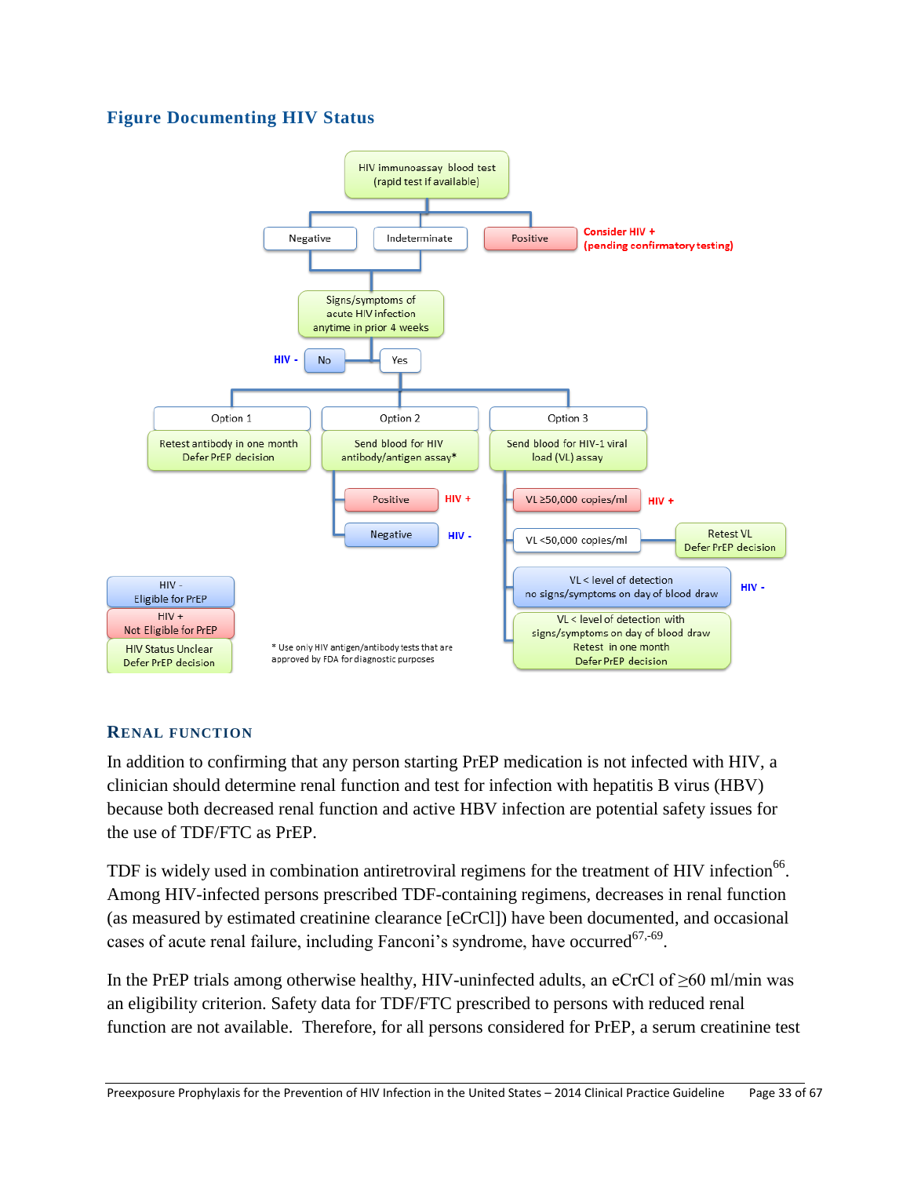## Figure Documenting HIV Status

HIV immunoassay blood test (rapid test if available)

- Negative
- Indeterminate
- Positive — Consider HIV + (pending confirmatory testing)

Negative / Indeterminate → Signs/symptoms of acute HIV infection anytime in prior 4 weeks

- No → HIV -
- Yes →
  - Option 1: Retest antibody in one month. Defer PrEP decision
  - Option 2: Send blood for HIV antibody/antigen assay*
    - Positive → HIV +
    - Negative → HIV -
  - Option 3: Send blood for HIV-1 viral load (VL) assay
    - VL ≥50,000 copies/ml → HIV +
    - VL <50,000 copies/ml → Retest VL. Defer PrEP decision
    - VL < level of detection, no signs/symptoms on day of blood draw → HIV -
    - VL < level of detection with signs/symptoms on day of blood draw. Retest in one month. Defer PrEP decision

Key:
- HIV - Eligible for PrEP
- HIV + Not Eligible for PrEP
- HIV Status Unclear Defer PrEP decision

\* Use only HIV antigen/antibody tests that are approved by FDA for diagnostic purposes

### Renal Function

In addition to confirming that any person starting PrEP medication is not infected with HIV, a clinician should determine renal function and test for infection with hepatitis B virus (HBV) because both decreased renal function and active HBV infection are potential safety issues for the use of TDF/FTC as PrEP.

TDF is widely used in combination antiretroviral regimens for the treatment of HIV infection[66]. Among HIV-infected persons prescribed TDF-containing regimens, decreases in renal function (as measured by estimated creatinine clearance [eCrCl]) have been documented, and occasional cases of acute renal failure, including Fanconi's syndrome, have occurred[67,-69].

In the PrEP trials among otherwise healthy, HIV-uninfected adults, an eCrCl of ≥60 ml/min was an eligibility criterion. Safety data for TDF/FTC prescribed to persons with reduced renal function are not available. Therefore, for all persons considered for PrEP, a serum creatinine test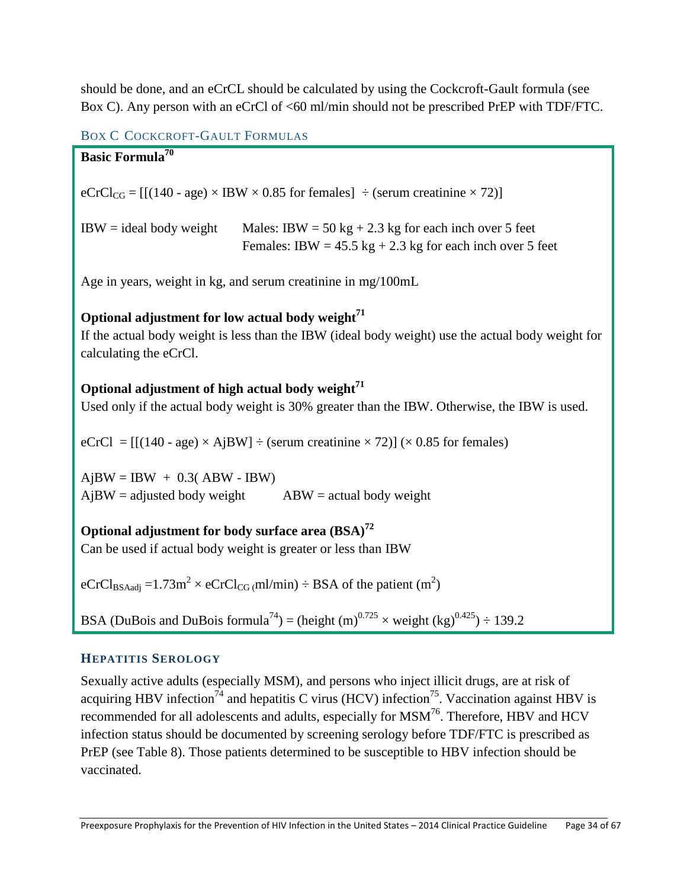should be done, and an eCrCL should be calculated by using the Cockcroft-Gault formula (see Box C). Any person with an eCrCl of <60 ml/min should not be prescribed PrEP with TDF/FTC.

### Box C Cockcroft-Gault Formulas

**Basic Formula**[70]

$$eCrCl_{CG} = [[(140 - \text{age}) \times \text{IBW} \times 0.85 \text{ for females}] \div (\text{serum creatinine} \times 72)]$$

IBW = ideal body weight  Males: IBW = 50 kg + 2.3 kg for each inch over 5 feet
 Females: IBW = 45.5 kg + 2.3 kg for each inch over 5 feet

Age in years, weight in kg, and serum creatinine in mg/100mL

**Optional adjustment for low actual body weight**[71]

If the actual body weight is less than the IBW (ideal body weight) use the actual body weight for calculating the eCrCl.

**Optional adjustment of high actual body weight**[71]

Used only if the actual body weight is 30% greater than the IBW. Otherwise, the IBW is used.

$$eCrCl = [[(140 - \text{age}) \times \text{AjBW}] \div (\text{serum creatinine} \times 72)] (\times 0.85 \text{ for females})$$

$$\text{AjBW} = \text{IBW} + 0.3(\text{ABW} - \text{IBW})$$

AjBW = adjusted body weight  ABW = actual body weight

**Optional adjustment for body surface area (BSA)**[72]

Can be used if actual body weight is greater or less than IBW

$$eCrCl_{BSAadj} = 1.73\text{m}^2 \times eCrCl_{CG} (\text{ml/min}) \div \text{BSA of the patient } (\text{m}^2)$$

BSA (DuBois and DuBois formula[74]) = $(\text{height (m)}^{0.725} \times \text{weight (kg)}^{0.425}) \div 139.2$

### Hepatitis Serology

Sexually active adults (especially MSM), and persons who inject illicit drugs, are at risk of acquiring HBV infection[74] and hepatitis C virus (HCV) infection[75]. Vaccination against HBV is recommended for all adolescents and adults, especially for MSM[76]. Therefore, HBV and HCV infection status should be documented by screening serology before TDF/FTC is prescribed as PrEP (see Table 8). Those patients determined to be susceptible to HBV infection should be vaccinated.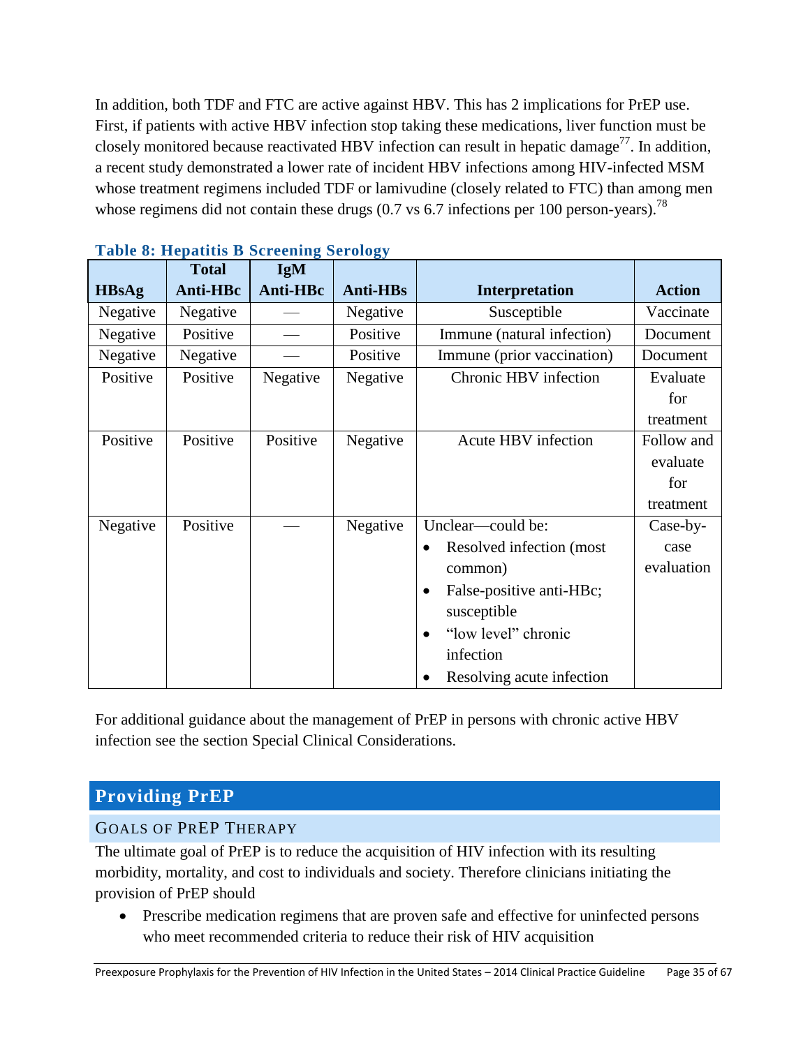In addition, both TDF and FTC are active against HBV. This has 2 implications for PrEP use. First, if patients with active HBV infection stop taking these medications, liver function must be closely monitored because reactivated HBV infection can result in hepatic damage[77]. In addition, a recent study demonstrated a lower rate of incident HBV infections among HIV-infected MSM whose treatment regimens included TDF or lamivudine (closely related to FTC) than among men whose regimens did not contain these drugs (0.7 vs 6.7 infections per 100 person-years).[78]

**Table 8: Hepatitis B Screening Serology**

| HBsAg | Total Anti-HBc | IgM Anti-HBc | Anti-HBs | Interpretation | Action |
|---|---|---|---|---|---|
| Negative | Negative | — | Negative | Susceptible | Vaccinate |
| Negative | Positive | — | Positive | Immune (natural infection) | Document |
| Negative | Negative | — | Positive | Immune (prior vaccination) | Document |
| Positive | Positive | Negative | Negative | Chronic HBV infection | Evaluate for treatment |
| Positive | Positive | Positive | Negative | Acute HBV infection | Follow and evaluate for treatment |
| Negative | Positive | — | Negative | Unclear—could be: • Resolved infection (most common) • False-positive anti-HBc; susceptible • "low level" chronic infection • Resolving acute infection | Case-by-case evaluation |

For additional guidance about the management of PrEP in persons with chronic active HBV infection see the section Special Clinical Considerations.

# Providing PrEP

## Goals of PrEP Therapy

The ultimate goal of PrEP is to reduce the acquisition of HIV infection with its resulting morbidity, mortality, and cost to individuals and society. Therefore clinicians initiating the provision of PrEP should

- Prescribe medication regimens that are proven safe and effective for uninfected persons who meet recommended criteria to reduce their risk of HIV acquisition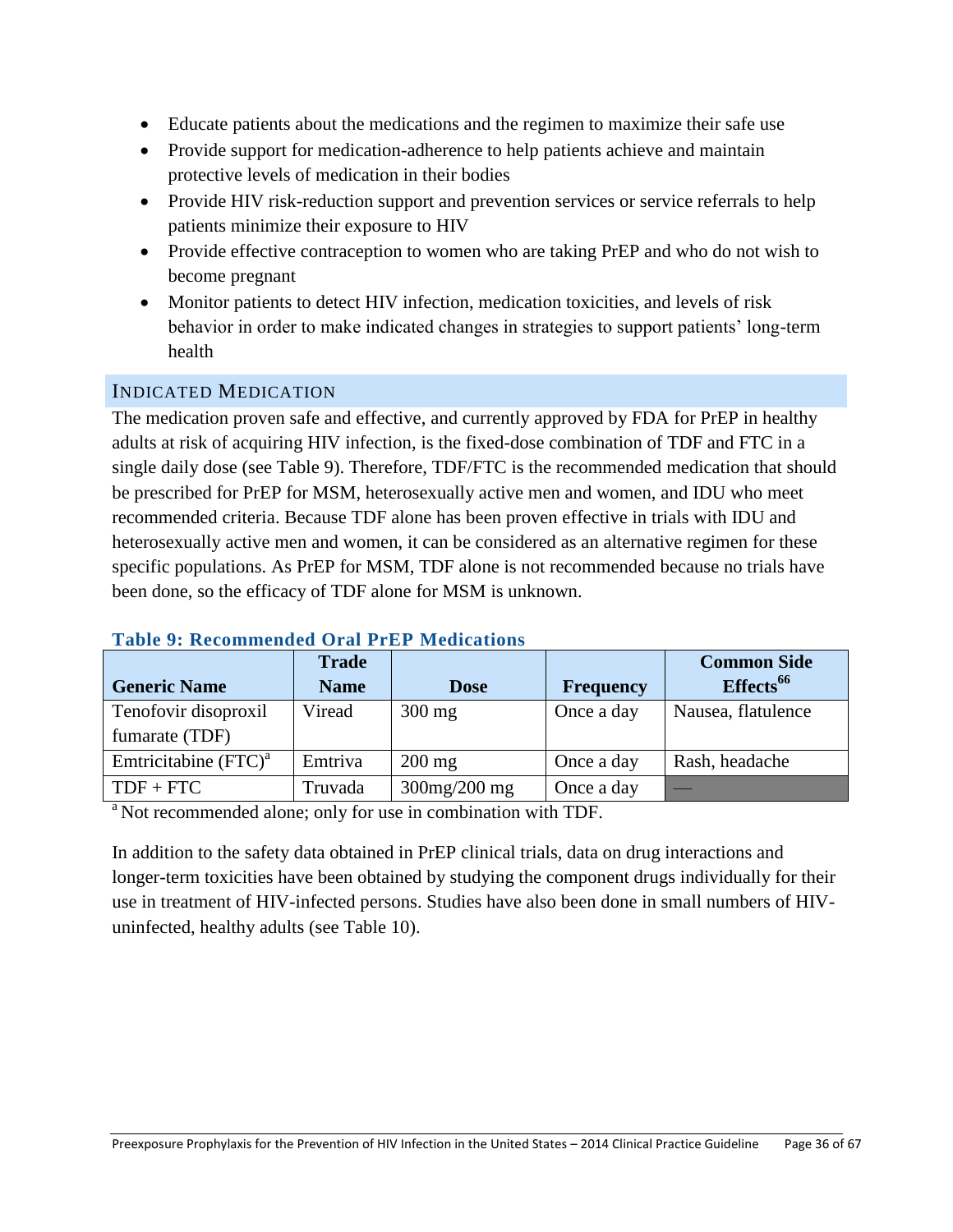- Educate patients about the medications and the regimen to maximize their safe use
- Provide support for medication-adherence to help patients achieve and maintain protective levels of medication in their bodies
- Provide HIV risk-reduction support and prevention services or service referrals to help patients minimize their exposure to HIV
- Provide effective contraception to women who are taking PrEP and who do not wish to become pregnant
- Monitor patients to detect HIV infection, medication toxicities, and levels of risk behavior in order to make indicated changes in strategies to support patients' long-term health

## INDICATED MEDICATION

The medication proven safe and effective, and currently approved by FDA for PrEP in healthy adults at risk of acquiring HIV infection, is the fixed-dose combination of TDF and FTC in a single daily dose (see Table 9). Therefore, TDF/FTC is the recommended medication that should be prescribed for PrEP for MSM, heterosexually active men and women, and IDU who meet recommended criteria. Because TDF alone has been proven effective in trials with IDU and heterosexually active men and women, it can be considered as an alternative regimen for these specific populations. As PrEP for MSM, TDF alone is not recommended because no trials have been done, so the efficacy of TDF alone for MSM is unknown.

**Table 9: Recommended Oral PrEP Medications**

| Generic Name | Trade Name | Dose | Frequency | Common Side Effects[66] |
|---|---|---|---|---|
| Tenofovir disoproxil fumarate (TDF) | Viread | 300 mg | Once a day | Nausea, flatulence |
| Emtricitabine (FTC)[a] | Emtriva | 200 mg | Once a day | Rash, headache |
| TDF + FTC | Truvada | 300mg/200 mg | Once a day | — |

[a] Not recommended alone; only for use in combination with TDF.

In addition to the safety data obtained in PrEP clinical trials, data on drug interactions and longer-term toxicities have been obtained by studying the component drugs individually for their use in treatment of HIV-infected persons. Studies have also been done in small numbers of HIV-uninfected, healthy adults (see Table 10).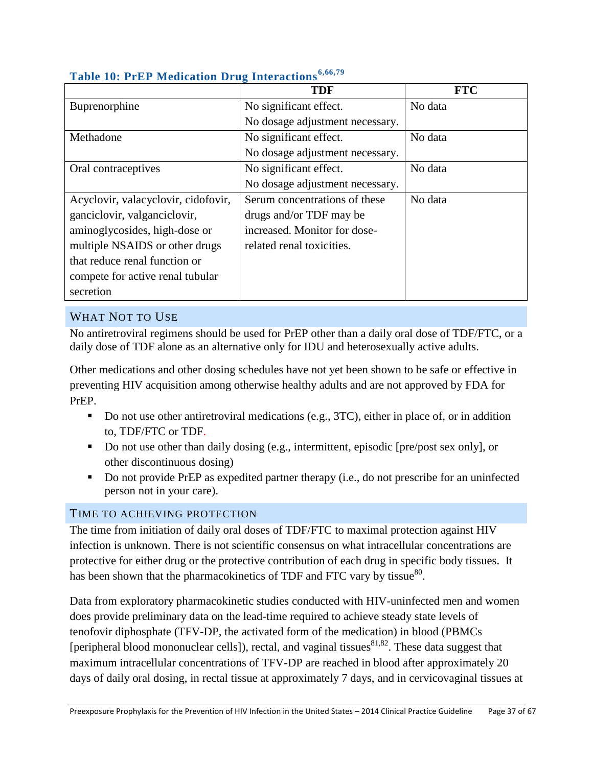### Table 10: PrEP Medication Drug Interactions[6,66,79]

| | TDF | FTC |
|---|---|---|
| Buprenorphine | No significant effect. No dosage adjustment necessary. | No data |
| Methadone | No significant effect. No dosage adjustment necessary. | No data |
| Oral contraceptives | No significant effect. No dosage adjustment necessary. | No data |
| Acyclovir, valacyclovir, cidofovir, ganciclovir, valganciclovir, aminoglycosides, high-dose or multiple NSAIDS or other drugs that reduce renal function or compete for active renal tubular secretion | Serum concentrations of these drugs and/or TDF may be increased. Monitor for dose-related renal toxicities. | No data |

## WHAT NOT TO USE

No antiretroviral regimens should be used for PrEP other than a daily oral dose of TDF/FTC, or a daily dose of TDF alone as an alternative only for IDU and heterosexually active adults.

Other medications and other dosing schedules have not yet been shown to be safe or effective in preventing HIV acquisition among otherwise healthy adults and are not approved by FDA for PrEP.

- Do not use other antiretroviral medications (e.g., 3TC), either in place of, or in addition to, TDF/FTC or TDF.
- Do not use other than daily dosing (e.g., intermittent, episodic [pre/post sex only], or other discontinuous dosing)
- Do not provide PrEP as expedited partner therapy (i.e., do not prescribe for an uninfected person not in your care).

## TIME TO ACHIEVING PROTECTION

The time from initiation of daily oral doses of TDF/FTC to maximal protection against HIV infection is unknown. There is not scientific consensus on what intracellular concentrations are protective for either drug or the protective contribution of each drug in specific body tissues. It has been shown that the pharmacokinetics of TDF and FTC vary by tissue[80].

Data from exploratory pharmacokinetic studies conducted with HIV-uninfected men and women does provide preliminary data on the lead-time required to achieve steady state levels of tenofovir diphosphate (TFV-DP, the activated form of the medication) in blood (PBMCs [peripheral blood mononuclear cells]), rectal, and vaginal tissues[81,82]. These data suggest that maximum intracellular concentrations of TFV-DP are reached in blood after approximately 20 days of daily oral dosing, in rectal tissue at approximately 7 days, and in cervicovaginal tissues at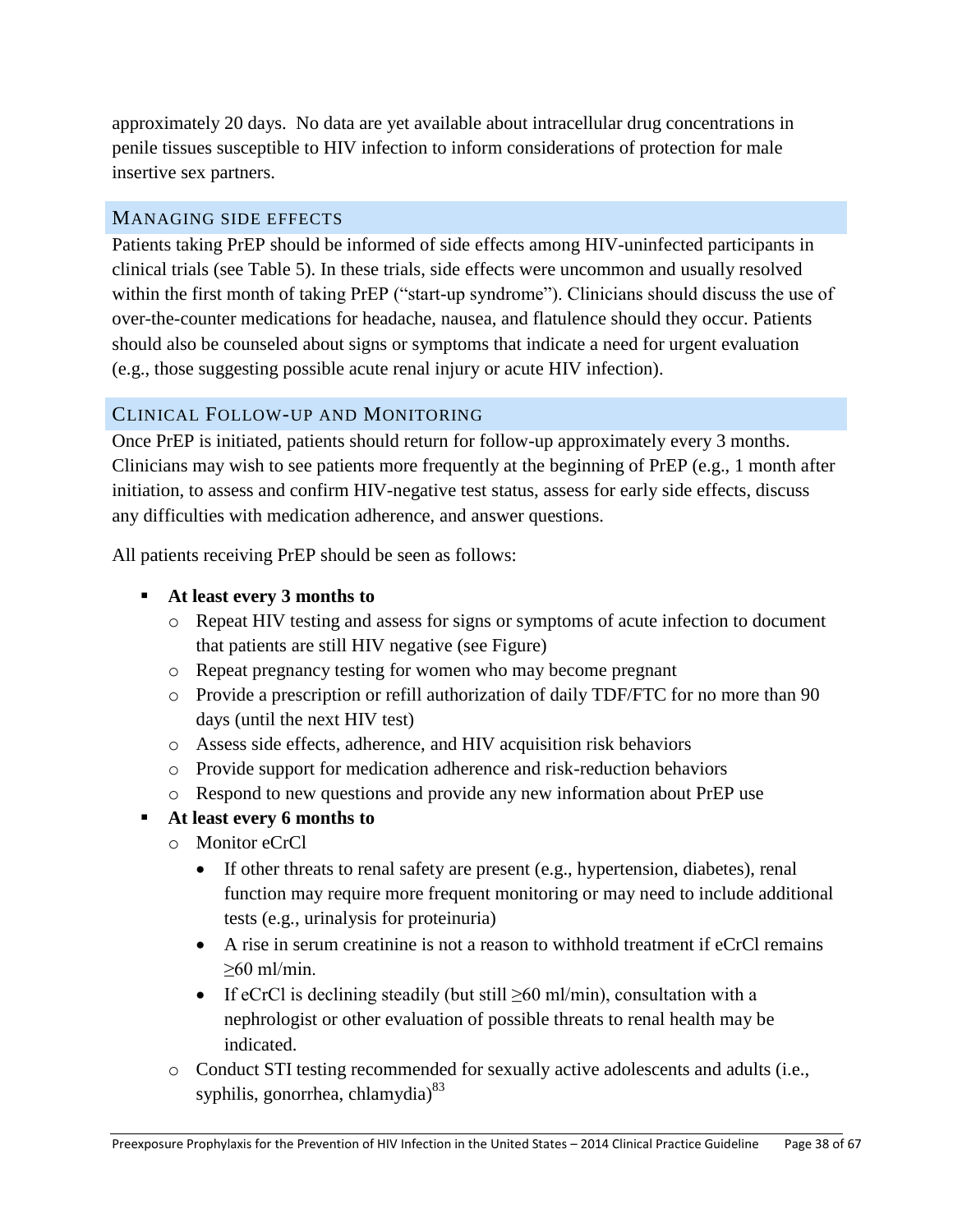approximately 20 days. No data are yet available about intracellular drug concentrations in penile tissues susceptible to HIV infection to inform considerations of protection for male insertive sex partners.

## MANAGING SIDE EFFECTS

Patients taking PrEP should be informed of side effects among HIV-uninfected participants in clinical trials (see Table 5). In these trials, side effects were uncommon and usually resolved within the first month of taking PrEP ("start-up syndrome"). Clinicians should discuss the use of over-the-counter medications for headache, nausea, and flatulence should they occur. Patients should also be counseled about signs or symptoms that indicate a need for urgent evaluation (e.g., those suggesting possible acute renal injury or acute HIV infection).

## CLINICAL FOLLOW-UP AND MONITORING

Once PrEP is initiated, patients should return for follow-up approximately every 3 months. Clinicians may wish to see patients more frequently at the beginning of PrEP (e.g., 1 month after initiation, to assess and confirm HIV-negative test status, assess for early side effects, discuss any difficulties with medication adherence, and answer questions.

All patients receiving PrEP should be seen as follows:

- **At least every 3 months to**
  - Repeat HIV testing and assess for signs or symptoms of acute infection to document that patients are still HIV negative (see Figure)
  - Repeat pregnancy testing for women who may become pregnant
  - Provide a prescription or refill authorization of daily TDF/FTC for no more than 90 days (until the next HIV test)
  - Assess side effects, adherence, and HIV acquisition risk behaviors
  - Provide support for medication adherence and risk-reduction behaviors
  - Respond to new questions and provide any new information about PrEP use
- **At least every 6 months to**
  - Monitor eCrCl
    - If other threats to renal safety are present (e.g., hypertension, diabetes), renal function may require more frequent monitoring or may need to include additional tests (e.g., urinalysis for proteinuria)
    - A rise in serum creatinine is not a reason to withhold treatment if eCrCl remains ≥60 ml/min.
    - If eCrCl is declining steadily (but still ≥60 ml/min), consultation with a nephrologist or other evaluation of possible threats to renal health may be indicated.
  - Conduct STI testing recommended for sexually active adolescents and adults (i.e., syphilis, gonorrhea, chlamydia)[83]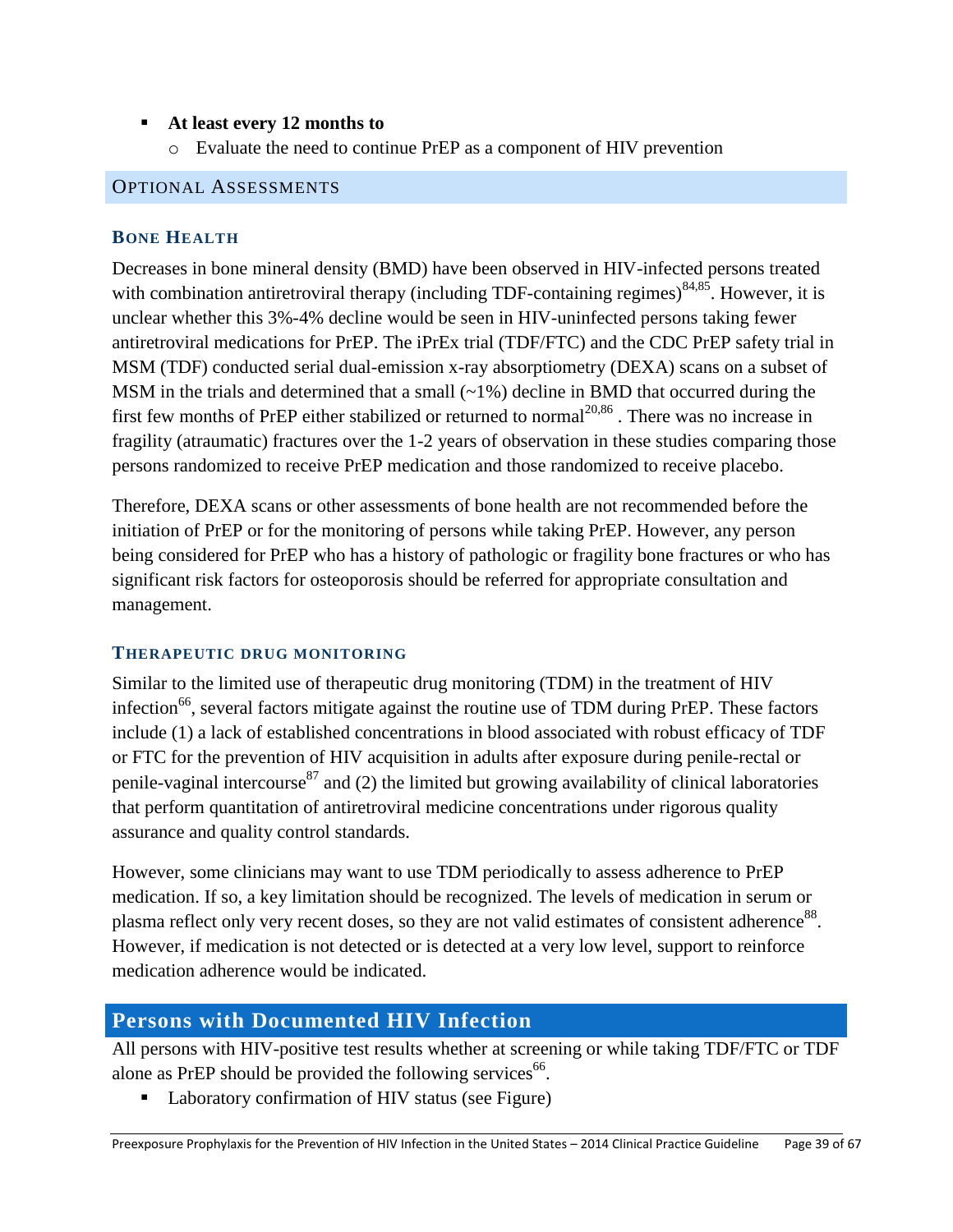- **At least every 12 months to**
  - Evaluate the need to continue PrEP as a component of HIV prevention

## OPTIONAL ASSESSMENTS

### BONE HEALTH

Decreases in bone mineral density (BMD) have been observed in HIV-infected persons treated with combination antiretroviral therapy (including TDF-containing regimes)[84,85]. However, it is unclear whether this 3%-4% decline would be seen in HIV-uninfected persons taking fewer antiretroviral medications for PrEP. The iPrEx trial (TDF/FTC) and the CDC PrEP safety trial in MSM (TDF) conducted serial dual-emission x-ray absorptiometry (DEXA) scans on a subset of MSM in the trials and determined that a small (~1%) decline in BMD that occurred during the first few months of PrEP either stabilized or returned to normal[20,86] . There was no increase in fragility (atraumatic) fractures over the 1-2 years of observation in these studies comparing those persons randomized to receive PrEP medication and those randomized to receive placebo.

Therefore, DEXA scans or other assessments of bone health are not recommended before the initiation of PrEP or for the monitoring of persons while taking PrEP. However, any person being considered for PrEP who has a history of pathologic or fragility bone fractures or who has significant risk factors for osteoporosis should be referred for appropriate consultation and management.

### THERAPEUTIC DRUG MONITORING

Similar to the limited use of therapeutic drug monitoring (TDM) in the treatment of HIV infection[66], several factors mitigate against the routine use of TDM during PrEP. These factors include (1) a lack of established concentrations in blood associated with robust efficacy of TDF or FTC for the prevention of HIV acquisition in adults after exposure during penile-rectal or penile-vaginal intercourse[87] and (2) the limited but growing availability of clinical laboratories that perform quantitation of antiretroviral medicine concentrations under rigorous quality assurance and quality control standards.

However, some clinicians may want to use TDM periodically to assess adherence to PrEP medication. If so, a key limitation should be recognized. The levels of medication in serum or plasma reflect only very recent doses, so they are not valid estimates of consistent adherence[88]. However, if medication is not detected or is detected at a very low level, support to reinforce medication adherence would be indicated.

## Persons with Documented HIV Infection

All persons with HIV-positive test results whether at screening or while taking TDF/FTC or TDF alone as PrEP should be provided the following services[66].

- Laboratory confirmation of HIV status (see Figure)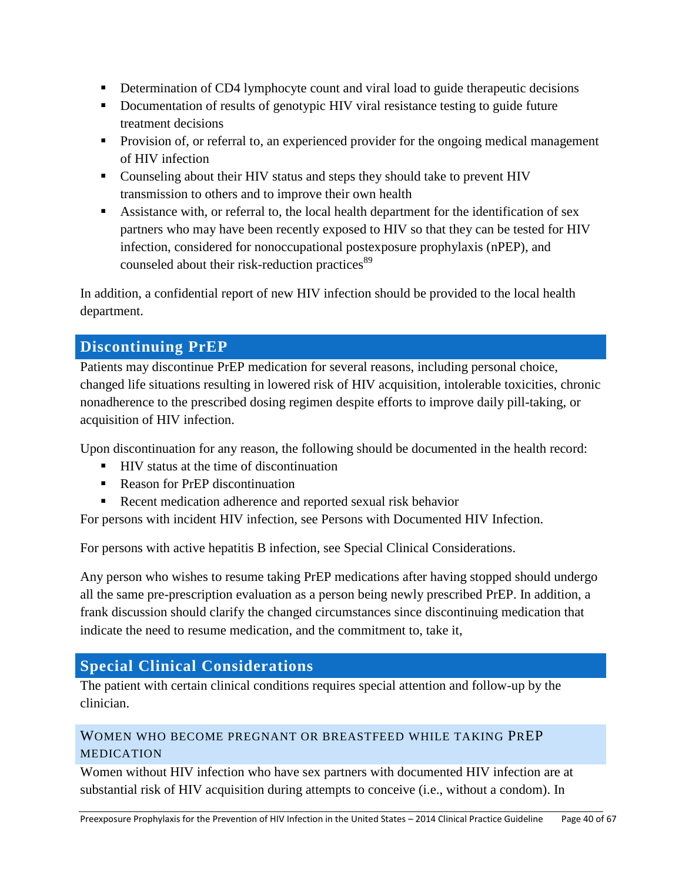- Determination of CD4 lymphocyte count and viral load to guide therapeutic decisions
- Documentation of results of genotypic HIV viral resistance testing to guide future treatment decisions
- Provision of, or referral to, an experienced provider for the ongoing medical management of HIV infection
- Counseling about their HIV status and steps they should take to prevent HIV transmission to others and to improve their own health
- Assistance with, or referral to, the local health department for the identification of sex partners who may have been recently exposed to HIV so that they can be tested for HIV infection, considered for nonoccupational postexposure prophylaxis (nPEP), and counseled about their risk-reduction practices[89]

In addition, a confidential report of new HIV infection should be provided to the local health department.

## Discontinuing PrEP

Patients may discontinue PrEP medication for several reasons, including personal choice, changed life situations resulting in lowered risk of HIV acquisition, intolerable toxicities, chronic nonadherence to the prescribed dosing regimen despite efforts to improve daily pill-taking, or acquisition of HIV infection.

Upon discontinuation for any reason, the following should be documented in the health record:

- HIV status at the time of discontinuation
- Reason for PrEP discontinuation
- Recent medication adherence and reported sexual risk behavior

For persons with incident HIV infection, see Persons with Documented HIV Infection.

For persons with active hepatitis B infection, see Special Clinical Considerations.

Any person who wishes to resume taking PrEP medications after having stopped should undergo all the same pre-prescription evaluation as a person being newly prescribed PrEP. In addition, a frank discussion should clarify the changed circumstances since discontinuing medication that indicate the need to resume medication, and the commitment to, take it,

## Special Clinical Considerations

The patient with certain clinical conditions requires special attention and follow-up by the clinician.

### Women Who Become Pregnant or Breastfeed While Taking PrEP Medication

Women without HIV infection who have sex partners with documented HIV infection are at substantial risk of HIV acquisition during attempts to conceive (i.e., without a condom). In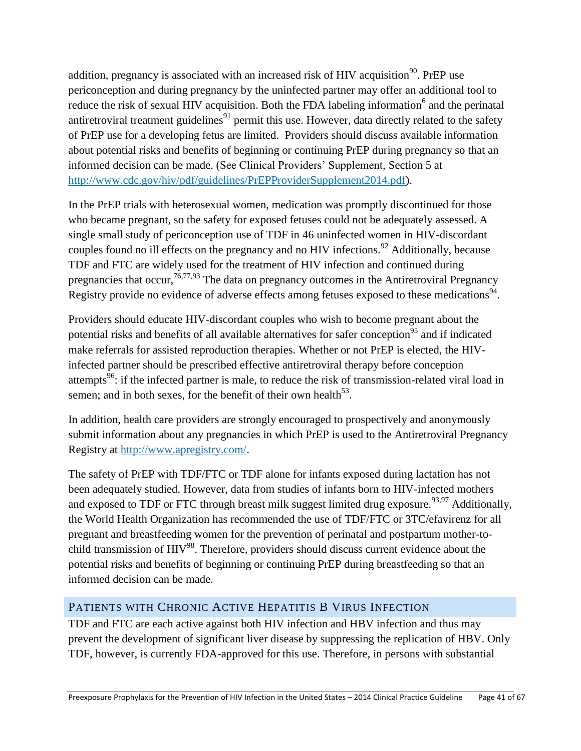addition, pregnancy is associated with an increased risk of HIV acquisition[90]. PrEP use periconception and during pregnancy by the uninfected partner may offer an additional tool to reduce the risk of sexual HIV acquisition. Both the FDA labeling information[6] and the perinatal antiretroviral treatment guidelines[91] permit this use. However, data directly related to the safety of PrEP use for a developing fetus are limited. Providers should discuss available information about potential risks and benefits of beginning or continuing PrEP during pregnancy so that an informed decision can be made. (See Clinical Providers' Supplement, Section 5 at http://www.cdc.gov/hiv/pdf/guidelines/PrEPProviderSupplement2014.pdf).

In the PrEP trials with heterosexual women, medication was promptly discontinued for those who became pregnant, so the safety for exposed fetuses could not be adequately assessed. A single small study of periconception use of TDF in 46 uninfected women in HIV-discordant couples found no ill effects on the pregnancy and no HIV infections.[92] Additionally, because TDF and FTC are widely used for the treatment of HIV infection and continued during pregnancies that occur,[76,77,93] The data on pregnancy outcomes in the Antiretroviral Pregnancy Registry provide no evidence of adverse effects among fetuses exposed to these medications[94].

Providers should educate HIV-discordant couples who wish to become pregnant about the potential risks and benefits of all available alternatives for safer conception[95] and if indicated make referrals for assisted reproduction therapies. Whether or not PrEP is elected, the HIV-infected partner should be prescribed effective antiretroviral therapy before conception attempts[96]: if the infected partner is male, to reduce the risk of transmission-related viral load in semen; and in both sexes, for the benefit of their own health[53].

In addition, health care providers are strongly encouraged to prospectively and anonymously submit information about any pregnancies in which PrEP is used to the Antiretroviral Pregnancy Registry at http://www.apregistry.com/.

The safety of PrEP with TDF/FTC or TDF alone for infants exposed during lactation has not been adequately studied. However, data from studies of infants born to HIV-infected mothers and exposed to TDF or FTC through breast milk suggest limited drug exposure.[93,97] Additionally, the World Health Organization has recommended the use of TDF/FTC or 3TC/efavirenz for all pregnant and breastfeeding women for the prevention of perinatal and postpartum mother-to-child transmission of HIV[98]. Therefore, providers should discuss current evidence about the potential risks and benefits of beginning or continuing PrEP during breastfeeding so that an informed decision can be made.

## Patients with Chronic Active Hepatitis B Virus Infection

TDF and FTC are each active against both HIV infection and HBV infection and thus may prevent the development of significant liver disease by suppressing the replication of HBV. Only TDF, however, is currently FDA-approved for this use. Therefore, in persons with substantial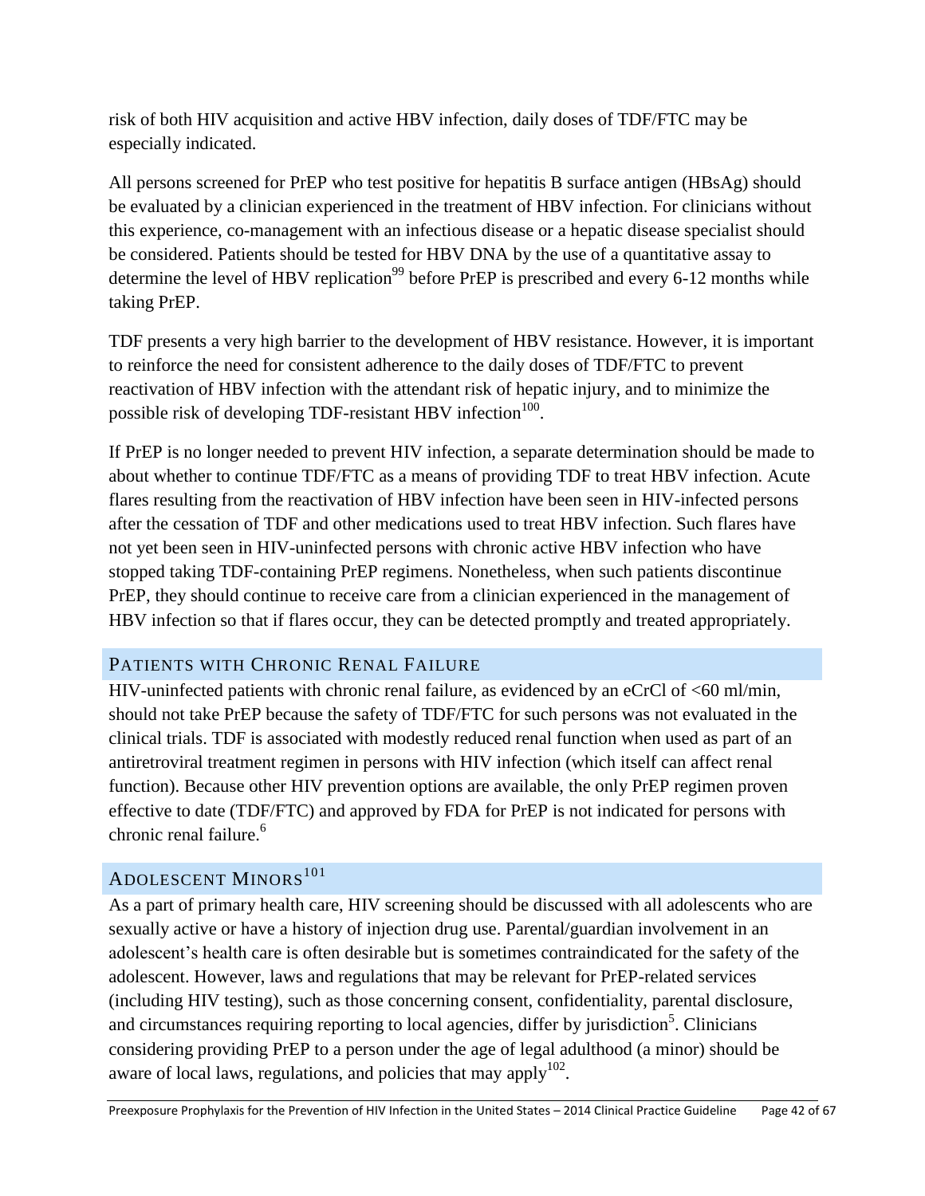risk of both HIV acquisition and active HBV infection, daily doses of TDF/FTC may be especially indicated.

All persons screened for PrEP who test positive for hepatitis B surface antigen (HBsAg) should be evaluated by a clinician experienced in the treatment of HBV infection. For clinicians without this experience, co-management with an infectious disease or a hepatic disease specialist should be considered. Patients should be tested for HBV DNA by the use of a quantitative assay to determine the level of HBV replication[99] before PrEP is prescribed and every 6-12 months while taking PrEP.

TDF presents a very high barrier to the development of HBV resistance. However, it is important to reinforce the need for consistent adherence to the daily doses of TDF/FTC to prevent reactivation of HBV infection with the attendant risk of hepatic injury, and to minimize the possible risk of developing TDF-resistant HBV infection[100].

If PrEP is no longer needed to prevent HIV infection, a separate determination should be made to about whether to continue TDF/FTC as a means of providing TDF to treat HBV infection. Acute flares resulting from the reactivation of HBV infection have been seen in HIV-infected persons after the cessation of TDF and other medications used to treat HBV infection. Such flares have not yet been seen in HIV-uninfected persons with chronic active HBV infection who have stopped taking TDF-containing PrEP regimens. Nonetheless, when such patients discontinue PrEP, they should continue to receive care from a clinician experienced in the management of HBV infection so that if flares occur, they can be detected promptly and treated appropriately.

## Patients with Chronic Renal Failure

HIV-uninfected patients with chronic renal failure, as evidenced by an eCrCl of <60 ml/min, should not take PrEP because the safety of TDF/FTC for such persons was not evaluated in the clinical trials. TDF is associated with modestly reduced renal function when used as part of an antiretroviral treatment regimen in persons with HIV infection (which itself can affect renal function). Because other HIV prevention options are available, the only PrEP regimen proven effective to date (TDF/FTC) and approved by FDA for PrEP is not indicated for persons with chronic renal failure.[6]

## Adolescent Minors[101]

As a part of primary health care, HIV screening should be discussed with all adolescents who are sexually active or have a history of injection drug use. Parental/guardian involvement in an adolescent's health care is often desirable but is sometimes contraindicated for the safety of the adolescent. However, laws and regulations that may be relevant for PrEP-related services (including HIV testing), such as those concerning consent, confidentiality, parental disclosure, and circumstances requiring reporting to local agencies, differ by jurisdiction[5]. Clinicians considering providing PrEP to a person under the age of legal adulthood (a minor) should be aware of local laws, regulations, and policies that may apply[102].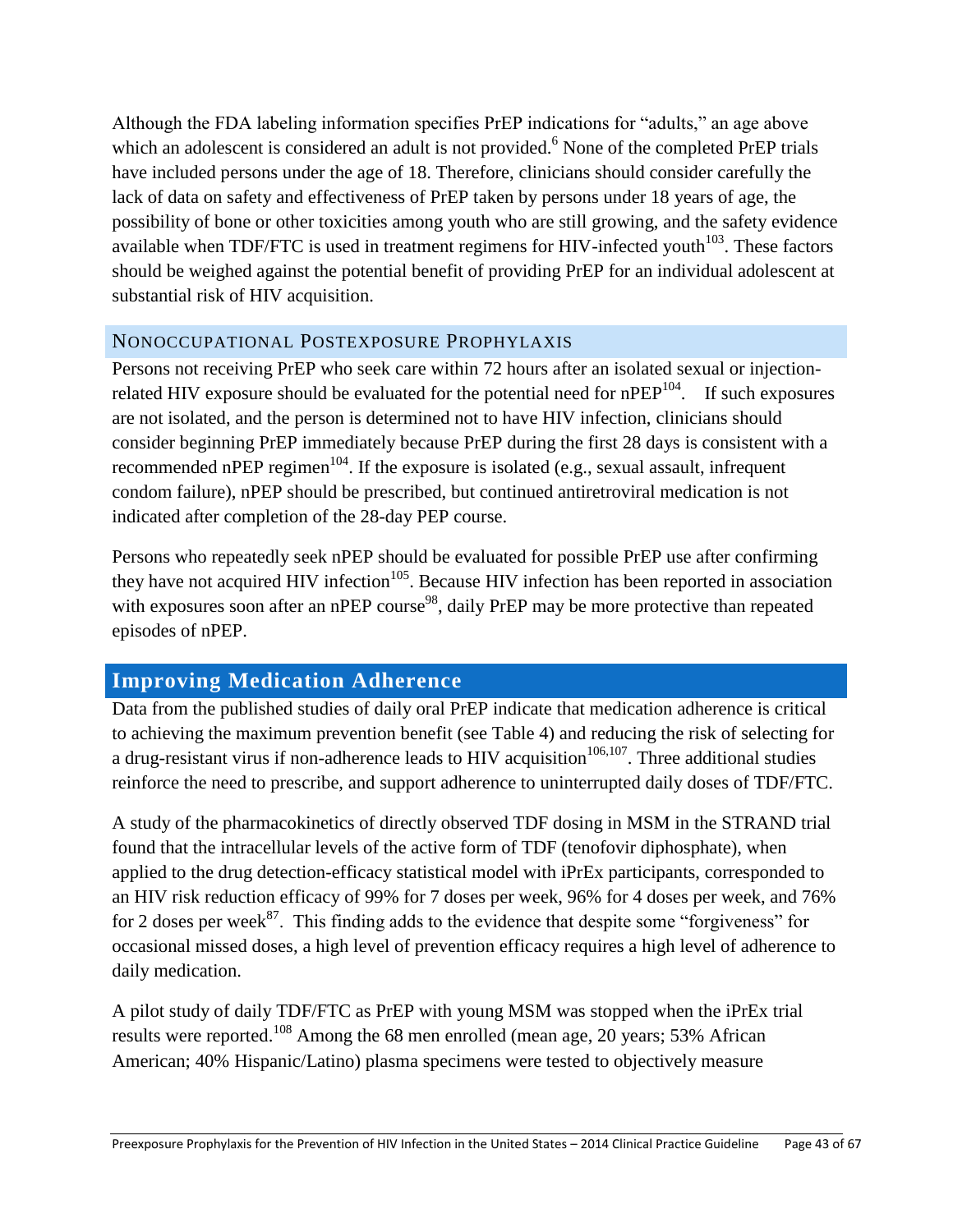Although the FDA labeling information specifies PrEP indications for "adults," an age above which an adolescent is considered an adult is not provided.[6] None of the completed PrEP trials have included persons under the age of 18. Therefore, clinicians should consider carefully the lack of data on safety and effectiveness of PrEP taken by persons under 18 years of age, the possibility of bone or other toxicities among youth who are still growing, and the safety evidence available when TDF/FTC is used in treatment regimens for HIV-infected youth[103]. These factors should be weighed against the potential benefit of providing PrEP for an individual adolescent at substantial risk of HIV acquisition.

### Nonoccupational Postexposure Prophylaxis

Persons not receiving PrEP who seek care within 72 hours after an isolated sexual or injection-related HIV exposure should be evaluated for the potential need for nPEP[104]. If such exposures are not isolated, and the person is determined not to have HIV infection, clinicians should consider beginning PrEP immediately because PrEP during the first 28 days is consistent with a recommended nPEP regimen[104]. If the exposure is isolated (e.g., sexual assault, infrequent condom failure), nPEP should be prescribed, but continued antiretroviral medication is not indicated after completion of the 28-day PEP course.

Persons who repeatedly seek nPEP should be evaluated for possible PrEP use after confirming they have not acquired HIV infection[105]. Because HIV infection has been reported in association with exposures soon after an nPEP course[98], daily PrEP may be more protective than repeated episodes of nPEP.

## Improving Medication Adherence

Data from the published studies of daily oral PrEP indicate that medication adherence is critical to achieving the maximum prevention benefit (see Table 4) and reducing the risk of selecting for a drug-resistant virus if non-adherence leads to HIV acquisition[106,107]. Three additional studies reinforce the need to prescribe, and support adherence to uninterrupted daily doses of TDF/FTC.

A study of the pharmacokinetics of directly observed TDF dosing in MSM in the STRAND trial found that the intracellular levels of the active form of TDF (tenofovir diphosphate), when applied to the drug detection-efficacy statistical model with iPrEx participants, corresponded to an HIV risk reduction efficacy of 99% for 7 doses per week, 96% for 4 doses per week, and 76% for 2 doses per week[87]. This finding adds to the evidence that despite some "forgiveness" for occasional missed doses, a high level of prevention efficacy requires a high level of adherence to daily medication.

A pilot study of daily TDF/FTC as PrEP with young MSM was stopped when the iPrEx trial results were reported.[108] Among the 68 men enrolled (mean age, 20 years; 53% African American; 40% Hispanic/Latino) plasma specimens were tested to objectively measure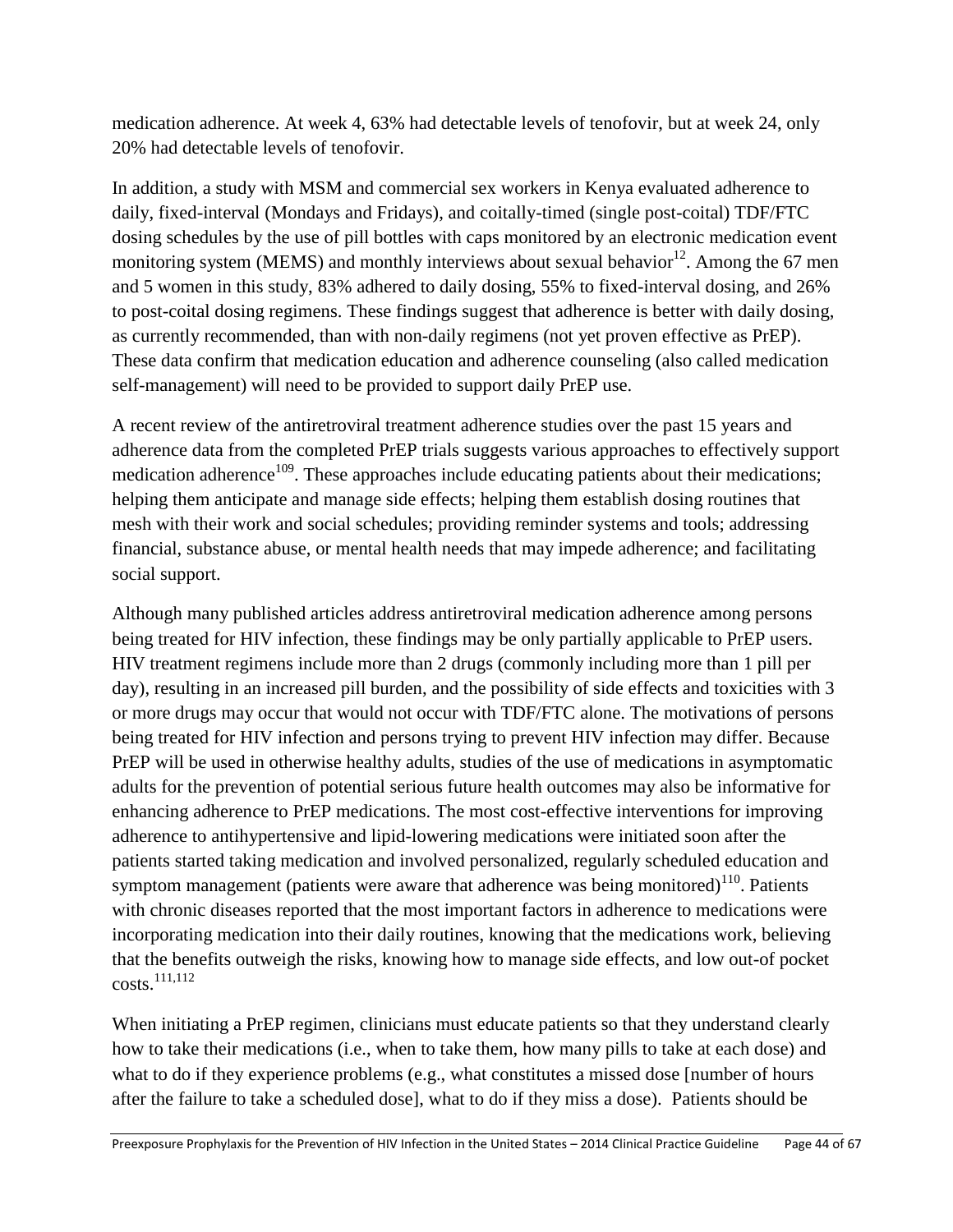medication adherence. At week 4, 63% had detectable levels of tenofovir, but at week 24, only 20% had detectable levels of tenofovir.

In addition, a study with MSM and commercial sex workers in Kenya evaluated adherence to daily, fixed-interval (Mondays and Fridays), and coitally-timed (single post-coital) TDF/FTC dosing schedules by the use of pill bottles with caps monitored by an electronic medication event monitoring system (MEMS) and monthly interviews about sexual behavior[12]. Among the 67 men and 5 women in this study, 83% adhered to daily dosing, 55% to fixed-interval dosing, and 26% to post-coital dosing regimens. These findings suggest that adherence is better with daily dosing, as currently recommended, than with non-daily regimens (not yet proven effective as PrEP). These data confirm that medication education and adherence counseling (also called medication self-management) will need to be provided to support daily PrEP use.

A recent review of the antiretroviral treatment adherence studies over the past 15 years and adherence data from the completed PrEP trials suggests various approaches to effectively support medication adherence[109]. These approaches include educating patients about their medications; helping them anticipate and manage side effects; helping them establish dosing routines that mesh with their work and social schedules; providing reminder systems and tools; addressing financial, substance abuse, or mental health needs that may impede adherence; and facilitating social support.

Although many published articles address antiretroviral medication adherence among persons being treated for HIV infection, these findings may be only partially applicable to PrEP users. HIV treatment regimens include more than 2 drugs (commonly including more than 1 pill per day), resulting in an increased pill burden, and the possibility of side effects and toxicities with 3 or more drugs may occur that would not occur with TDF/FTC alone. The motivations of persons being treated for HIV infection and persons trying to prevent HIV infection may differ. Because PrEP will be used in otherwise healthy adults, studies of the use of medications in asymptomatic adults for the prevention of potential serious future health outcomes may also be informative for enhancing adherence to PrEP medications. The most cost-effective interventions for improving adherence to antihypertensive and lipid-lowering medications were initiated soon after the patients started taking medication and involved personalized, regularly scheduled education and symptom management (patients were aware that adherence was being monitored)[110]. Patients with chronic diseases reported that the most important factors in adherence to medications were incorporating medication into their daily routines, knowing that the medications work, believing that the benefits outweigh the risks, knowing how to manage side effects, and low out-of pocket costs.[111,112]

When initiating a PrEP regimen, clinicians must educate patients so that they understand clearly how to take their medications (i.e., when to take them, how many pills to take at each dose) and what to do if they experience problems (e.g., what constitutes a missed dose [number of hours after the failure to take a scheduled dose], what to do if they miss a dose). Patients should be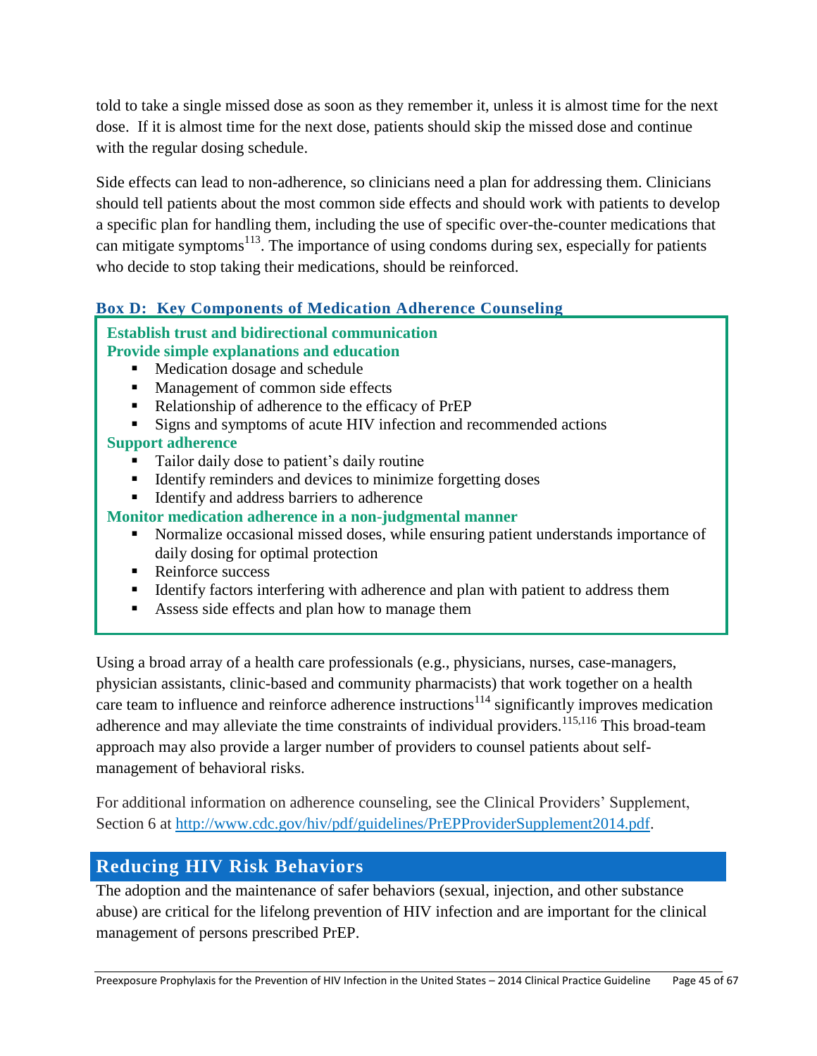told to take a single missed dose as soon as they remember it, unless it is almost time for the next dose. If it is almost time for the next dose, patients should skip the missed dose and continue with the regular dosing schedule.

Side effects can lead to non-adherence, so clinicians need a plan for addressing them. Clinicians should tell patients about the most common side effects and should work with patients to develop a specific plan for handling them, including the use of specific over-the-counter medications that can mitigate symptoms[113]. The importance of using condoms during sex, especially for patients who decide to stop taking their medications, should be reinforced.

**Box D: Key Components of Medication Adherence Counseling**

**Establish trust and bidirectional communication**

**Provide simple explanations and education**

- Medication dosage and schedule
- Management of common side effects
- Relationship of adherence to the efficacy of PrEP
- Signs and symptoms of acute HIV infection and recommended actions

**Support adherence**

- Tailor daily dose to patient's daily routine
- Identify reminders and devices to minimize forgetting doses
- Identify and address barriers to adherence

**Monitor medication adherence in a non-judgmental manner**

- Normalize occasional missed doses, while ensuring patient understands importance of daily dosing for optimal protection
- Reinforce success
- Identify factors interfering with adherence and plan with patient to address them
- Assess side effects and plan how to manage them

Using a broad array of a health care professionals (e.g., physicians, nurses, case-managers, physician assistants, clinic-based and community pharmacists) that work together on a health care team to influence and reinforce adherence instructions[114] significantly improves medication adherence and may alleviate the time constraints of individual providers.[115,116] This broad-team approach may also provide a larger number of providers to counsel patients about self-management of behavioral risks.

For additional information on adherence counseling, see the Clinical Providers' Supplement, Section 6 at http://www.cdc.gov/hiv/pdf/guidelines/PrEPProviderSupplement2014.pdf.

## Reducing HIV Risk Behaviors

The adoption and the maintenance of safer behaviors (sexual, injection, and other substance abuse) are critical for the lifelong prevention of HIV infection and are important for the clinical management of persons prescribed PrEP.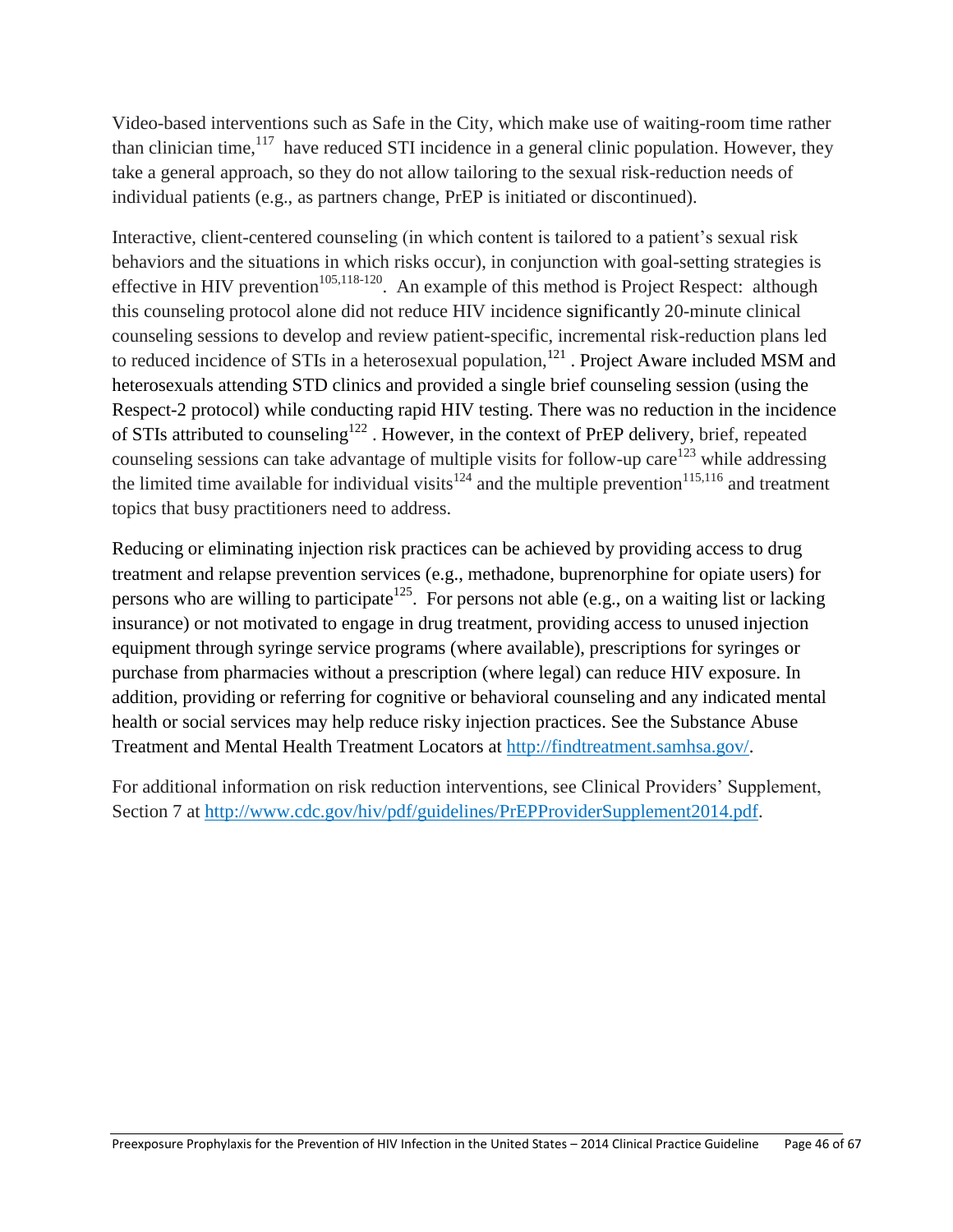Video-based interventions such as Safe in the City, which make use of waiting-room time rather than clinician time,[117] have reduced STI incidence in a general clinic population. However, they take a general approach, so they do not allow tailoring to the sexual risk-reduction needs of individual patients (e.g., as partners change, PrEP is initiated or discontinued).

Interactive, client-centered counseling (in which content is tailored to a patient's sexual risk behaviors and the situations in which risks occur), in conjunction with goal-setting strategies is effective in HIV prevention[105,118-120]. An example of this method is Project Respect: although this counseling protocol alone did not reduce HIV incidence significantly 20-minute clinical counseling sessions to develop and review patient-specific, incremental risk-reduction plans led to reduced incidence of STIs in a heterosexual population,[121] . Project Aware included MSM and heterosexuals attending STD clinics and provided a single brief counseling session (using the Respect-2 protocol) while conducting rapid HIV testing. There was no reduction in the incidence of STIs attributed to counseling[122] . However, in the context of PrEP delivery, brief, repeated counseling sessions can take advantage of multiple visits for follow-up care[123] while addressing the limited time available for individual visits[124] and the multiple prevention[115,116] and treatment topics that busy practitioners need to address.

Reducing or eliminating injection risk practices can be achieved by providing access to drug treatment and relapse prevention services (e.g., methadone, buprenorphine for opiate users) for persons who are willing to participate[125]. For persons not able (e.g., on a waiting list or lacking insurance) or not motivated to engage in drug treatment, providing access to unused injection equipment through syringe service programs (where available), prescriptions for syringes or purchase from pharmacies without a prescription (where legal) can reduce HIV exposure. In addition, providing or referring for cognitive or behavioral counseling and any indicated mental health or social services may help reduce risky injection practices. See the Substance Abuse Treatment and Mental Health Treatment Locators at http://findtreatment.samhsa.gov/.

For additional information on risk reduction interventions, see Clinical Providers' Supplement, Section 7 at http://www.cdc.gov/hiv/pdf/guidelines/PrEPProviderSupplement2014.pdf.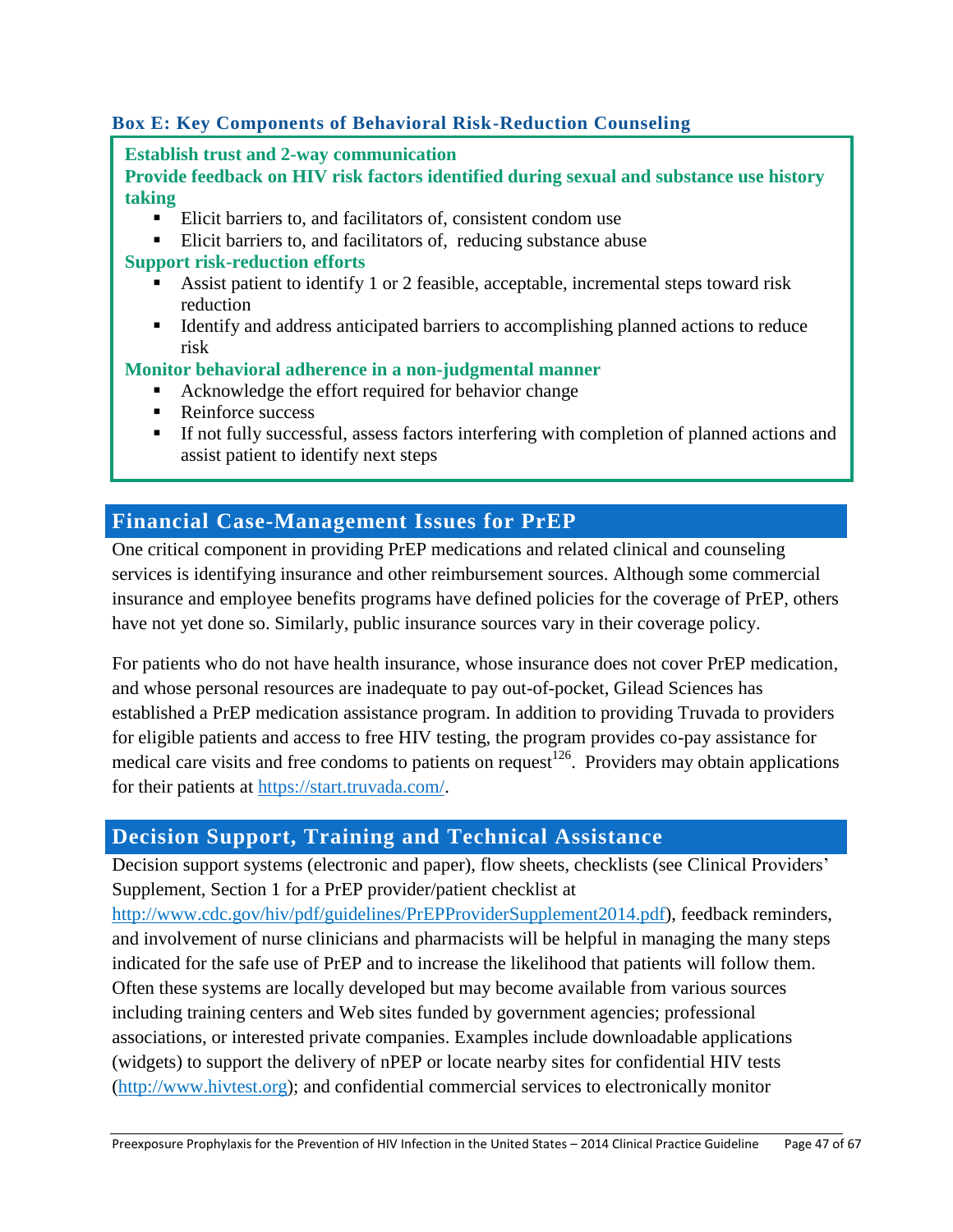### Box E: Key Components of Behavioral Risk-Reduction Counseling

**Establish trust and 2-way communication**

**Provide feedback on HIV risk factors identified during sexual and substance use history taking**

- Elicit barriers to, and facilitators of, consistent condom use
- Elicit barriers to, and facilitators of, reducing substance abuse

**Support risk-reduction efforts**

- Assist patient to identify 1 or 2 feasible, acceptable, incremental steps toward risk reduction
- Identify and address anticipated barriers to accomplishing planned actions to reduce risk

**Monitor behavioral adherence in a non-judgmental manner**

- Acknowledge the effort required for behavior change
- Reinforce success
- If not fully successful, assess factors interfering with completion of planned actions and assist patient to identify next steps

## Financial Case-Management Issues for PrEP

One critical component in providing PrEP medications and related clinical and counseling services is identifying insurance and other reimbursement sources. Although some commercial insurance and employee benefits programs have defined policies for the coverage of PrEP, others have not yet done so. Similarly, public insurance sources vary in their coverage policy.

For patients who do not have health insurance, whose insurance does not cover PrEP medication, and whose personal resources are inadequate to pay out-of-pocket, Gilead Sciences has established a PrEP medication assistance program. In addition to providing Truvada to providers for eligible patients and access to free HIV testing, the program provides co-pay assistance for medical care visits and free condoms to patients on request[126]. Providers may obtain applications for their patients at https://start.truvada.com/.

## Decision Support, Training and Technical Assistance

Decision support systems (electronic and paper), flow sheets, checklists (see Clinical Providers' Supplement, Section 1 for a PrEP provider/patient checklist at http://www.cdc.gov/hiv/pdf/guidelines/PrEPProviderSupplement2014.pdf), feedback reminders, and involvement of nurse clinicians and pharmacists will be helpful in managing the many steps indicated for the safe use of PrEP and to increase the likelihood that patients will follow them. Often these systems are locally developed but may become available from various sources including training centers and Web sites funded by government agencies; professional associations, or interested private companies. Examples include downloadable applications (widgets) to support the delivery of nPEP or locate nearby sites for confidential HIV tests (http://www.hivtest.org); and confidential commercial services to electronically monitor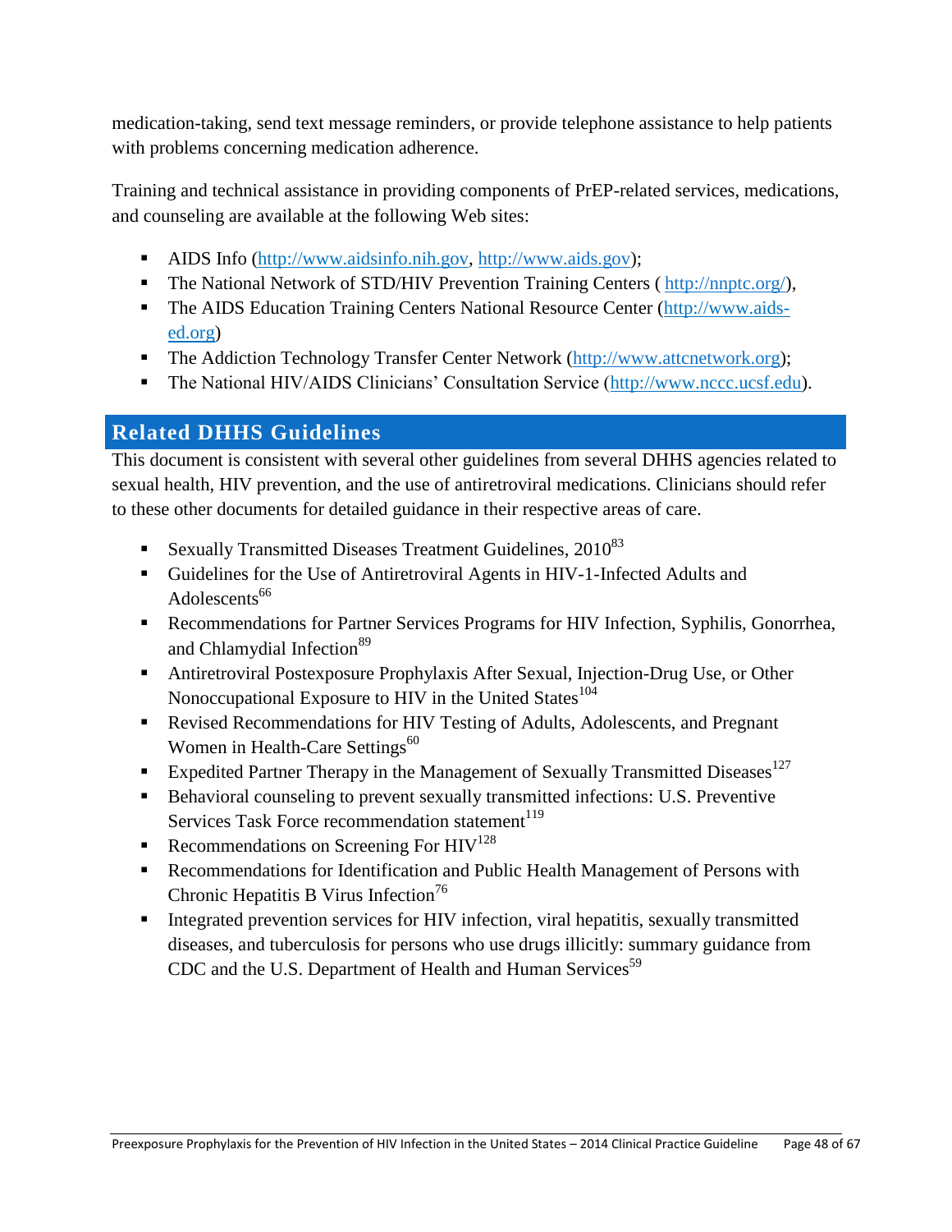medication-taking, send text message reminders, or provide telephone assistance to help patients with problems concerning medication adherence.

Training and technical assistance in providing components of PrEP-related services, medications, and counseling are available at the following Web sites:

- AIDS Info (http://www.aidsinfo.nih.gov, http://www.aids.gov);
- The National Network of STD/HIV Prevention Training Centers ( http://nnptc.org/),
- The AIDS Education Training Centers National Resource Center (http://www.aids-ed.org)
- The Addiction Technology Transfer Center Network (http://www.attcnetwork.org);
- The National HIV/AIDS Clinicians' Consultation Service (http://www.nccc.ucsf.edu).

## Related DHHS Guidelines

This document is consistent with several other guidelines from several DHHS agencies related to sexual health, HIV prevention, and the use of antiretroviral medications. Clinicians should refer to these other documents for detailed guidance in their respective areas of care.

- Sexually Transmitted Diseases Treatment Guidelines, 2010[83]
- Guidelines for the Use of Antiretroviral Agents in HIV-1-Infected Adults and Adolescents[66]
- Recommendations for Partner Services Programs for HIV Infection, Syphilis, Gonorrhea, and Chlamydial Infection[89]
- Antiretroviral Postexposure Prophylaxis After Sexual, Injection-Drug Use, or Other Nonoccupational Exposure to HIV in the United States[104]
- Revised Recommendations for HIV Testing of Adults, Adolescents, and Pregnant Women in Health-Care Settings[60]
- Expedited Partner Therapy in the Management of Sexually Transmitted Diseases[127]
- Behavioral counseling to prevent sexually transmitted infections: U.S. Preventive Services Task Force recommendation statement[119]
- Recommendations on Screening For HIV[128]
- Recommendations for Identification and Public Health Management of Persons with Chronic Hepatitis B Virus Infection[76]
- Integrated prevention services for HIV infection, viral hepatitis, sexually transmitted diseases, and tuberculosis for persons who use drugs illicitly: summary guidance from CDC and the U.S. Department of Health and Human Services[59]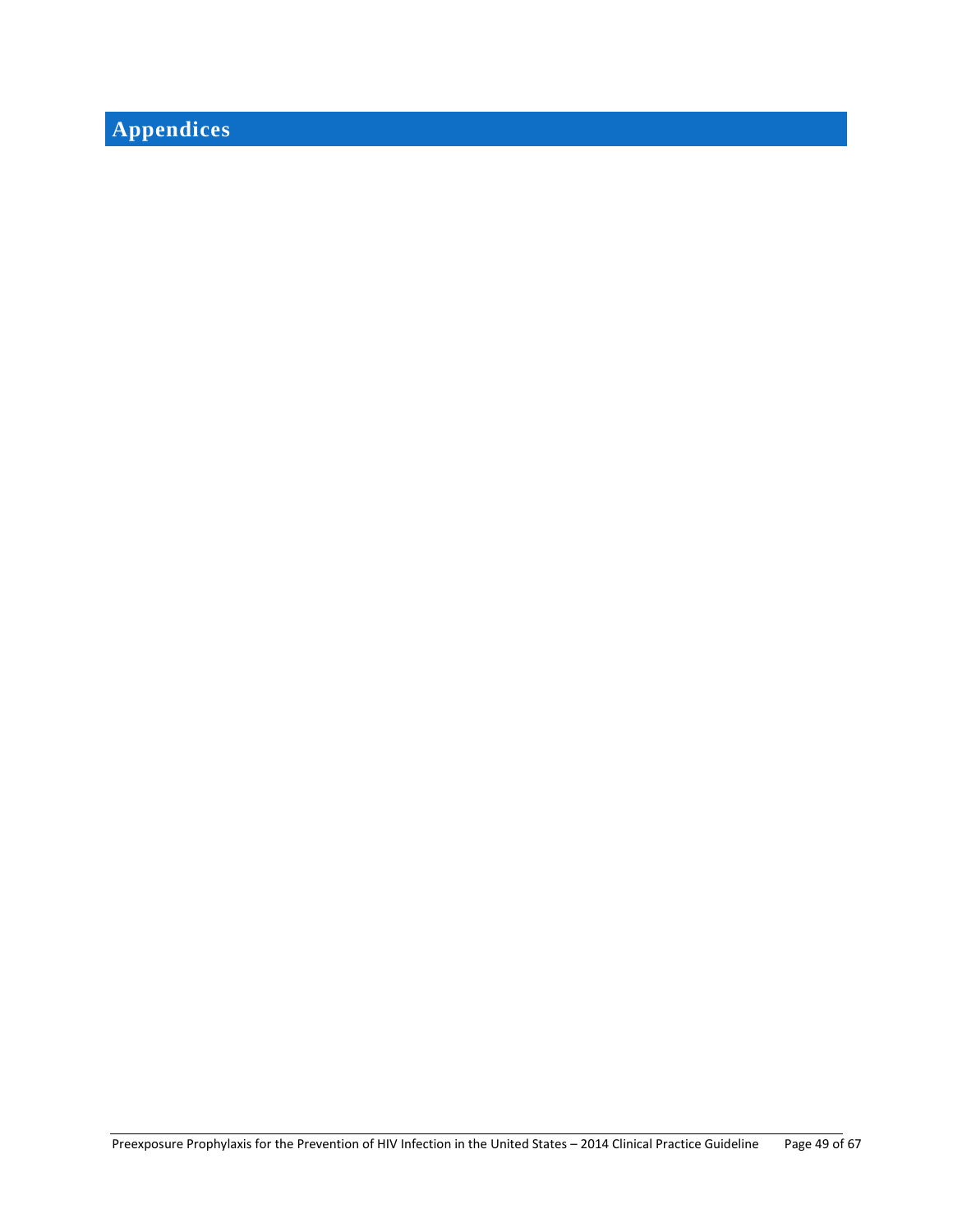# Appendices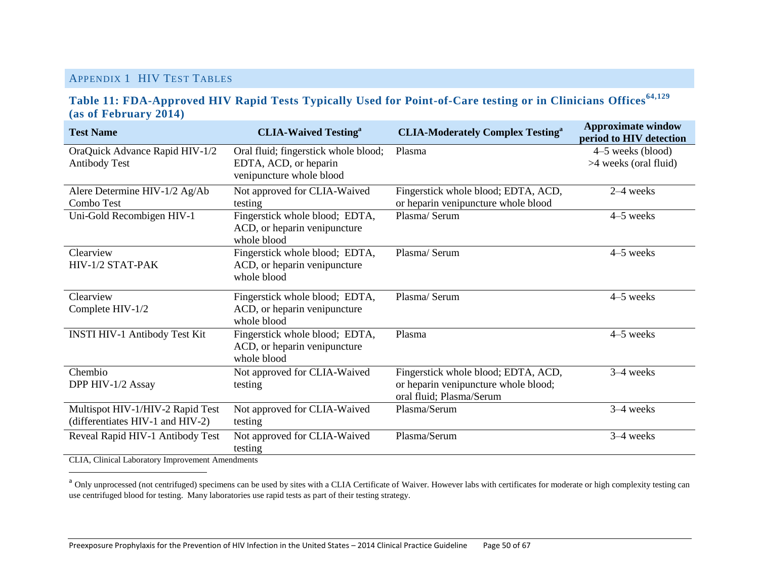## Appendix 1 HIV Test Tables

### Table 11: FDA-Approved HIV Rapid Tests Typically Used for Point-of-Care testing or in Clinicians Offices[64,129] (as of February 2014)

| Test Name | CLIA-Waived Testing[a] | CLIA-Moderately Complex Testing[a] | Approximate window period to HIV detection |
|---|---|---|---|
| OraQuick Advance Rapid HIV-1/2 Antibody Test | Oral fluid; fingerstick whole blood; EDTA, ACD, or heparin venipuncture whole blood | Plasma | 4–5 weeks (blood) >4 weeks (oral fluid) |
| Alere Determine HIV-1/2 Ag/Ab Combo Test | Not approved for CLIA-Waived testing | Fingerstick whole blood; EDTA, ACD, or heparin venipuncture whole blood | 2–4 weeks |
| Uni-Gold Recombigen HIV-1 | Fingerstick whole blood; EDTA, ACD, or heparin venipuncture whole blood | Plasma/ Serum | 4–5 weeks |
| Clearview HIV-1/2 STAT-PAK | Fingerstick whole blood; EDTA, ACD, or heparin venipuncture whole blood | Plasma/ Serum | 4–5 weeks |
| Clearview Complete HIV-1/2 | Fingerstick whole blood; EDTA, ACD, or heparin venipuncture whole blood | Plasma/ Serum | 4–5 weeks |
| INSTI HIV-1 Antibody Test Kit | Fingerstick whole blood; EDTA, ACD, or heparin venipuncture whole blood | Plasma | 4–5 weeks |
| Chembio DPP HIV-1/2 Assay | Not approved for CLIA-Waived testing | Fingerstick whole blood; EDTA, ACD, or heparin venipuncture whole blood; oral fluid; Plasma/Serum | 3–4 weeks |
| Multispot HIV-1/HIV-2 Rapid Test (differentiates HIV-1 and HIV-2) | Not approved for CLIA-Waived testing | Plasma/Serum | 3–4 weeks |
| Reveal Rapid HIV-1 Antibody Test | Not approved for CLIA-Waived testing | Plasma/Serum | 3–4 weeks |

CLIA, Clinical Laboratory Improvement Amendments

[a] Only unprocessed (not centrifuged) specimens can be used by sites with a CLIA Certificate of Waiver. However labs with certificates for moderate or high complexity testing can use centrifuged blood for testing. Many laboratories use rapid tests as part of their testing strategy.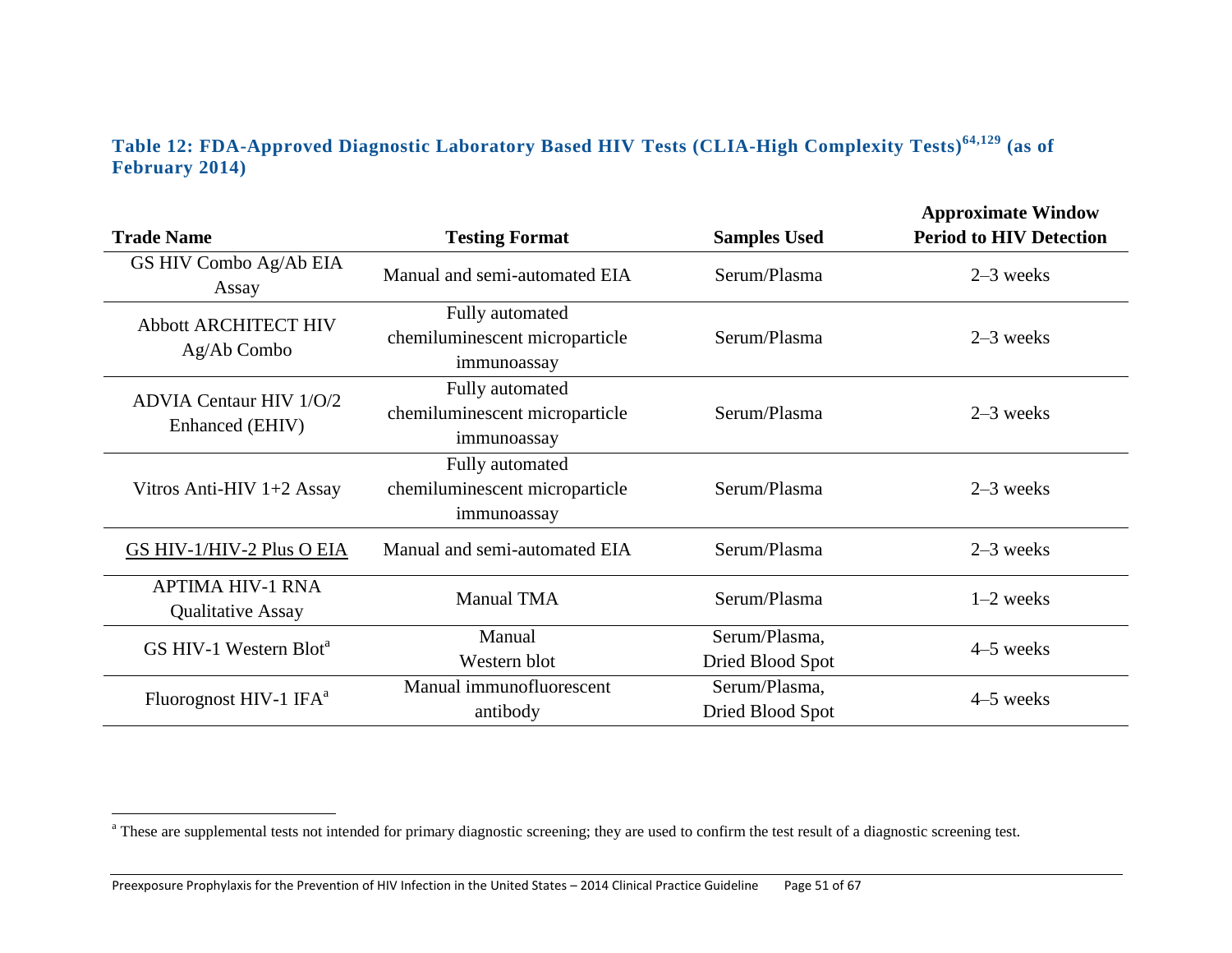### Table 12: FDA-Approved Diagnostic Laboratory Based HIV Tests (CLIA-High Complexity Tests)[64,129] (as of February 2014)

| Trade Name | Testing Format | Samples Used | Approximate Window Period to HIV Detection |
|---|---|---|---|
| GS HIV Combo Ag/Ab EIA Assay | Manual and semi-automated EIA | Serum/Plasma | 2–3 weeks |
| Abbott ARCHITECT HIV Ag/Ab Combo | Fully automated chemiluminescent microparticle immunoassay | Serum/Plasma | 2–3 weeks |
| ADVIA Centaur HIV 1/O/2 Enhanced (EHIV) | Fully automated chemiluminescent microparticle immunoassay | Serum/Plasma | 2–3 weeks |
| Vitros Anti-HIV 1+2 Assay | Fully automated chemiluminescent microparticle immunoassay | Serum/Plasma | 2–3 weeks |
| GS HIV-1/HIV-2 Plus O EIA | Manual and semi-automated EIA | Serum/Plasma | 2–3 weeks |
| APTIMA HIV-1 RNA Qualitative Assay | Manual TMA | Serum/Plasma | 1–2 weeks |
| GS HIV-1 Western Blot[a] | Manual Western blot | Serum/Plasma, Dried Blood Spot | 4–5 weeks |
| Fluorognost HIV-1 IFA[a] | Manual immunofluorescent antibody | Serum/Plasma, Dried Blood Spot | 4–5 weeks |

[a] These are supplemental tests not intended for primary diagnostic screening; they are used to confirm the test result of a diagnostic screening test.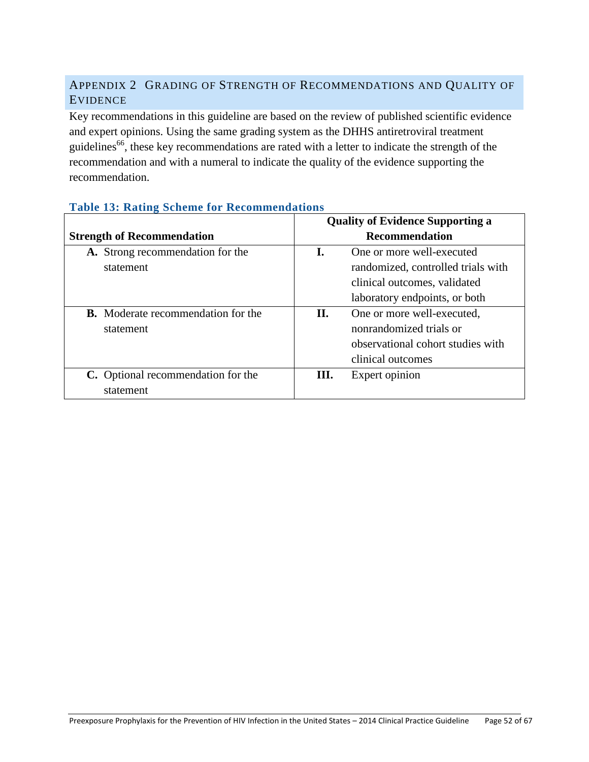## APPENDIX 2 GRADING OF STRENGTH OF RECOMMENDATIONS AND QUALITY OF EVIDENCE

Key recommendations in this guideline are based on the review of published scientific evidence and expert opinions. Using the same grading system as the DHHS antiretroviral treatment guidelines[66], these key recommendations are rated with a letter to indicate the strength of the recommendation and with a numeral to indicate the quality of the evidence supporting the recommendation.

**Table 13: Rating Scheme for Recommendations**

| Strength of Recommendation | Quality of Evidence Supporting a Recommendation |
|---|---|
| **A.** Strong recommendation for the statement | **I.** One or more well-executed randomized, controlled trials with clinical outcomes, validated laboratory endpoints, or both |
| **B.** Moderate recommendation for the statement | **II.** One or more well-executed, nonrandomized trials or observational cohort studies with clinical outcomes |
| **C.** Optional recommendation for the statement | **III.** Expert opinion |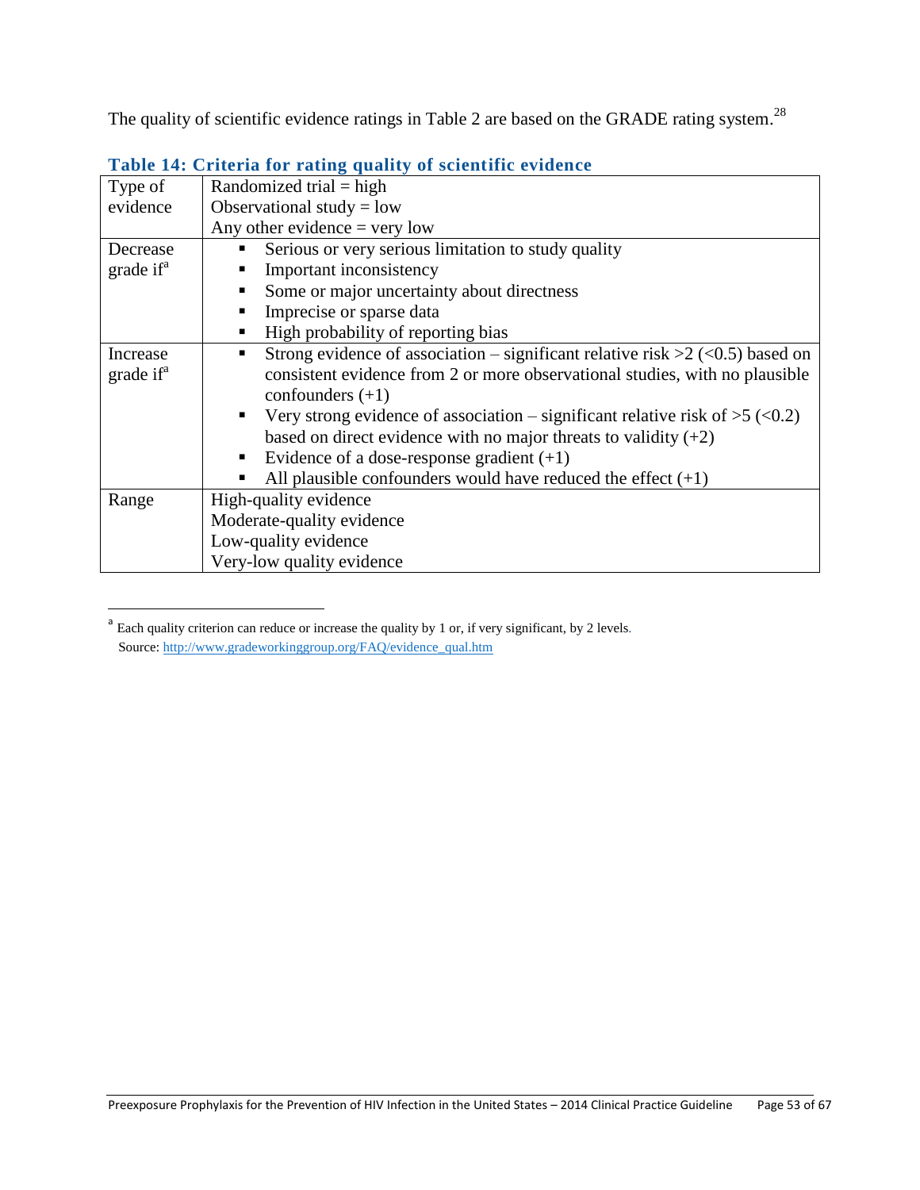The quality of scientific evidence ratings in Table 2 are based on the GRADE rating system.[28]

**Table 14: Criteria for rating quality of scientific evidence**

| | |
|---|---|
| Type of evidence | Randomized trial = high<br>Observational study = low<br>Any other evidence = very low |
| Decrease grade if[a] | ▪ Serious or very serious limitation to study quality<br>▪ Important inconsistency<br>▪ Some or major uncertainty about directness<br>▪ Imprecise or sparse data<br>▪ High probability of reporting bias |
| Increase grade if[a] | ▪ Strong evidence of association – significant relative risk >2 (<0.5) based on consistent evidence from 2 or more observational studies, with no plausible confounders (+1)<br>▪ Very strong evidence of association – significant relative risk of >5 (<0.2) based on direct evidence with no major threats to validity (+2)<br>▪ Evidence of a dose-response gradient (+1)<br>▪ All plausible confounders would have reduced the effect (+1) |
| Range | High-quality evidence<br>Moderate-quality evidence<br>Low-quality evidence<br>Very-low quality evidence |

[a] Each quality criterion can reduce or increase the quality by 1 or, if very significant, by 2 levels.
Source: http://www.gradeworkinggroup.org/FAQ/evidence_qual.htm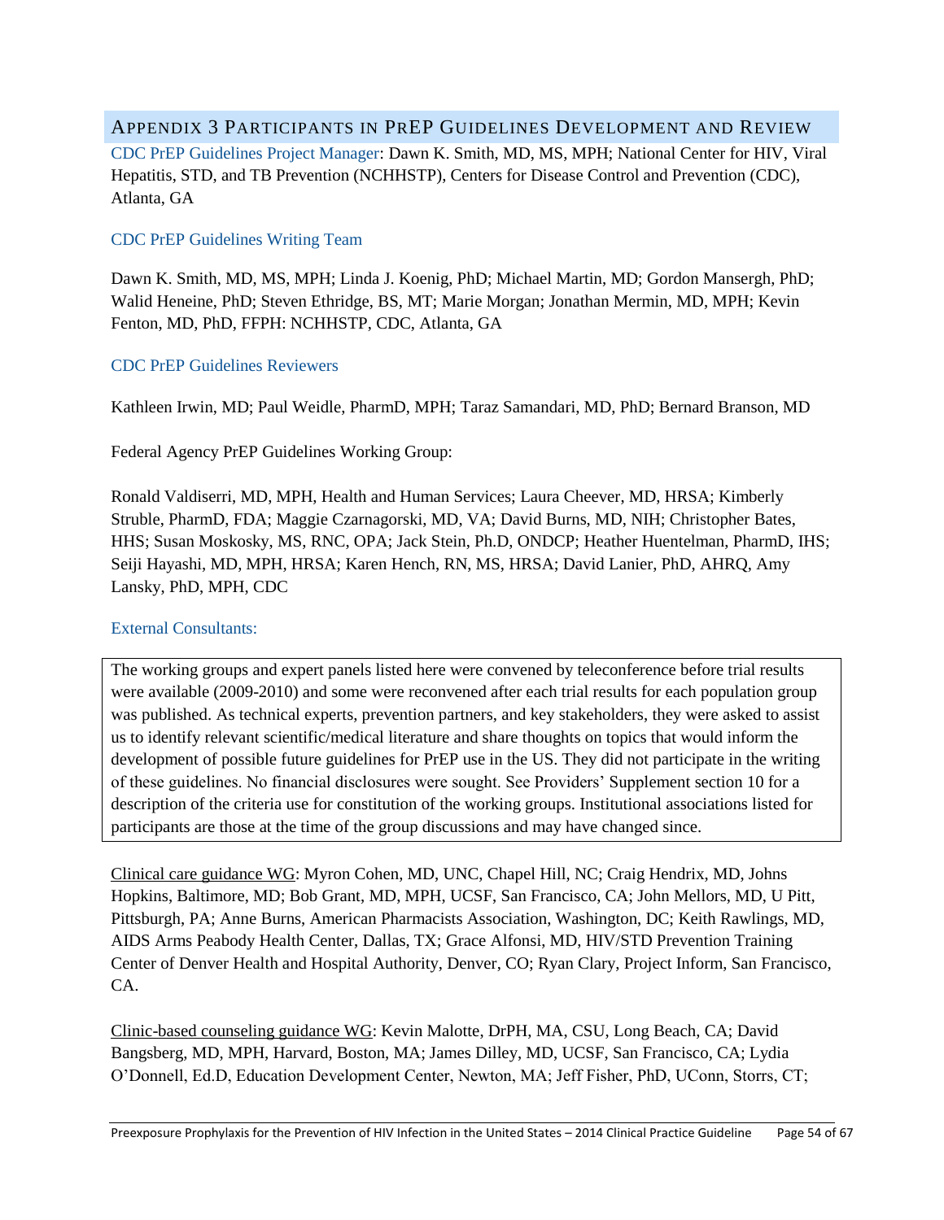## Appendix 3 Participants in PrEP Guidelines Development and Review

CDC PrEP Guidelines Project Manager: Dawn K. Smith, MD, MS, MPH; National Center for HIV, Viral Hepatitis, STD, and TB Prevention (NCHHSTP), Centers for Disease Control and Prevention (CDC), Atlanta, GA

### CDC PrEP Guidelines Writing Team

Dawn K. Smith, MD, MS, MPH; Linda J. Koenig, PhD; Michael Martin, MD; Gordon Mansergh, PhD; Walid Heneine, PhD; Steven Ethridge, BS, MT; Marie Morgan; Jonathan Mermin, MD, MPH; Kevin Fenton, MD, PhD, FFPH: NCHHSTP, CDC, Atlanta, GA

### CDC PrEP Guidelines Reviewers

Kathleen Irwin, MD; Paul Weidle, PharmD, MPH; Taraz Samandari, MD, PhD; Bernard Branson, MD

Federal Agency PrEP Guidelines Working Group:

Ronald Valdiserri, MD, MPH, Health and Human Services; Laura Cheever, MD, HRSA; Kimberly Struble, PharmD, FDA; Maggie Czarnagorski, MD, VA; David Burns, MD, NIH; Christopher Bates, HHS; Susan Moskosky, MS, RNC, OPA; Jack Stein, Ph.D, ONDCP; Heather Huentelman, PharmD, IHS; Seiji Hayashi, MD, MPH, HRSA; Karen Hench, RN, MS, HRSA; David Lanier, PhD, AHRQ, Amy Lansky, PhD, MPH, CDC

### External Consultants:

> The working groups and expert panels listed here were convened by teleconference before trial results were available (2009-2010) and some were reconvened after each trial results for each population group was published. As technical experts, prevention partners, and key stakeholders, they were asked to assist us to identify relevant scientific/medical literature and share thoughts on topics that would inform the development of possible future guidelines for PrEP use in the US. They did not participate in the writing of these guidelines. No financial disclosures were sought. See Providers' Supplement section 10 for a description of the criteria use for constitution of the working groups. Institutional associations listed for participants are those at the time of the group discussions and may have changed since.

Clinical care guidance WG: Myron Cohen, MD, UNC, Chapel Hill, NC; Craig Hendrix, MD, Johns Hopkins, Baltimore, MD; Bob Grant, MD, MPH, UCSF, San Francisco, CA; John Mellors, MD, U Pitt, Pittsburgh, PA; Anne Burns, American Pharmacists Association, Washington, DC; Keith Rawlings, MD, AIDS Arms Peabody Health Center, Dallas, TX; Grace Alfonsi, MD, HIV/STD Prevention Training Center of Denver Health and Hospital Authority, Denver, CO; Ryan Clary, Project Inform, San Francisco, CA.

Clinic-based counseling guidance WG: Kevin Malotte, DrPH, MA, CSU, Long Beach, CA; David Bangsberg, MD, MPH, Harvard, Boston, MA; James Dilley, MD, UCSF, San Francisco, CA; Lydia O'Donnell, Ed.D, Education Development Center, Newton, MA; Jeff Fisher, PhD, UConn, Storrs, CT;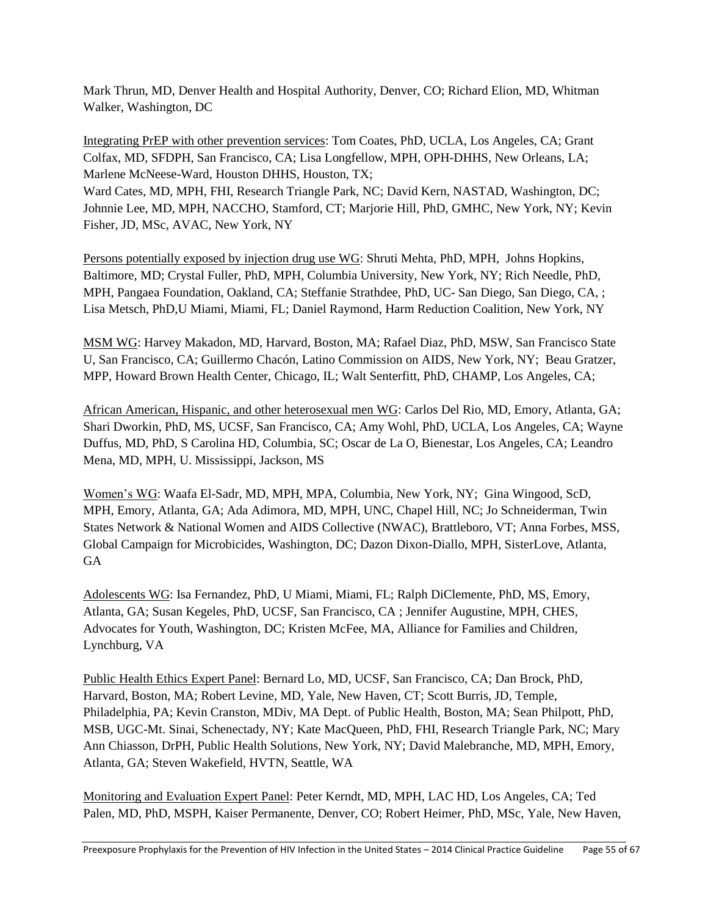Mark Thrun, MD, Denver Health and Hospital Authority, Denver, CO; Richard Elion, MD, Whitman Walker, Washington, DC

Integrating PrEP with other prevention services: Tom Coates, PhD, UCLA, Los Angeles, CA; Grant Colfax, MD, SFDPH, San Francisco, CA; Lisa Longfellow, MPH, OPH-DHHS, New Orleans, LA; Marlene McNeese-Ward, Houston DHHS, Houston, TX;
Ward Cates, MD, MPH, FHI, Research Triangle Park, NC; David Kern, NASTAD, Washington, DC; Johnnie Lee, MD, MPH, NACCHO, Stamford, CT; Marjorie Hill, PhD, GMHC, New York, NY; Kevin Fisher, JD, MSc, AVAC, New York, NY

Persons potentially exposed by injection drug use WG: Shruti Mehta, PhD, MPH, Johns Hopkins, Baltimore, MD; Crystal Fuller, PhD, MPH, Columbia University, New York, NY; Rich Needle, PhD, MPH, Pangaea Foundation, Oakland, CA; Steffanie Strathdee, PhD, UC- San Diego, San Diego, CA, ; Lisa Metsch, PhD,U Miami, Miami, FL; Daniel Raymond, Harm Reduction Coalition, New York, NY

MSM WG: Harvey Makadon, MD, Harvard, Boston, MA; Rafael Diaz, PhD, MSW, San Francisco State U, San Francisco, CA; Guillermo Chacón, Latino Commission on AIDS, New York, NY; Beau Gratzer, MPP, Howard Brown Health Center, Chicago, IL; Walt Senterfitt, PhD, CHAMP, Los Angeles, CA;

African American, Hispanic, and other heterosexual men WG: Carlos Del Rio, MD, Emory, Atlanta, GA; Shari Dworkin, PhD, MS, UCSF, San Francisco, CA; Amy Wohl, PhD, UCLA, Los Angeles, CA; Wayne Duffus, MD, PhD, S Carolina HD, Columbia, SC; Oscar de La O, Bienestar, Los Angeles, CA; Leandro Mena, MD, MPH, U. Mississippi, Jackson, MS

Women's WG: Waafa El-Sadr, MD, MPH, MPA, Columbia, New York, NY; Gina Wingood, ScD, MPH, Emory, Atlanta, GA; Ada Adimora, MD, MPH, UNC, Chapel Hill, NC; Jo Schneiderman, Twin States Network & National Women and AIDS Collective (NWAC), Brattleboro, VT; Anna Forbes, MSS, Global Campaign for Microbicides, Washington, DC; Dazon Dixon-Diallo, MPH, SisterLove, Atlanta, GA

Adolescents WG: Isa Fernandez, PhD, U Miami, Miami, FL; Ralph DiClemente, PhD, MS, Emory, Atlanta, GA; Susan Kegeles, PhD, UCSF, San Francisco, CA ; Jennifer Augustine, MPH, CHES, Advocates for Youth, Washington, DC; Kristen McFee, MA, Alliance for Families and Children, Lynchburg, VA

Public Health Ethics Expert Panel: Bernard Lo, MD, UCSF, San Francisco, CA; Dan Brock, PhD, Harvard, Boston, MA; Robert Levine, MD, Yale, New Haven, CT; Scott Burris, JD, Temple, Philadelphia, PA; Kevin Cranston, MDiv, MA Dept. of Public Health, Boston, MA; Sean Philpott, PhD, MSB, UGC-Mt. Sinai, Schenectady, NY; Kate MacQueen, PhD, FHI, Research Triangle Park, NC; Mary Ann Chiasson, DrPH, Public Health Solutions, New York, NY; David Malebranche, MD, MPH, Emory, Atlanta, GA; Steven Wakefield, HVTN, Seattle, WA

Monitoring and Evaluation Expert Panel: Peter Kerndt, MD, MPH, LAC HD, Los Angeles, CA; Ted Palen, MD, PhD, MSPH, Kaiser Permanente, Denver, CO; Robert Heimer, PhD, MSc, Yale, New Haven,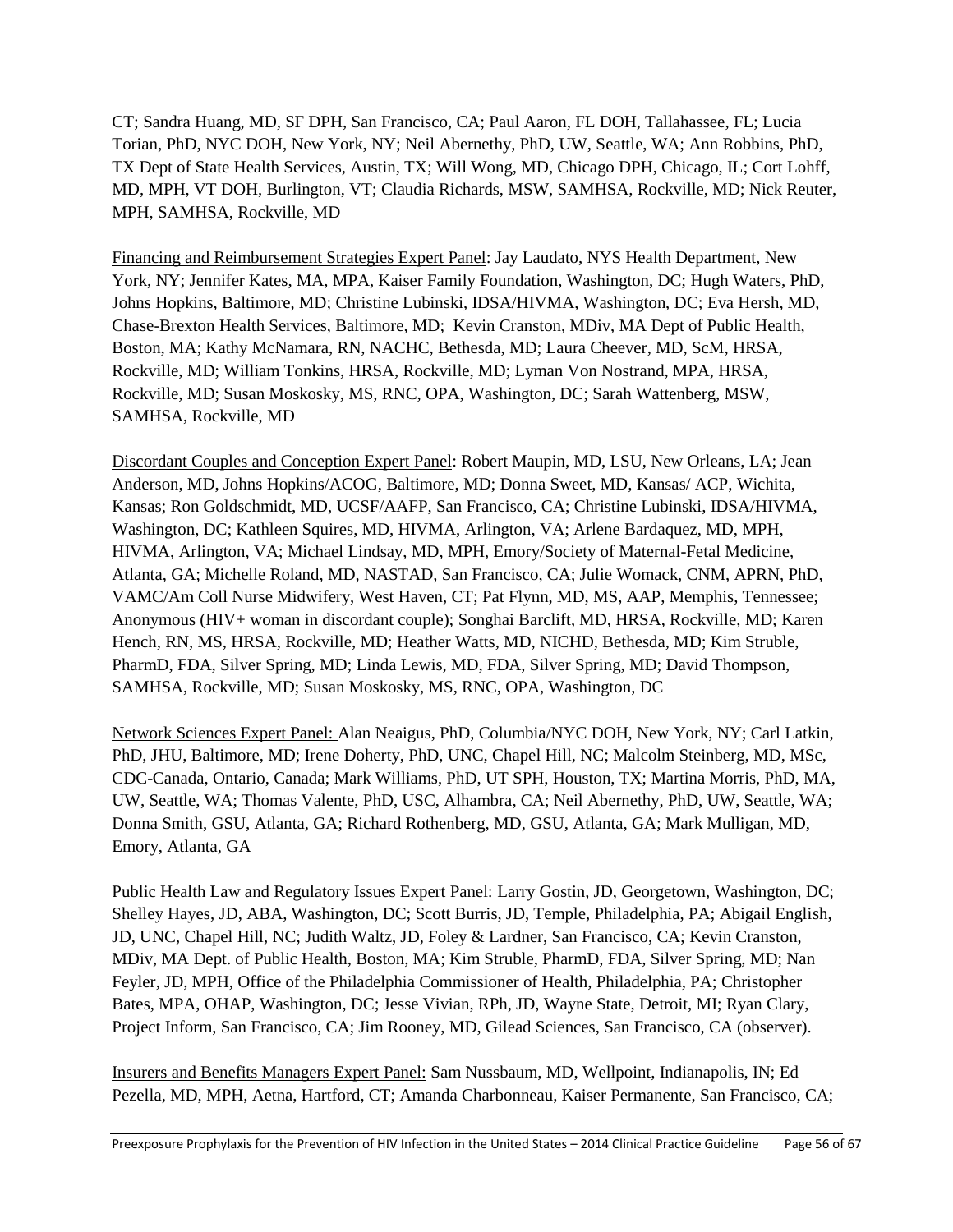CT; Sandra Huang, MD, SF DPH, San Francisco, CA; Paul Aaron, FL DOH, Tallahassee, FL; Lucia Torian, PhD, NYC DOH, New York, NY; Neil Abernethy, PhD, UW, Seattle, WA; Ann Robbins, PhD, TX Dept of State Health Services, Austin, TX; Will Wong, MD, Chicago DPH, Chicago, IL; Cort Lohff, MD, MPH, VT DOH, Burlington, VT; Claudia Richards, MSW, SAMHSA, Rockville, MD; Nick Reuter, MPH, SAMHSA, Rockville, MD

Financing and Reimbursement Strategies Expert Panel: Jay Laudato, NYS Health Department, New York, NY; Jennifer Kates, MA, MPA, Kaiser Family Foundation, Washington, DC; Hugh Waters, PhD, Johns Hopkins, Baltimore, MD; Christine Lubinski, IDSA/HIVMA, Washington, DC; Eva Hersh, MD, Chase-Brexton Health Services, Baltimore, MD; Kevin Cranston, MDiv, MA Dept of Public Health, Boston, MA; Kathy McNamara, RN, NACHC, Bethesda, MD; Laura Cheever, MD, ScM, HRSA, Rockville, MD; William Tonkins, HRSA, Rockville, MD; Lyman Von Nostrand, MPA, HRSA, Rockville, MD; Susan Moskosky, MS, RNC, OPA, Washington, DC; Sarah Wattenberg, MSW, SAMHSA, Rockville, MD

Discordant Couples and Conception Expert Panel: Robert Maupin, MD, LSU, New Orleans, LA; Jean Anderson, MD, Johns Hopkins/ACOG, Baltimore, MD; Donna Sweet, MD, Kansas/ ACP, Wichita, Kansas; Ron Goldschmidt, MD, UCSF/AAFP, San Francisco, CA; Christine Lubinski, IDSA/HIVMA, Washington, DC; Kathleen Squires, MD, HIVMA, Arlington, VA; Arlene Bardaquez, MD, MPH, HIVMA, Arlington, VA; Michael Lindsay, MD, MPH, Emory/Society of Maternal-Fetal Medicine, Atlanta, GA; Michelle Roland, MD, NASTAD, San Francisco, CA; Julie Womack, CNM, APRN, PhD, VAMC/Am Coll Nurse Midwifery, West Haven, CT; Pat Flynn, MD, MS, AAP, Memphis, Tennessee; Anonymous (HIV+ woman in discordant couple); Songhai Barclift, MD, HRSA, Rockville, MD; Karen Hench, RN, MS, HRSA, Rockville, MD; Heather Watts, MD, NICHD, Bethesda, MD; Kim Struble, PharmD, FDA, Silver Spring, MD; Linda Lewis, MD, FDA, Silver Spring, MD; David Thompson, SAMHSA, Rockville, MD; Susan Moskosky, MS, RNC, OPA, Washington, DC

Network Sciences Expert Panel: Alan Neaigus, PhD, Columbia/NYC DOH, New York, NY; Carl Latkin, PhD, JHU, Baltimore, MD; Irene Doherty, PhD, UNC, Chapel Hill, NC; Malcolm Steinberg, MD, MSc, CDC-Canada, Ontario, Canada; Mark Williams, PhD, UT SPH, Houston, TX; Martina Morris, PhD, MA, UW, Seattle, WA; Thomas Valente, PhD, USC, Alhambra, CA; Neil Abernethy, PhD, UW, Seattle, WA; Donna Smith, GSU, Atlanta, GA; Richard Rothenberg, MD, GSU, Atlanta, GA; Mark Mulligan, MD, Emory, Atlanta, GA

Public Health Law and Regulatory Issues Expert Panel: Larry Gostin, JD, Georgetown, Washington, DC; Shelley Hayes, JD, ABA, Washington, DC; Scott Burris, JD, Temple, Philadelphia, PA; Abigail English, JD, UNC, Chapel Hill, NC; Judith Waltz, JD, Foley & Lardner, San Francisco, CA; Kevin Cranston, MDiv, MA Dept. of Public Health, Boston, MA; Kim Struble, PharmD, FDA, Silver Spring, MD; Nan Feyler, JD, MPH, Office of the Philadelphia Commissioner of Health, Philadelphia, PA; Christopher Bates, MPA, OHAP, Washington, DC; Jesse Vivian, RPh, JD, Wayne State, Detroit, MI; Ryan Clary, Project Inform, San Francisco, CA; Jim Rooney, MD, Gilead Sciences, San Francisco, CA (observer).

Insurers and Benefits Managers Expert Panel: Sam Nussbaum, MD, Wellpoint, Indianapolis, IN; Ed Pezella, MD, MPH, Aetna, Hartford, CT; Amanda Charbonneau, Kaiser Permanente, San Francisco, CA;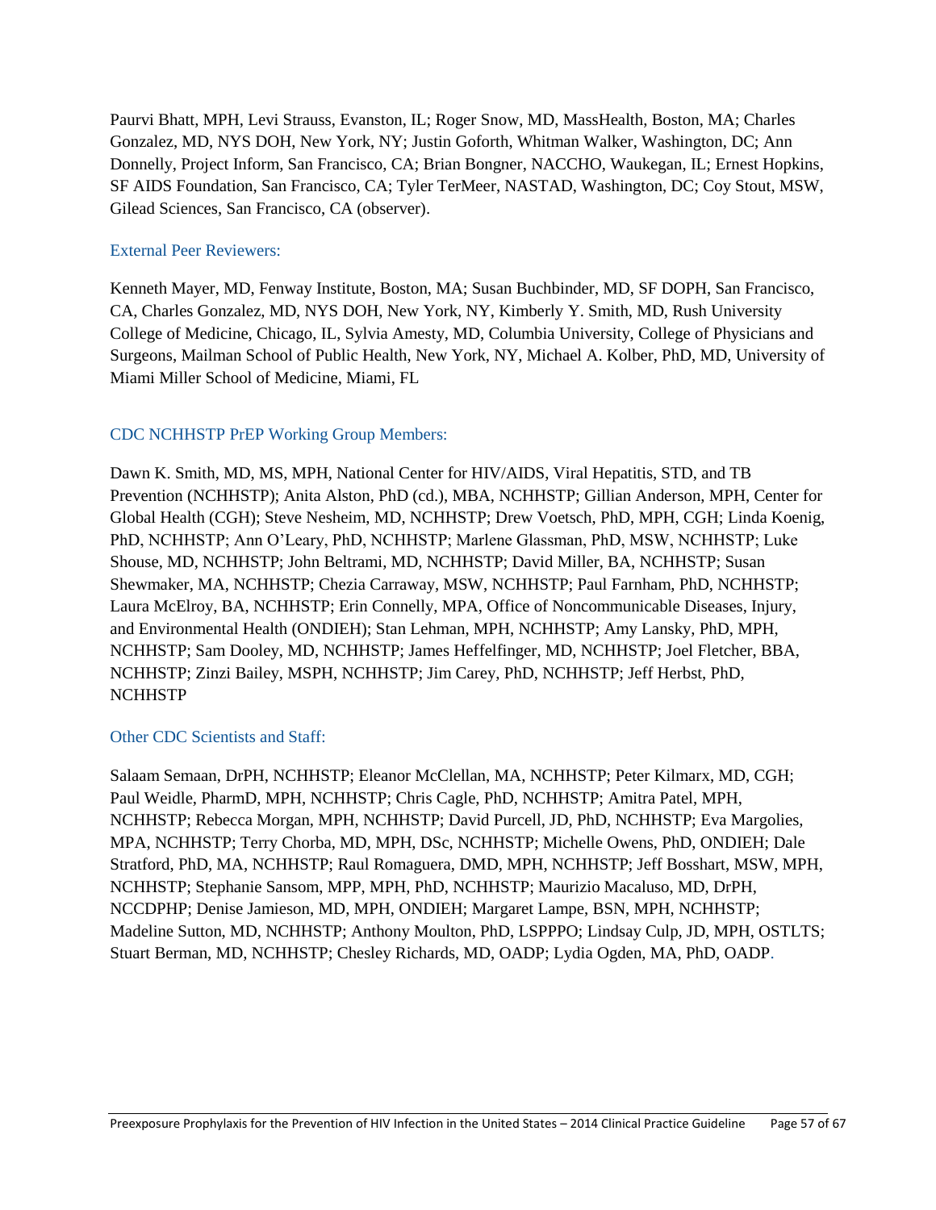Paurvi Bhatt, MPH, Levi Strauss, Evanston, IL; Roger Snow, MD, MassHealth, Boston, MA; Charles Gonzalez, MD, NYS DOH, New York, NY; Justin Goforth, Whitman Walker, Washington, DC; Ann Donnelly, Project Inform, San Francisco, CA; Brian Bongner, NACCHO, Waukegan, IL; Ernest Hopkins, SF AIDS Foundation, San Francisco, CA; Tyler TerMeer, NASTAD, Washington, DC; Coy Stout, MSW, Gilead Sciences, San Francisco, CA (observer).

### External Peer Reviewers:

Kenneth Mayer, MD, Fenway Institute, Boston, MA; Susan Buchbinder, MD, SF DOPH, San Francisco, CA, Charles Gonzalez, MD, NYS DOH, New York, NY, Kimberly Y. Smith, MD, Rush University College of Medicine, Chicago, IL, Sylvia Amesty, MD, Columbia University, College of Physicians and Surgeons, Mailman School of Public Health, New York, NY, Michael A. Kolber, PhD, MD, University of Miami Miller School of Medicine, Miami, FL

### CDC NCHHSTP PrEP Working Group Members:

Dawn K. Smith, MD, MS, MPH, National Center for HIV/AIDS, Viral Hepatitis, STD, and TB Prevention (NCHHSTP); Anita Alston, PhD (cd.), MBA, NCHHSTP; Gillian Anderson, MPH, Center for Global Health (CGH); Steve Nesheim, MD, NCHHSTP; Drew Voetsch, PhD, MPH, CGH; Linda Koenig, PhD, NCHHSTP; Ann O'Leary, PhD, NCHHSTP; Marlene Glassman, PhD, MSW, NCHHSTP; Luke Shouse, MD, NCHHSTP; John Beltrami, MD, NCHHSTP; David Miller, BA, NCHHSTP; Susan Shewmaker, MA, NCHHSTP; Chezia Carraway, MSW, NCHHSTP; Paul Farnham, PhD, NCHHSTP; Laura McElroy, BA, NCHHSTP; Erin Connelly, MPA, Office of Noncommunicable Diseases, Injury, and Environmental Health (ONDIEH); Stan Lehman, MPH, NCHHSTP; Amy Lansky, PhD, MPH, NCHHSTP; Sam Dooley, MD, NCHHSTP; James Heffelfinger, MD, NCHHSTP; Joel Fletcher, BBA, NCHHSTP; Zinzi Bailey, MSPH, NCHHSTP; Jim Carey, PhD, NCHHSTP; Jeff Herbst, PhD, NCHHSTP

### Other CDC Scientists and Staff:

Salaam Semaan, DrPH, NCHHSTP; Eleanor McClellan, MA, NCHHSTP; Peter Kilmarx, MD, CGH; Paul Weidle, PharmD, MPH, NCHHSTP; Chris Cagle, PhD, NCHHSTP; Amitra Patel, MPH, NCHHSTP; Rebecca Morgan, MPH, NCHHSTP; David Purcell, JD, PhD, NCHHSTP; Eva Margolies, MPA, NCHHSTP; Terry Chorba, MD, MPH, DSc, NCHHSTP; Michelle Owens, PhD, ONDIEH; Dale Stratford, PhD, MA, NCHHSTP; Raul Romaguera, DMD, MPH, NCHHSTP; Jeff Bosshart, MSW, MPH, NCHHSTP; Stephanie Sansom, MPP, MPH, PhD, NCHHSTP; Maurizio Macaluso, MD, DrPH, NCCDPHP; Denise Jamieson, MD, MPH, ONDIEH; Margaret Lampe, BSN, MPH, NCHHSTP; Madeline Sutton, MD, NCHHSTP; Anthony Moulton, PhD, LSPPPO; Lindsay Culp, JD, MPH, OSTLTS; Stuart Berman, MD, NCHHSTP; Chesley Richards, MD, OADP; Lydia Ogden, MA, PhD, OADP.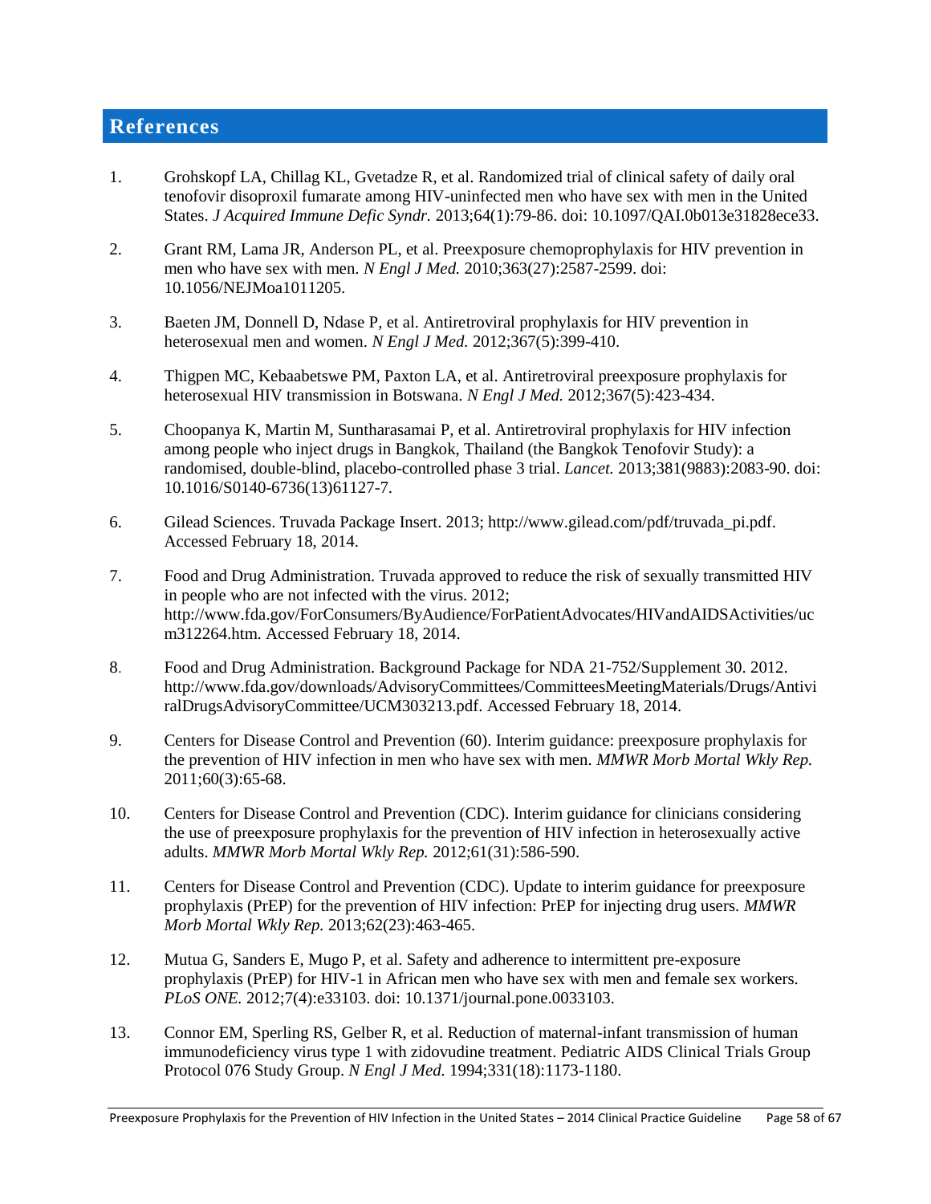## References

1. Grohskopf LA, Chillag KL, Gvetadze R, et al. Randomized trial of clinical safety of daily oral tenofovir disoproxil fumarate among HIV-uninfected men who have sex with men in the United States. *J Acquired Immune Defic Syndr.* 2013;64(1):79-86. doi: 10.1097/QAI.0b013e31828ece33.

2. Grant RM, Lama JR, Anderson PL, et al. Preexposure chemoprophylaxis for HIV prevention in men who have sex with men. *N Engl J Med.* 2010;363(27):2587-2599. doi: 10.1056/NEJMoa1011205.

3. Baeten JM, Donnell D, Ndase P, et al. Antiretroviral prophylaxis for HIV prevention in heterosexual men and women. *N Engl J Med.* 2012;367(5):399-410.

4. Thigpen MC, Kebaabetswe PM, Paxton LA, et al. Antiretroviral preexposure prophylaxis for heterosexual HIV transmission in Botswana. *N Engl J Med.* 2012;367(5):423-434.

5. Choopanya K, Martin M, Suntharasamai P, et al. Antiretroviral prophylaxis for HIV infection among people who inject drugs in Bangkok, Thailand (the Bangkok Tenofovir Study): a randomised, double-blind, placebo-controlled phase 3 trial. *Lancet.* 2013;381(9883):2083-90. doi: 10.1016/S0140-6736(13)61127-7.

6. Gilead Sciences. Truvada Package Insert. 2013; http://www.gilead.com/pdf/truvada_pi.pdf. Accessed February 18, 2014.

7. Food and Drug Administration. Truvada approved to reduce the risk of sexually transmitted HIV in people who are not infected with the virus. 2012; http://www.fda.gov/ForConsumers/ByAudience/ForPatientAdvocates/HIVandAIDSActivities/ucm312264.htm. Accessed February 18, 2014.

8. Food and Drug Administration. Background Package for NDA 21-752/Supplement 30. 2012. http://www.fda.gov/downloads/AdvisoryCommittees/CommitteesMeetingMaterials/Drugs/AntiviralDrugsAdvisoryCommittee/UCM303213.pdf. Accessed February 18, 2014.

9. Centers for Disease Control and Prevention (60). Interim guidance: preexposure prophylaxis for the prevention of HIV infection in men who have sex with men. *MMWR Morb Mortal Wkly Rep.* 2011;60(3):65-68.

10. Centers for Disease Control and Prevention (CDC). Interim guidance for clinicians considering the use of preexposure prophylaxis for the prevention of HIV infection in heterosexually active adults. *MMWR Morb Mortal Wkly Rep.* 2012;61(31):586-590.

11. Centers for Disease Control and Prevention (CDC). Update to interim guidance for preexposure prophylaxis (PrEP) for the prevention of HIV infection: PrEP for injecting drug users. *MMWR Morb Mortal Wkly Rep.* 2013;62(23):463-465.

12. Mutua G, Sanders E, Mugo P, et al. Safety and adherence to intermittent pre-exposure prophylaxis (PrEP) for HIV-1 in African men who have sex with men and female sex workers. *PLoS ONE.* 2012;7(4):e33103. doi: 10.1371/journal.pone.0033103.

13. Connor EM, Sperling RS, Gelber R, et al. Reduction of maternal-infant transmission of human immunodeficiency virus type 1 with zidovudine treatment. Pediatric AIDS Clinical Trials Group Protocol 076 Study Group. *N Engl J Med.* 1994;331(18):1173-1180.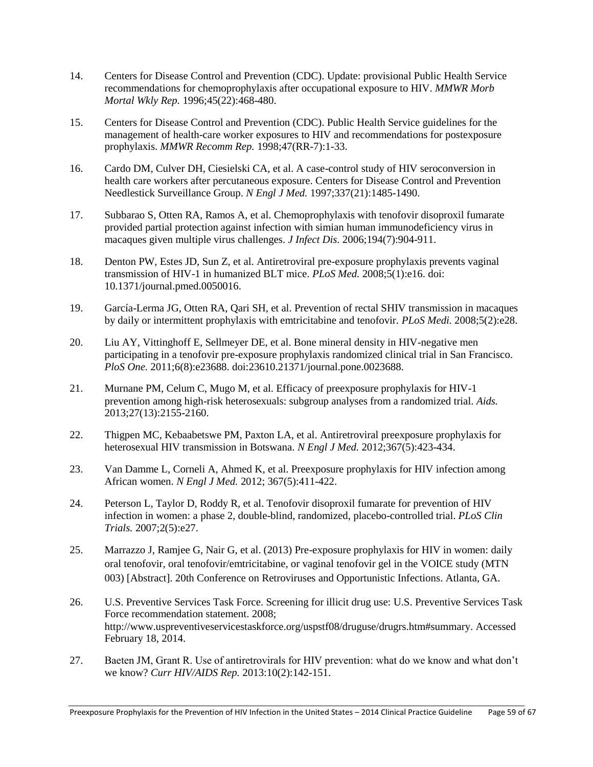14. Centers for Disease Control and Prevention (CDC). Update: provisional Public Health Service recommendations for chemoprophylaxis after occupational exposure to HIV. *MMWR Morb Mortal Wkly Rep.* 1996;45(22):468-480.

15. Centers for Disease Control and Prevention (CDC). Public Health Service guidelines for the management of health-care worker exposures to HIV and recommendations for postexposure prophylaxis. *MMWR Recomm Rep.* 1998;47(RR-7):1-33.

16. Cardo DM, Culver DH, Ciesielski CA, et al. A case-control study of HIV seroconversion in health care workers after percutaneous exposure. Centers for Disease Control and Prevention Needlestick Surveillance Group. *N Engl J Med.* 1997;337(21):1485-1490.

17. Subbarao S, Otten RA, Ramos A, et al. Chemoprophylaxis with tenofovir disoproxil fumarate provided partial protection against infection with simian human immunodeficiency virus in macaques given multiple virus challenges. *J Infect Dis.* 2006;194(7):904-911.

18. Denton PW, Estes JD, Sun Z, et al. Antiretroviral pre-exposure prophylaxis prevents vaginal transmission of HIV-1 in humanized BLT mice. *PLoS Med.* 2008;5(1):e16. doi: 10.1371/journal.pmed.0050016.

19. García-Lerma JG, Otten RA, Qari SH, et al. Prevention of rectal SHIV transmission in macaques by daily or intermittent prophylaxis with emtricitabine and tenofovir. *PLoS Medi.* 2008;5(2):e28.

20. Liu AY, Vittinghoff E, Sellmeyer DE, et al. Bone mineral density in HIV-negative men participating in a tenofovir pre-exposure prophylaxis randomized clinical trial in San Francisco. *PloS One.* 2011;6(8):e23688. doi:23610.21371/journal.pone.0023688.

21. Murnane PM, Celum C, Mugo M, et al. Efficacy of preexposure prophylaxis for HIV-1 prevention among high-risk heterosexuals: subgroup analyses from a randomized trial. *Aids.* 2013;27(13):2155-2160.

22. Thigpen MC, Kebaabetswe PM, Paxton LA, et al. Antiretroviral preexposure prophylaxis for heterosexual HIV transmission in Botswana. *N Engl J Med.* 2012;367(5):423-434.

23. Van Damme L, Corneli A, Ahmed K, et al. Preexposure prophylaxis for HIV infection among African women. *N Engl J Med.* 2012; 367(5):411-422.

24. Peterson L, Taylor D, Roddy R, et al. Tenofovir disoproxil fumarate for prevention of HIV infection in women: a phase 2, double-blind, randomized, placebo-controlled trial. *PLoS Clin Trials.* 2007;2(5):e27.

25. Marrazzo J, Ramjee G, Nair G, et al. (2013) Pre-exposure prophylaxis for HIV in women: daily oral tenofovir, oral tenofovir/emtricitabine, or vaginal tenofovir gel in the VOICE study (MTN 003) [Abstract]. 20th Conference on Retroviruses and Opportunistic Infections. Atlanta, GA.

26. U.S. Preventive Services Task Force. Screening for illicit drug use: U.S. Preventive Services Task Force recommendation statement. 2008; http://www.uspreventiveservicestaskforce.org/uspstf08/druguse/drugrs.htm#summary. Accessed February 18, 2014.

27. Baeten JM, Grant R. Use of antiretrovirals for HIV prevention: what do we know and what don't we know? *Curr HIV/AIDS Rep.* 2013:10(2):142-151.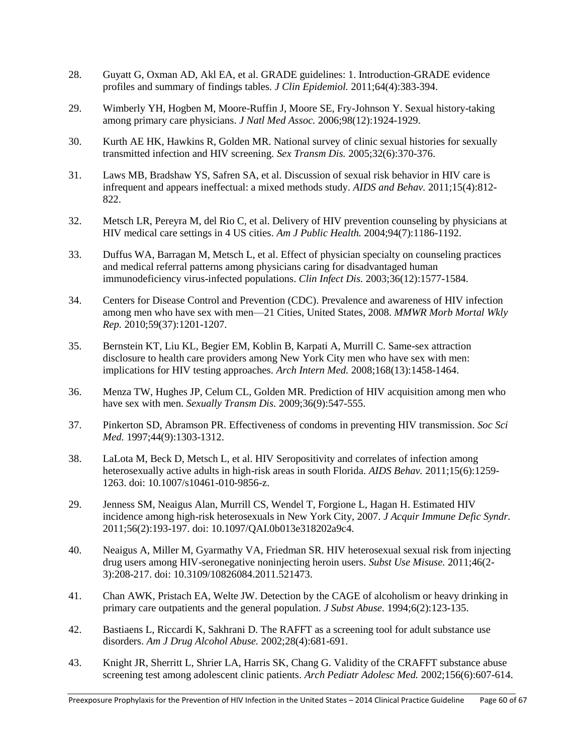28. Guyatt G, Oxman AD, Akl EA, et al. GRADE guidelines: 1. Introduction-GRADE evidence profiles and summary of findings tables. *J Clin Epidemiol.* 2011;64(4):383-394.

29. Wimberly YH, Hogben M, Moore-Ruffin J, Moore SE, Fry-Johnson Y. Sexual history-taking among primary care physicians. *J Natl Med Assoc.* 2006;98(12):1924-1929.

30. Kurth AE HK, Hawkins R, Golden MR. National survey of clinic sexual histories for sexually transmitted infection and HIV screening. *Sex Transm Dis.* 2005;32(6):370-376.

31. Laws MB, Bradshaw YS, Safren SA, et al. Discussion of sexual risk behavior in HIV care is infrequent and appears ineffectual: a mixed methods study. *AIDS and Behav.* 2011;15(4):812-822.

32. Metsch LR, Pereyra M, del Rio C, et al. Delivery of HIV prevention counseling by physicians at HIV medical care settings in 4 US cities. *Am J Public Health.* 2004;94(7):1186-1192.

33. Duffus WA, Barragan M, Metsch L, et al. Effect of physician specialty on counseling practices and medical referral patterns among physicians caring for disadvantaged human immunodeficiency virus-infected populations. *Clin Infect Dis.* 2003;36(12):1577-1584.

34. Centers for Disease Control and Prevention (CDC). Prevalence and awareness of HIV infection among men who have sex with men—21 Cities, United States, 2008. *MMWR Morb Mortal Wkly Rep.* 2010;59(37):1201-1207.

35. Bernstein KT, Liu KL, Begier EM, Koblin B, Karpati A, Murrill C. Same-sex attraction disclosure to health care providers among New York City men who have sex with men: implications for HIV testing approaches. *Arch Intern Med.* 2008;168(13):1458-1464.

36. Menza TW, Hughes JP, Celum CL, Golden MR. Prediction of HIV acquisition among men who have sex with men. *Sexually Transm Dis.* 2009;36(9):547-555.

37. Pinkerton SD, Abramson PR. Effectiveness of condoms in preventing HIV transmission. *Soc Sci Med.* 1997;44(9):1303-1312.

38. LaLota M, Beck D, Metsch L, et al. HIV Seropositivity and correlates of infection among heterosexually active adults in high-risk areas in south Florida. *AIDS Behav.* 2011;15(6):1259-1263. doi: 10.1007/s10461-010-9856-z.

29. Jenness SM, Neaigus Alan, Murrill CS, Wendel T, Forgione L, Hagan H. Estimated HIV incidence among high-risk heterosexuals in New York City, 2007. *J Acquir Immune Defic Syndr.* 2011;56(2):193-197. doi: 10.1097/QAI.0b013e318202a9c4.

40. Neaigus A, Miller M, Gyarmathy VA, Friedman SR. HIV heterosexual sexual risk from injecting drug users among HIV-seronegative noninjecting heroin users. *Subst Use Misuse.* 2011;46(2-3):208-217. doi: 10.3109/10826084.2011.521473.

41. Chan AWK, Pristach EA, Welte JW. Detection by the CAGE of alcoholism or heavy drinking in primary care outpatients and the general population. *J Subst Abuse.* 1994;6(2):123-135.

42. Bastiaens L, Riccardi K, Sakhrani D. The RAFFT as a screening tool for adult substance use disorders. *Am J Drug Alcohol Abuse.* 2002;28(4):681-691.

43. Knight JR, Sherritt L, Shrier LA, Harris SK, Chang G. Validity of the CRAFFT substance abuse screening test among adolescent clinic patients. *Arch Pediatr Adolesc Med.* 2002;156(6):607-614.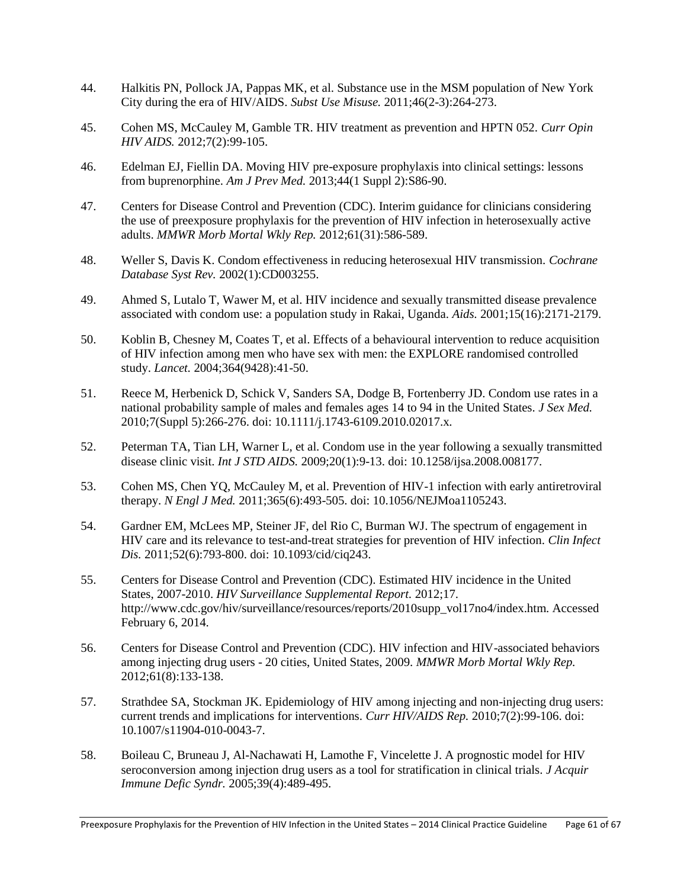44. Halkitis PN, Pollock JA, Pappas MK, et al. Substance use in the MSM population of New York City during the era of HIV/AIDS. *Subst Use Misuse.* 2011;46(2-3):264-273.

45. Cohen MS, McCauley M, Gamble TR. HIV treatment as prevention and HPTN 052. *Curr Opin HIV AIDS.* 2012;7(2):99-105.

46. Edelman EJ, Fiellin DA. Moving HIV pre-exposure prophylaxis into clinical settings: lessons from buprenorphine. *Am J Prev Med.* 2013;44(1 Suppl 2):S86-90.

47. Centers for Disease Control and Prevention (CDC). Interim guidance for clinicians considering the use of preexposure prophylaxis for the prevention of HIV infection in heterosexually active adults. *MMWR Morb Mortal Wkly Rep.* 2012;61(31):586-589.

48. Weller S, Davis K. Condom effectiveness in reducing heterosexual HIV transmission. *Cochrane Database Syst Rev.* 2002(1):CD003255.

49. Ahmed S, Lutalo T, Wawer M, et al. HIV incidence and sexually transmitted disease prevalence associated with condom use: a population study in Rakai, Uganda. *Aids.* 2001;15(16):2171-2179.

50. Koblin B, Chesney M, Coates T, et al. Effects of a behavioural intervention to reduce acquisition of HIV infection among men who have sex with men: the EXPLORE randomised controlled study. *Lancet.* 2004;364(9428):41-50.

51. Reece M, Herbenick D, Schick V, Sanders SA, Dodge B, Fortenberry JD. Condom use rates in a national probability sample of males and females ages 14 to 94 in the United States. *J Sex Med.* 2010;7(Suppl 5):266-276. doi: 10.1111/j.1743-6109.2010.02017.x.

52. Peterman TA, Tian LH, Warner L, et al. Condom use in the year following a sexually transmitted disease clinic visit. *Int J STD AIDS.* 2009;20(1):9-13. doi: 10.1258/ijsa.2008.008177.

53. Cohen MS, Chen YQ, McCauley M, et al. Prevention of HIV-1 infection with early antiretroviral therapy. *N Engl J Med.* 2011;365(6):493-505. doi: 10.1056/NEJMoa1105243.

54. Gardner EM, McLees MP, Steiner JF, del Rio C, Burman WJ. The spectrum of engagement in HIV care and its relevance to test-and-treat strategies for prevention of HIV infection. *Clin Infect Dis.* 2011;52(6):793-800. doi: 10.1093/cid/ciq243.

55. Centers for Disease Control and Prevention (CDC). Estimated HIV incidence in the United States, 2007-2010. *HIV Surveillance Supplemental Report.* 2012;17. http://www.cdc.gov/hiv/surveillance/resources/reports/2010supp_vol17no4/index.htm. Accessed February 6, 2014.

56. Centers for Disease Control and Prevention (CDC). HIV infection and HIV-associated behaviors among injecting drug users - 20 cities, United States, 2009. *MMWR Morb Mortal Wkly Rep.* 2012;61(8):133-138.

57. Strathdee SA, Stockman JK. Epidemiology of HIV among injecting and non-injecting drug users: current trends and implications for interventions. *Curr HIV/AIDS Rep.* 2010;7(2):99-106. doi: 10.1007/s11904-010-0043-7.

58. Boileau C, Bruneau J, Al-Nachawati H, Lamothe F, Vincelette J. A prognostic model for HIV seroconversion among injection drug users as a tool for stratification in clinical trials. *J Acquir Immune Defic Syndr.* 2005;39(4):489-495.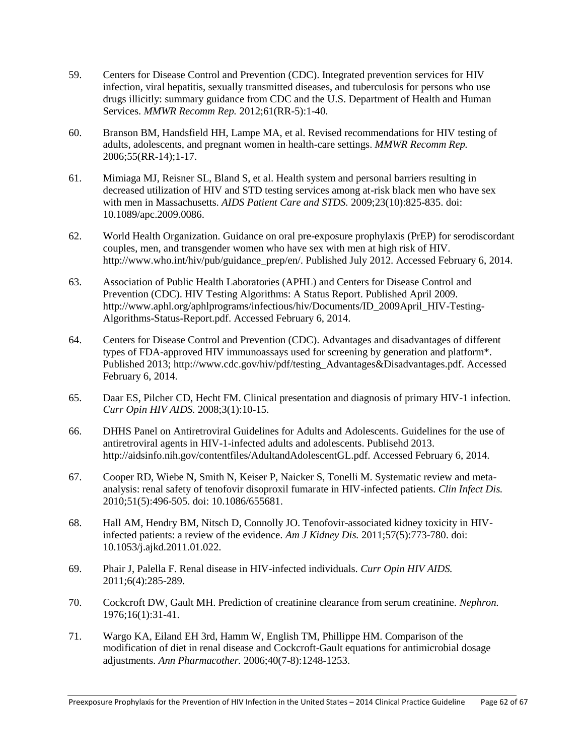59. Centers for Disease Control and Prevention (CDC). Integrated prevention services for HIV infection, viral hepatitis, sexually transmitted diseases, and tuberculosis for persons who use drugs illicitly: summary guidance from CDC and the U.S. Department of Health and Human Services. *MMWR Recomm Rep.* 2012;61(RR-5):1-40.

60. Branson BM, Handsfield HH, Lampe MA, et al. Revised recommendations for HIV testing of adults, adolescents, and pregnant women in health-care settings. *MMWR Recomm Rep.* 2006;55(RR-14);1-17.

61. Mimiaga MJ, Reisner SL, Bland S, et al. Health system and personal barriers resulting in decreased utilization of HIV and STD testing services among at-risk black men who have sex with men in Massachusetts. *AIDS Patient Care and STDS.* 2009;23(10):825-835. doi: 10.1089/apc.2009.0086.

62. World Health Organization. Guidance on oral pre-exposure prophylaxis (PrEP) for serodiscordant couples, men, and transgender women who have sex with men at high risk of HIV. http://www.who.int/hiv/pub/guidance_prep/en/. Published July 2012. Accessed February 6, 2014.

63. Association of Public Health Laboratories (APHL) and Centers for Disease Control and Prevention (CDC). HIV Testing Algorithms: A Status Report. Published April 2009. http://www.aphl.org/aphlprograms/infectious/hiv/Documents/ID_2009April_HIV-Testing-Algorithms-Status-Report.pdf. Accessed February 6, 2014.

64. Centers for Disease Control and Prevention (CDC). Advantages and disadvantages of different types of FDA-approved HIV immunoassays used for screening by generation and platform*. Published 2013; http://www.cdc.gov/hiv/pdf/testing_Advantages&Disadvantages.pdf. Accessed February 6, 2014.

65. Daar ES, Pilcher CD, Hecht FM. Clinical presentation and diagnosis of primary HIV-1 infection. *Curr Opin HIV AIDS.* 2008;3(1):10-15.

66. DHHS Panel on Antiretroviral Guidelines for Adults and Adolescents. Guidelines for the use of antiretroviral agents in HIV-1-infected adults and adolescents. Publisehd 2013. http://aidsinfo.nih.gov/contentfiles/AdultandAdolescentGL.pdf. Accessed February 6, 2014.

67. Cooper RD, Wiebe N, Smith N, Keiser P, Naicker S, Tonelli M. Systematic review and meta-analysis: renal safety of tenofovir disoproxil fumarate in HIV-infected patients. *Clin Infect Dis.* 2010;51(5):496-505. doi: 10.1086/655681.

68. Hall AM, Hendry BM, Nitsch D, Connolly JO. Tenofovir-associated kidney toxicity in HIV-infected patients: a review of the evidence. *Am J Kidney Dis.* 2011;57(5):773-780. doi: 10.1053/j.ajkd.2011.01.022.

69. Phair J, Palella F. Renal disease in HIV-infected individuals. *Curr Opin HIV AIDS.* 2011;6(4):285-289.

70. Cockcroft DW, Gault MH. Prediction of creatinine clearance from serum creatinine. *Nephron.* 1976;16(1):31-41.

71. Wargo KA, Eiland EH 3rd, Hamm W, English TM, Phillippe HM. Comparison of the modification of diet in renal disease and Cockcroft-Gault equations for antimicrobial dosage adjustments. *Ann Pharmacother.* 2006;40(7-8):1248-1253.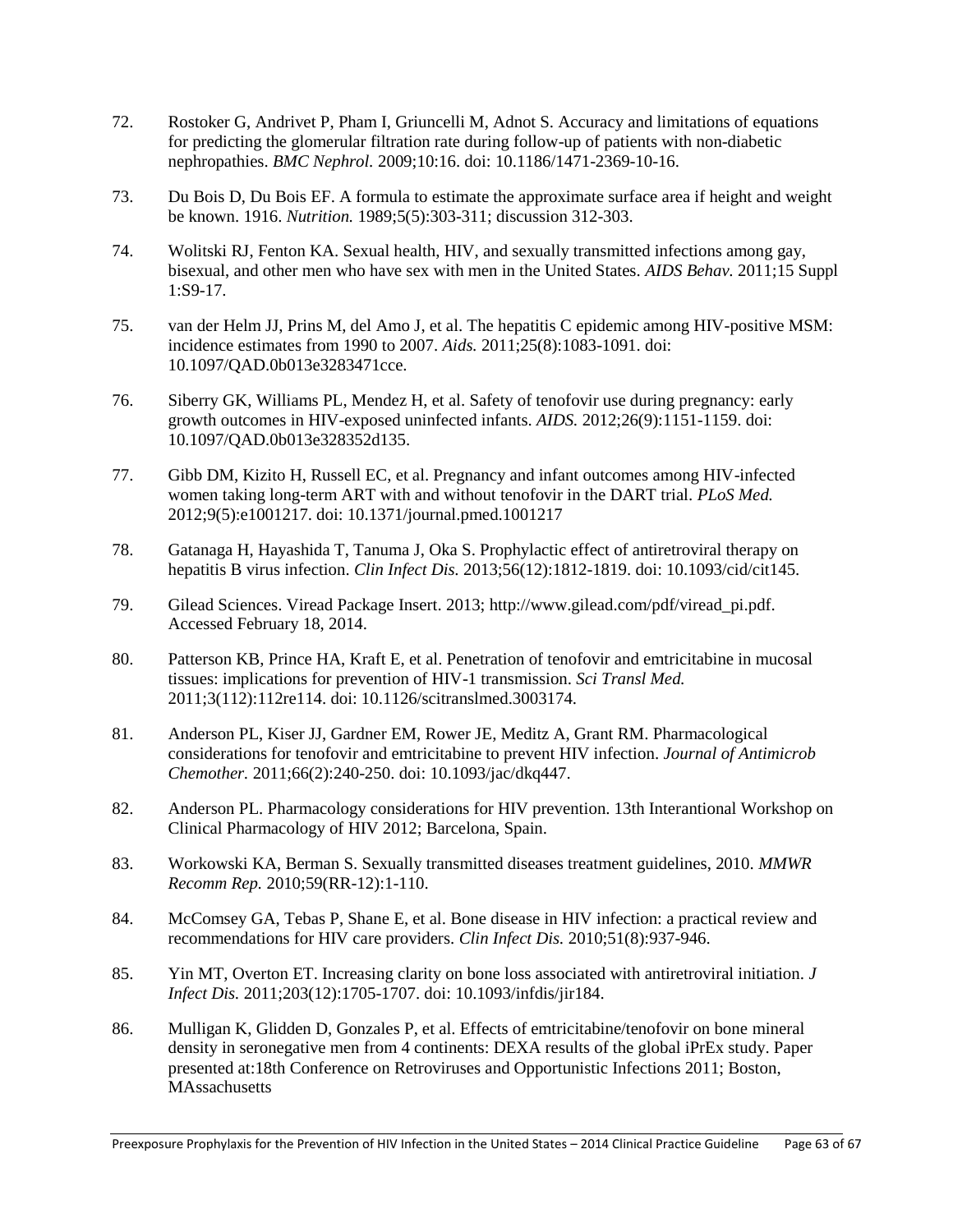72. Rostoker G, Andrivet P, Pham I, Griuncelli M, Adnot S. Accuracy and limitations of equations for predicting the glomerular filtration rate during follow-up of patients with non-diabetic nephropathies. *BMC Nephrol.* 2009;10:16. doi: 10.1186/1471-2369-10-16.

73. Du Bois D, Du Bois EF. A formula to estimate the approximate surface area if height and weight be known. 1916. *Nutrition.* 1989;5(5):303-311; discussion 312-303.

74. Wolitski RJ, Fenton KA. Sexual health, HIV, and sexually transmitted infections among gay, bisexual, and other men who have sex with men in the United States. *AIDS Behav.* 2011;15 Suppl 1:S9-17.

75. van der Helm JJ, Prins M, del Amo J, et al. The hepatitis C epidemic among HIV-positive MSM: incidence estimates from 1990 to 2007. *Aids.* 2011;25(8):1083-1091. doi: 10.1097/QAD.0b013e3283471cce.

76. Siberry GK, Williams PL, Mendez H, et al. Safety of tenofovir use during pregnancy: early growth outcomes in HIV-exposed uninfected infants. *AIDS.* 2012;26(9):1151-1159. doi: 10.1097/QAD.0b013e328352d135.

77. Gibb DM, Kizito H, Russell EC, et al. Pregnancy and infant outcomes among HIV-infected women taking long-term ART with and without tenofovir in the DART trial. *PLoS Med.* 2012;9(5):e1001217. doi: 10.1371/journal.pmed.1001217

78. Gatanaga H, Hayashida T, Tanuma J, Oka S. Prophylactic effect of antiretroviral therapy on hepatitis B virus infection. *Clin Infect Dis.* 2013;56(12):1812-1819. doi: 10.1093/cid/cit145.

79. Gilead Sciences. Viread Package Insert. 2013; http://www.gilead.com/pdf/viread_pi.pdf. Accessed February 18, 2014.

80. Patterson KB, Prince HA, Kraft E, et al. Penetration of tenofovir and emtricitabine in mucosal tissues: implications for prevention of HIV-1 transmission. *Sci Transl Med.* 2011;3(112):112re114. doi: 10.1126/scitranslmed.3003174.

81. Anderson PL, Kiser JJ, Gardner EM, Rower JE, Meditz A, Grant RM. Pharmacological considerations for tenofovir and emtricitabine to prevent HIV infection. *Journal of Antimicrob Chemother.* 2011;66(2):240-250. doi: 10.1093/jac/dkq447.

82. Anderson PL. Pharmacology considerations for HIV prevention. 13th Interantional Workshop on Clinical Pharmacology of HIV 2012; Barcelona, Spain.

83. Workowski KA, Berman S. Sexually transmitted diseases treatment guidelines, 2010. *MMWR Recomm Rep.* 2010;59(RR-12):1-110.

84. McComsey GA, Tebas P, Shane E, et al. Bone disease in HIV infection: a practical review and recommendations for HIV care providers. *Clin Infect Dis.* 2010;51(8):937-946.

85. Yin MT, Overton ET. Increasing clarity on bone loss associated with antiretroviral initiation. *J Infect Dis.* 2011;203(12):1705-1707. doi: 10.1093/infdis/jir184.

86. Mulligan K, Glidden D, Gonzales P, et al. Effects of emtricitabine/tenofovir on bone mineral density in seronegative men from 4 continents: DEXA results of the global iPrEx study. Paper presented at:18th Conference on Retroviruses and Opportunistic Infections 2011; Boston, MAssachusetts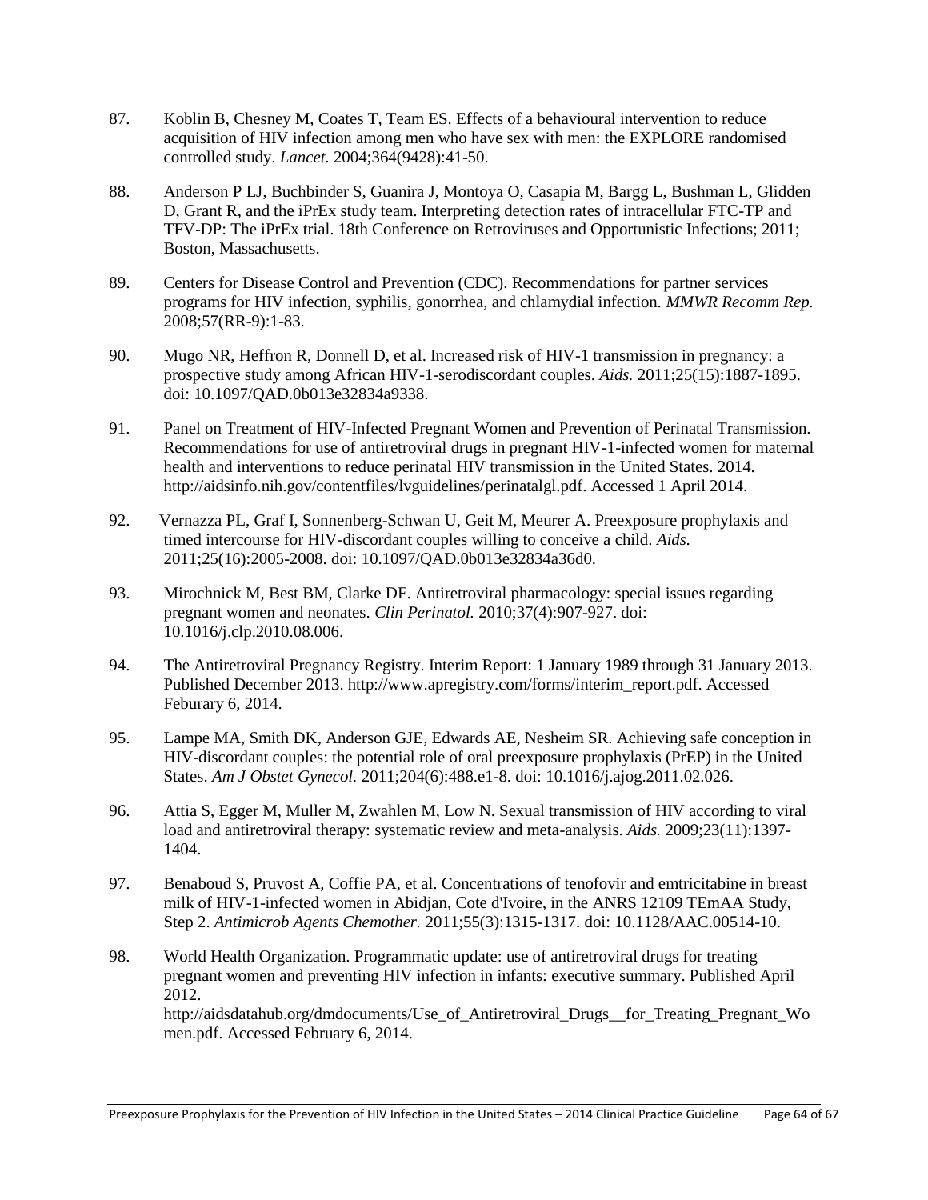87. Koblin B, Chesney M, Coates T, Team ES. Effects of a behavioural intervention to reduce acquisition of HIV infection among men who have sex with men: the EXPLORE randomised controlled study. *Lancet.* 2004;364(9428):41-50.

88. Anderson P LJ, Buchbinder S, Guanira J, Montoya O, Casapia M, Bargg L, Bushman L, Glidden D, Grant R, and the iPrEx study team. Interpreting detection rates of intracellular FTC-TP and TFV-DP: The iPrEx trial. 18th Conference on Retroviruses and Opportunistic Infections; 2011; Boston, Massachusetts.

89. Centers for Disease Control and Prevention (CDC). Recommendations for partner services programs for HIV infection, syphilis, gonorrhea, and chlamydial infection. *MMWR Recomm Rep.* 2008;57(RR-9):1-83.

90. Mugo NR, Heffron R, Donnell D, et al. Increased risk of HIV-1 transmission in pregnancy: a prospective study among African HIV-1-serodiscordant couples. *Aids.* 2011;25(15):1887-1895. doi: 10.1097/QAD.0b013e32834a9338.

91. Panel on Treatment of HIV-Infected Pregnant Women and Prevention of Perinatal Transmission. Recommendations for use of antiretroviral drugs in pregnant HIV-1-infected women for maternal health and interventions to reduce perinatal HIV transmission in the United States. 2014. http://aidsinfo.nih.gov/contentfiles/lvguidelines/perinatalgl.pdf. Accessed 1 April 2014.

92. Vernazza PL, Graf I, Sonnenberg-Schwan U, Geit M, Meurer A. Preexposure prophylaxis and timed intercourse for HIV-discordant couples willing to conceive a child. *Aids.* 2011;25(16):2005-2008. doi: 10.1097/QAD.0b013e32834a36d0.

93. Mirochnick M, Best BM, Clarke DF. Antiretroviral pharmacology: special issues regarding pregnant women and neonates. *Clin Perinatol.* 2010;37(4):907-927. doi: 10.1016/j.clp.2010.08.006.

94. The Antiretroviral Pregnancy Registry. Interim Report: 1 January 1989 through 31 January 2013. Published December 2013. http://www.apregistry.com/forms/interim_report.pdf. Accessed Feburary 6, 2014.

95. Lampe MA, Smith DK, Anderson GJE, Edwards AE, Nesheim SR. Achieving safe conception in HIV-discordant couples: the potential role of oral preexposure prophylaxis (PrEP) in the United States. *Am J Obstet Gynecol.* 2011;204(6):488.e1-8. doi: 10.1016/j.ajog.2011.02.026.

96. Attia S, Egger M, Muller M, Zwahlen M, Low N. Sexual transmission of HIV according to viral load and antiretroviral therapy: systematic review and meta-analysis. *Aids.* 2009;23(11):1397-1404.

97. Benaboud S, Pruvost A, Coffie PA, et al. Concentrations of tenofovir and emtricitabine in breast milk of HIV-1-infected women in Abidjan, Cote d'Ivoire, in the ANRS 12109 TEmAA Study, Step 2. *Antimicrob Agents Chemother.* 2011;55(3):1315-1317. doi: 10.1128/AAC.00514-10.

98. World Health Organization. Programmatic update: use of antiretroviral drugs for treating pregnant women and preventing HIV infection in infants: executive summary. Published April 2012. http://aidsdatahub.org/dmdocuments/Use_of_Antiretroviral_Drugs__for_Treating_Pregnant_Women.pdf. Accessed February 6, 2014.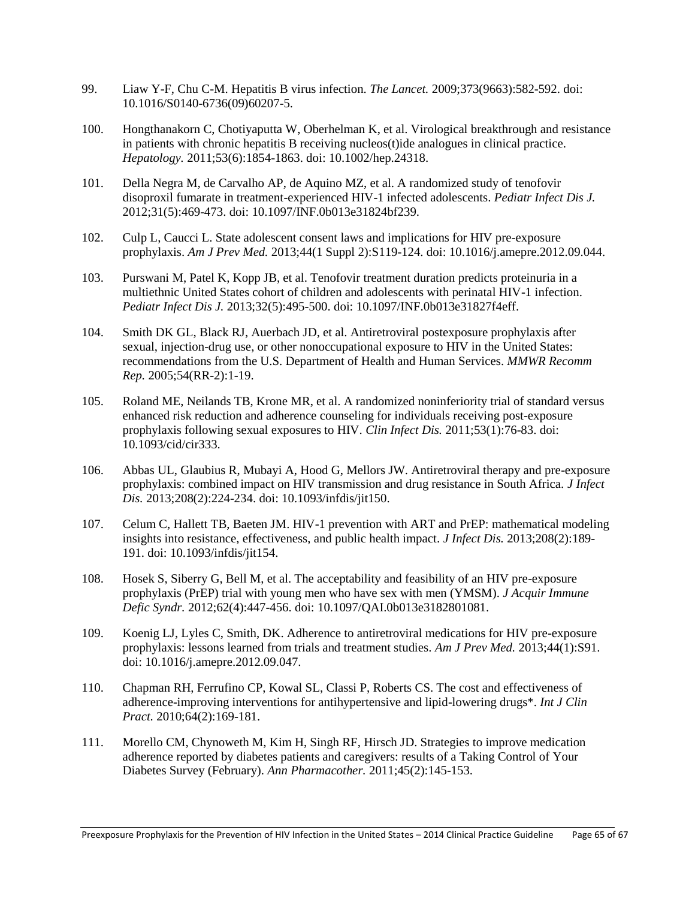99. Liaw Y-F, Chu C-M. Hepatitis B virus infection. *The Lancet.* 2009;373(9663):582-592. doi: 10.1016/S0140-6736(09)60207-5.

100. Hongthanakorn C, Chotiyaputta W, Oberhelman K, et al. Virological breakthrough and resistance in patients with chronic hepatitis B receiving nucleos(t)ide analogues in clinical practice. *Hepatology.* 2011;53(6):1854-1863. doi: 10.1002/hep.24318.

101. Della Negra M, de Carvalho AP, de Aquino MZ, et al. A randomized study of tenofovir disoproxil fumarate in treatment-experienced HIV-1 infected adolescents. *Pediatr Infect Dis J.* 2012;31(5):469-473. doi: 10.1097/INF.0b013e31824bf239.

102. Culp L, Caucci L. State adolescent consent laws and implications for HIV pre-exposure prophylaxis. *Am J Prev Med.* 2013;44(1 Suppl 2):S119-124. doi: 10.1016/j.amepre.2012.09.044.

103. Purswani M, Patel K, Kopp JB, et al. Tenofovir treatment duration predicts proteinuria in a multiethnic United States cohort of children and adolescents with perinatal HIV-1 infection. *Pediatr Infect Dis J.* 2013;32(5):495-500. doi: 10.1097/INF.0b013e31827f4eff.

104. Smith DK GL, Black RJ, Auerbach JD, et al. Antiretroviral postexposure prophylaxis after sexual, injection-drug use, or other nonoccupational exposure to HIV in the United States: recommendations from the U.S. Department of Health and Human Services. *MMWR Recomm Rep.* 2005;54(RR-2):1-19.

105. Roland ME, Neilands TB, Krone MR, et al. A randomized noninferiority trial of standard versus enhanced risk reduction and adherence counseling for individuals receiving post-exposure prophylaxis following sexual exposures to HIV. *Clin Infect Dis.* 2011;53(1):76-83. doi: 10.1093/cid/cir333.

106. Abbas UL, Glaubius R, Mubayi A, Hood G, Mellors JW. Antiretroviral therapy and pre-exposure prophylaxis: combined impact on HIV transmission and drug resistance in South Africa. *J Infect Dis.* 2013;208(2):224-234. doi: 10.1093/infdis/jit150.

107. Celum C, Hallett TB, Baeten JM. HIV-1 prevention with ART and PrEP: mathematical modeling insights into resistance, effectiveness, and public health impact. *J Infect Dis.* 2013;208(2):189-191. doi: 10.1093/infdis/jit154.

108. Hosek S, Siberry G, Bell M, et al. The acceptability and feasibility of an HIV pre-exposure prophylaxis (PrEP) trial with young men who have sex with men (YMSM). *J Acquir Immune Defic Syndr.* 2012;62(4):447-456. doi: 10.1097/QAI.0b013e3182801081.

109. Koenig LJ, Lyles C, Smith, DK. Adherence to antiretroviral medications for HIV pre-exposure prophylaxis: lessons learned from trials and treatment studies. *Am J Prev Med.* 2013;44(1):S91. doi: 10.1016/j.amepre.2012.09.047.

110. Chapman RH, Ferrufino CP, Kowal SL, Classi P, Roberts CS. The cost and effectiveness of adherence-improving interventions for antihypertensive and lipid-lowering drugs*. *Int J Clin Pract.* 2010;64(2):169-181.

111. Morello CM, Chynoweth M, Kim H, Singh RF, Hirsch JD. Strategies to improve medication adherence reported by diabetes patients and caregivers: results of a Taking Control of Your Diabetes Survey (February). *Ann Pharmacother.* 2011;45(2):145-153.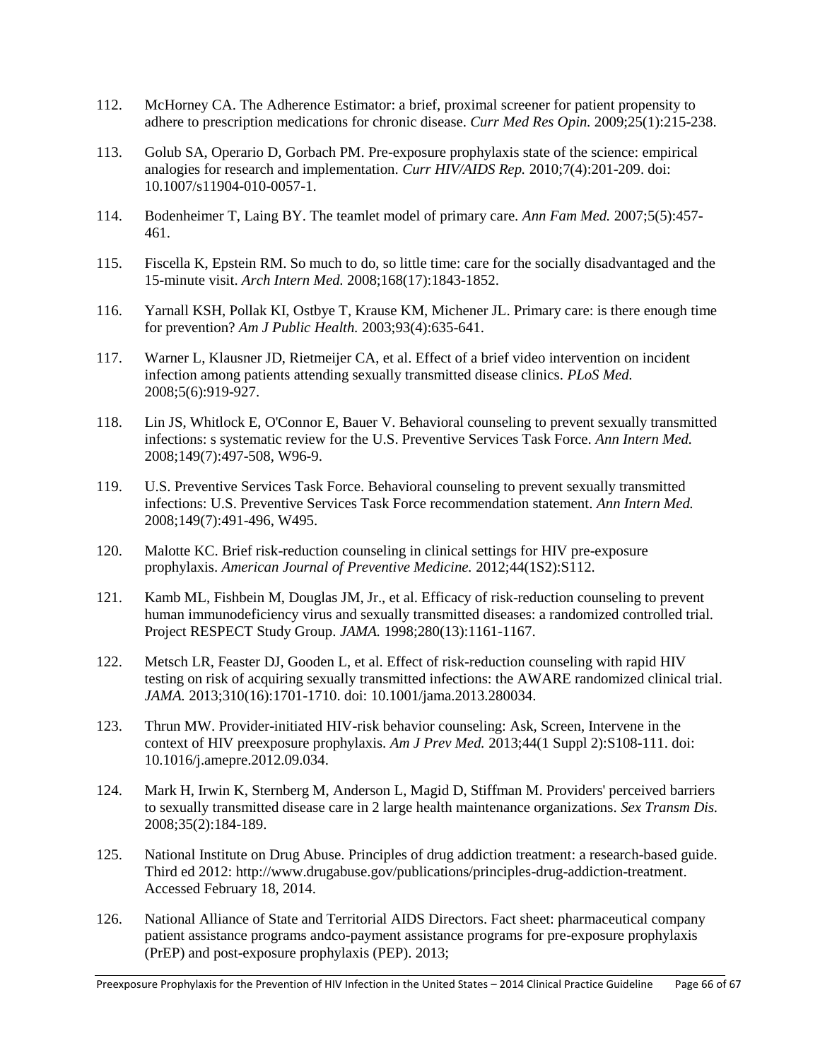112. McHorney CA. The Adherence Estimator: a brief, proximal screener for patient propensity to adhere to prescription medications for chronic disease. *Curr Med Res Opin.* 2009;25(1):215-238.

113. Golub SA, Operario D, Gorbach PM. Pre-exposure prophylaxis state of the science: empirical analogies for research and implementation. *Curr HIV/AIDS Rep.* 2010;7(4):201-209. doi: 10.1007/s11904-010-0057-1.

114. Bodenheimer T, Laing BY. The teamlet model of primary care. *Ann Fam Med.* 2007;5(5):457-461.

115. Fiscella K, Epstein RM. So much to do, so little time: care for the socially disadvantaged and the 15-minute visit. *Arch Intern Med.* 2008;168(17):1843-1852.

116. Yarnall KSH, Pollak KI, Ostbye T, Krause KM, Michener JL. Primary care: is there enough time for prevention? *Am J Public Health.* 2003;93(4):635-641.

117. Warner L, Klausner JD, Rietmeijer CA, et al. Effect of a brief video intervention on incident infection among patients attending sexually transmitted disease clinics. *PLoS Med.* 2008;5(6):919-927.

118. Lin JS, Whitlock E, O'Connor E, Bauer V. Behavioral counseling to prevent sexually transmitted infections: s systematic review for the U.S. Preventive Services Task Force. *Ann Intern Med.* 2008;149(7):497-508, W96-9.

119. U.S. Preventive Services Task Force. Behavioral counseling to prevent sexually transmitted infections: U.S. Preventive Services Task Force recommendation statement. *Ann Intern Med.* 2008;149(7):491-496, W495.

120. Malotte KC. Brief risk-reduction counseling in clinical settings for HIV pre-exposure prophylaxis. *American Journal of Preventive Medicine.* 2012;44(1S2):S112.

121. Kamb ML, Fishbein M, Douglas JM, Jr., et al. Efficacy of risk-reduction counseling to prevent human immunodeficiency virus and sexually transmitted diseases: a randomized controlled trial. Project RESPECT Study Group. *JAMA.* 1998;280(13):1161-1167.

122. Metsch LR, Feaster DJ, Gooden L, et al. Effect of risk-reduction counseling with rapid HIV testing on risk of acquiring sexually transmitted infections: the AWARE randomized clinical trial. *JAMA.* 2013;310(16):1701-1710. doi: 10.1001/jama.2013.280034.

123. Thrun MW. Provider-initiated HIV-risk behavior counseling: Ask, Screen, Intervene in the context of HIV preexposure prophylaxis. *Am J Prev Med.* 2013;44(1 Suppl 2):S108-111. doi: 10.1016/j.amepre.2012.09.034.

124. Mark H, Irwin K, Sternberg M, Anderson L, Magid D, Stiffman M. Providers' perceived barriers to sexually transmitted disease care in 2 large health maintenance organizations. *Sex Transm Dis.* 2008;35(2):184-189.

125. National Institute on Drug Abuse. Principles of drug addiction treatment: a research-based guide. Third ed 2012: http://www.drugabuse.gov/publications/principles-drug-addiction-treatment. Accessed February 18, 2014.

126. National Alliance of State and Territorial AIDS Directors. Fact sheet: pharmaceutical company patient assistance programs andco-payment assistance programs for pre-exposure prophylaxis (PrEP) and post-exposure prophylaxis (PEP). 2013;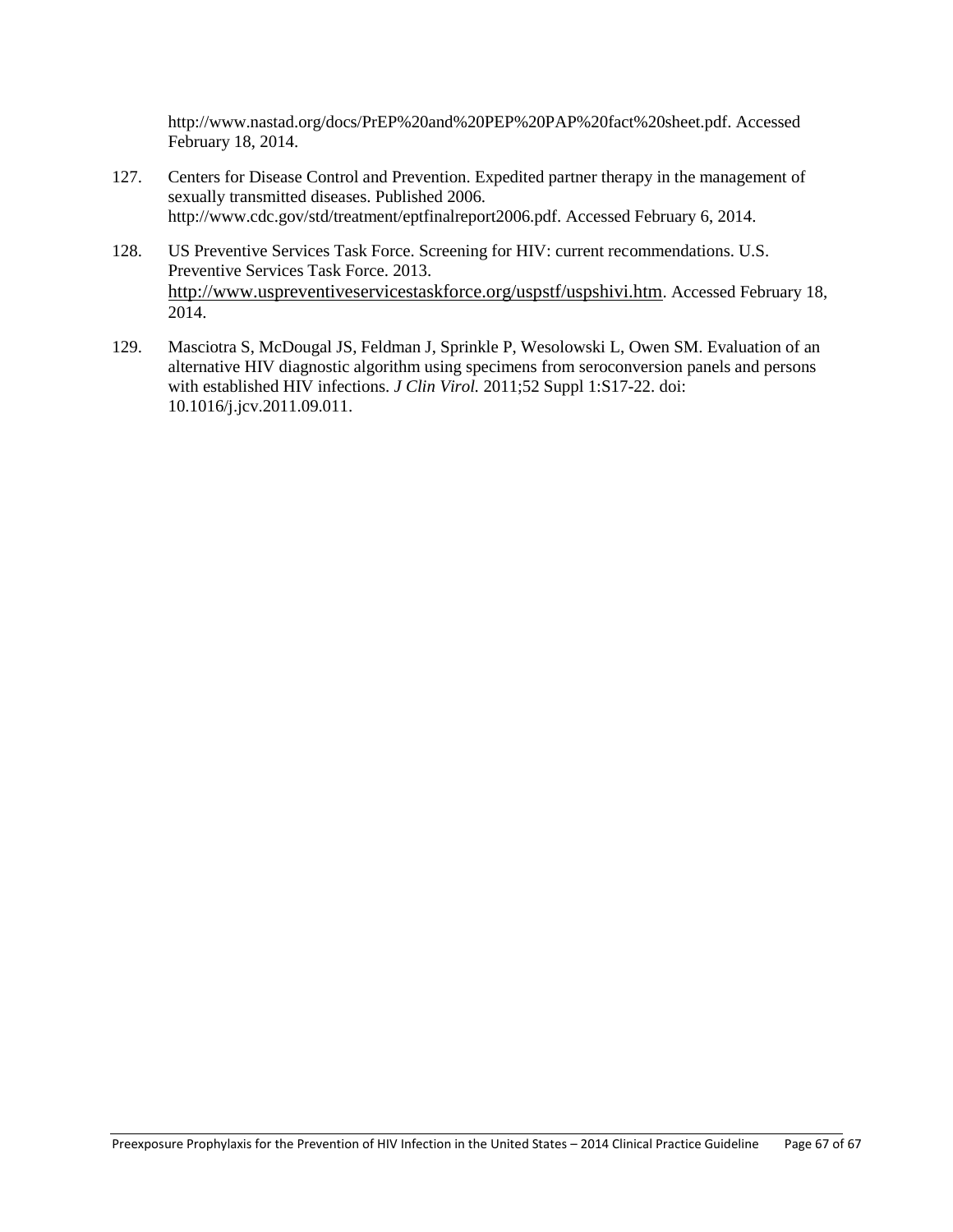http://www.nastad.org/docs/PrEP%20and%20PEP%20PAP%20fact%20sheet.pdf. Accessed February 18, 2014.

127. Centers for Disease Control and Prevention. Expedited partner therapy in the management of sexually transmitted diseases. Published 2006. http://www.cdc.gov/std/treatment/eptfinalreport2006.pdf. Accessed February 6, 2014.

128. US Preventive Services Task Force. Screening for HIV: current recommendations. U.S. Preventive Services Task Force. 2013. http://www.uspreventiveservicestaskforce.org/uspstf/uspshivi.htm. Accessed February 18, 2014.

129. Masciotra S, McDougal JS, Feldman J, Sprinkle P, Wesolowski L, Owen SM. Evaluation of an alternative HIV diagnostic algorithm using specimens from seroconversion panels and persons with established HIV infections. *J Clin Virol.* 2011;52 Suppl 1:S17-22. doi: 10.1016/j.jcv.2011.09.011.